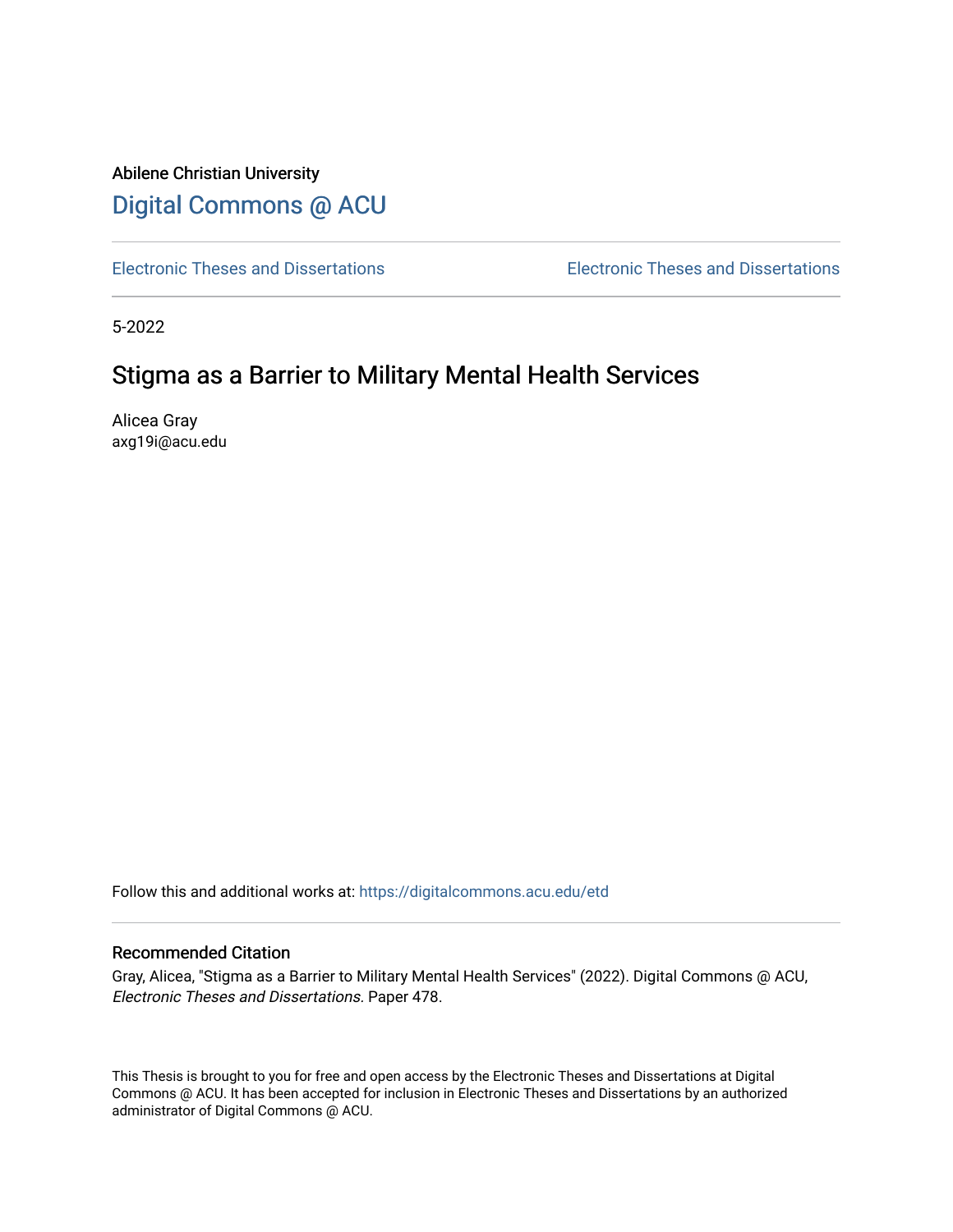Abilene Christian University

# Digital Commons @ ACU

Electronic Theses and Dissertations　　　　Electronic Theses and Dissertations

5-2022

## Stigma as a Barrier to Military Mental Health Services

Alicea Gray
axg19i@acu.edu

Follow this and additional works at: https://digitalcommons.acu.edu/etd

### Recommended Citation

Gray, Alicea, "Stigma as a Barrier to Military Mental Health Services" (2022). Digital Commons @ ACU, *Electronic Theses and Dissertations*. Paper 478.

This Thesis is brought to you for free and open access by the Electronic Theses and Dissertations at Digital Commons @ ACU. It has been accepted for inclusion in Electronic Theses and Dissertations by an authorized administrator of Digital Commons @ ACU.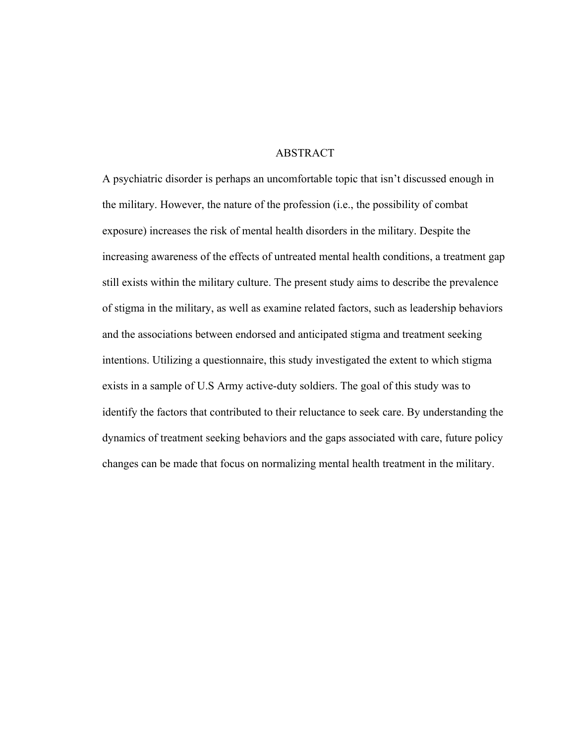# ABSTRACT

A psychiatric disorder is perhaps an uncomfortable topic that isn't discussed enough in the military. However, the nature of the profession (i.e., the possibility of combat exposure) increases the risk of mental health disorders in the military. Despite the increasing awareness of the effects of untreated mental health conditions, a treatment gap still exists within the military culture. The present study aims to describe the prevalence of stigma in the military, as well as examine related factors, such as leadership behaviors and the associations between endorsed and anticipated stigma and treatment seeking intentions. Utilizing a questionnaire, this study investigated the extent to which stigma exists in a sample of U.S Army active-duty soldiers. The goal of this study was to identify the factors that contributed to their reluctance to seek care. By understanding the dynamics of treatment seeking behaviors and the gaps associated with care, future policy changes can be made that focus on normalizing mental health treatment in the military.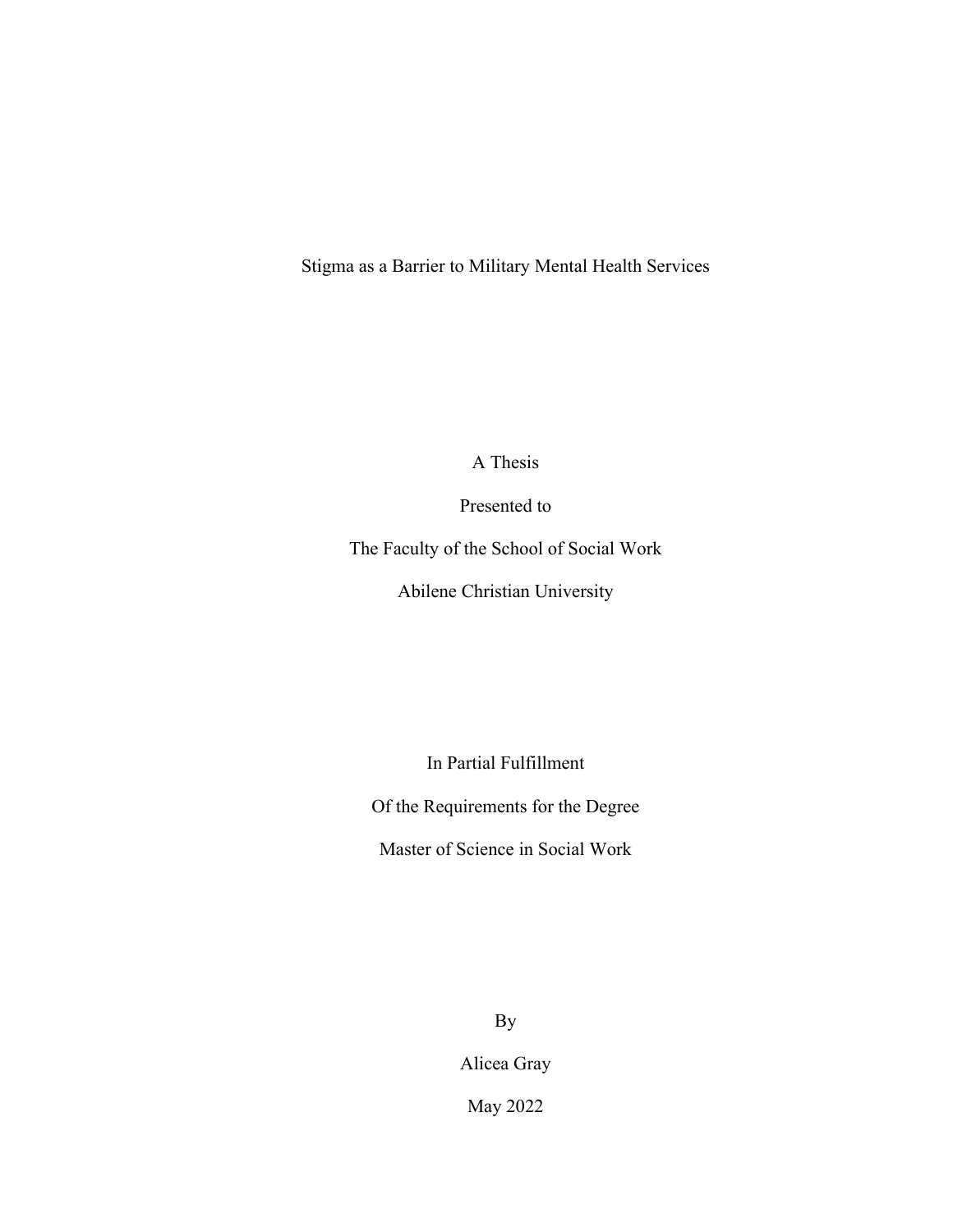# Stigma as a Barrier to Military Mental Health Services

A Thesis

Presented to

The Faculty of the School of Social Work

Abilene Christian University

In Partial Fulfillment

Of the Requirements for the Degree

Master of Science in Social Work

By

Alicea Gray

May 2022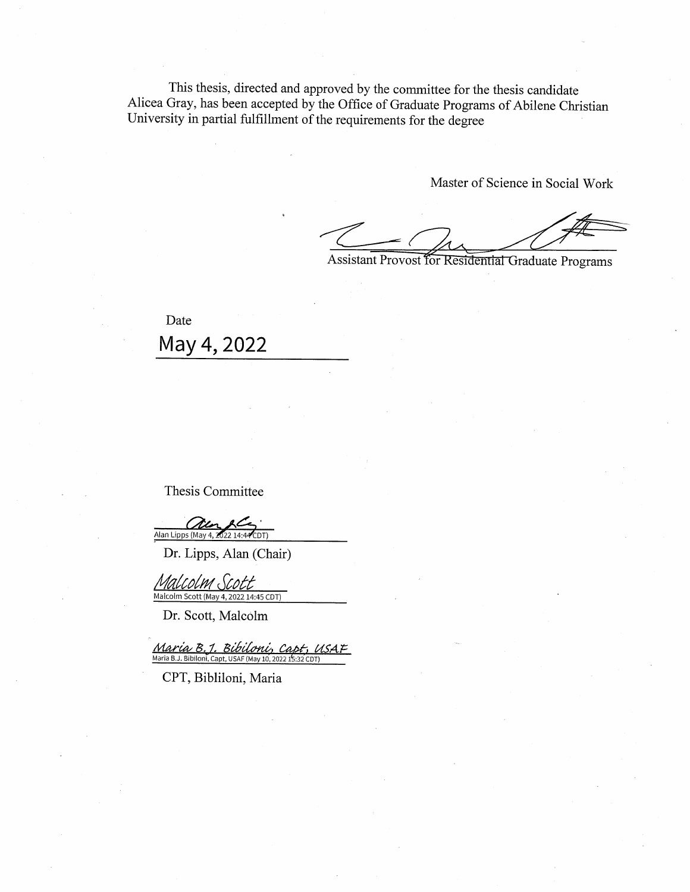This thesis, directed and approved by the committee for the thesis candidate Alicea Gray, has been accepted by the Office of Graduate Programs of Abilene Christian University in partial fulfillment of the requirements for the degree

Master of Science in Social Work

Assistant Provost for Residential Graduate Programs

Date

May 4, 2022

Thesis Committee

Alan Lipps (May 4, 2022 14:44 CDT)

Dr. Lipps, Alan (Chair)

Malcolm Scott

Malcolm Scott (May 4, 2022 14:45 CDT)

Dr. Scott, Malcolm

Maria B.J. Bibiloni, Capt, USAF

Maria B.J. Bibiloni, Capt, USAF (May 10, 2022 15:32 CDT)

CPT, Bibliloni, Maria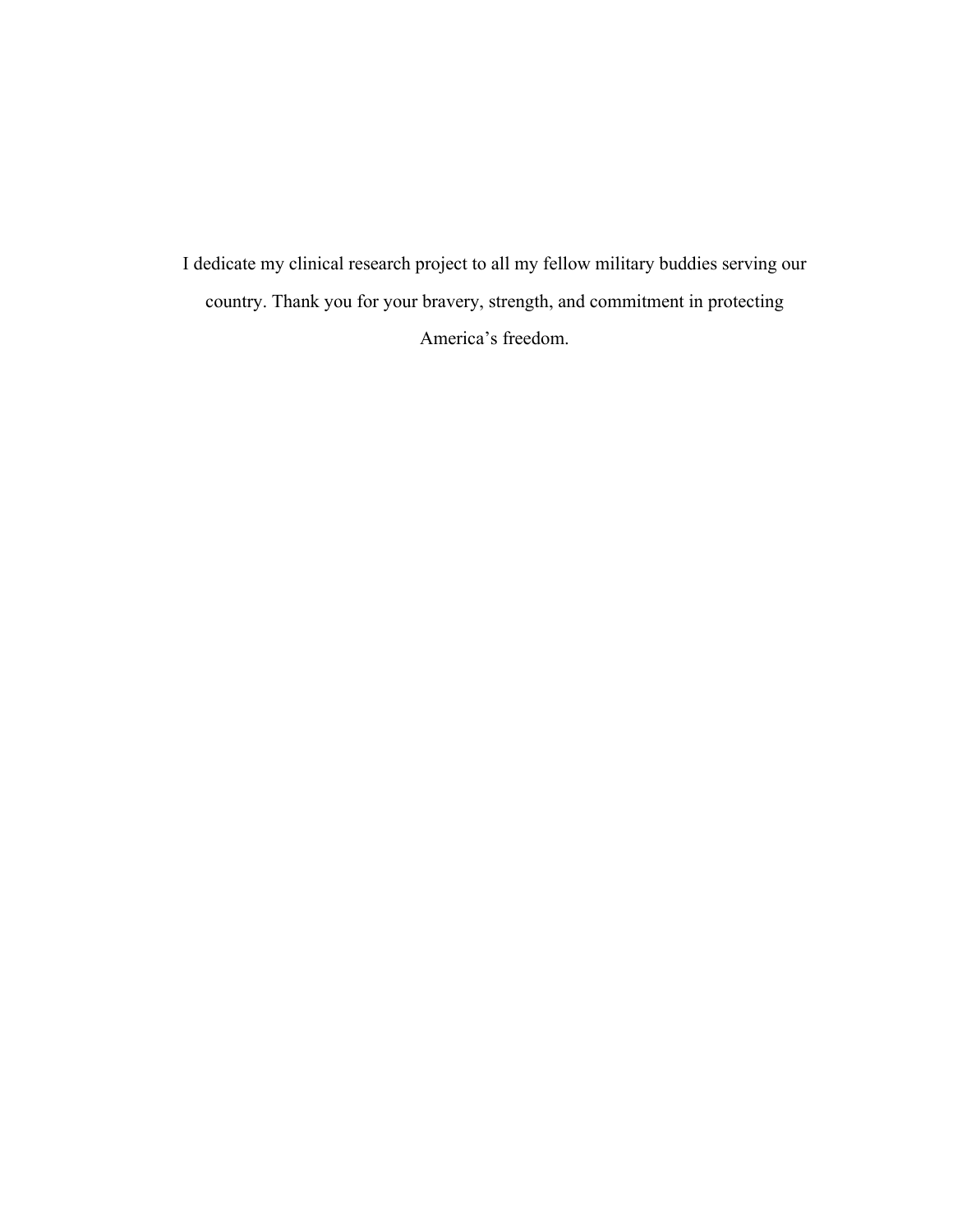I dedicate my clinical research project to all my fellow military buddies serving our country. Thank you for your bravery, strength, and commitment in protecting America's freedom.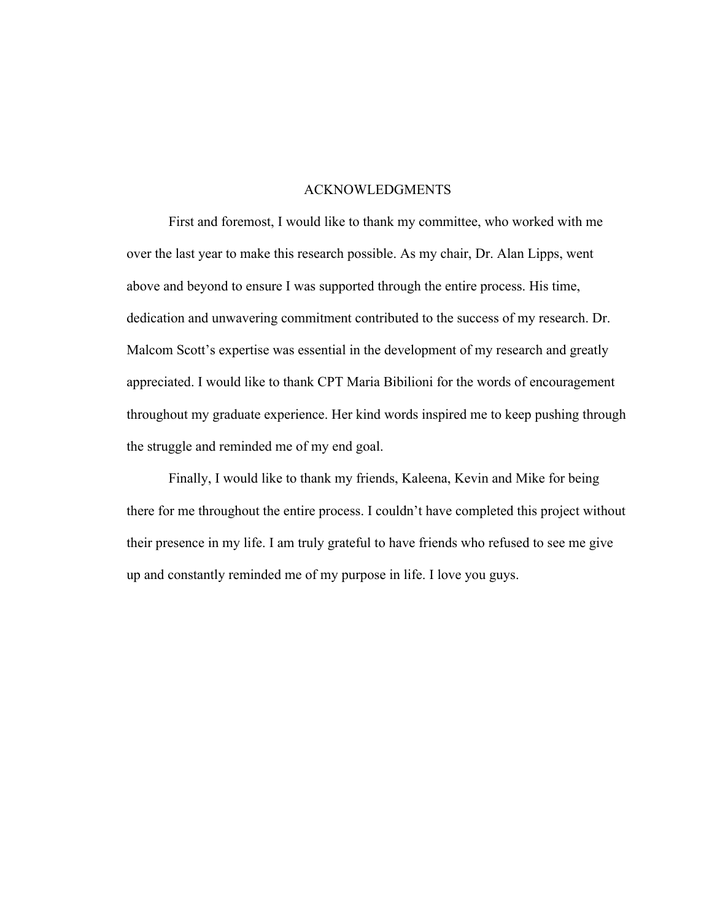# ACKNOWLEDGMENTS

First and foremost, I would like to thank my committee, who worked with me over the last year to make this research possible. As my chair, Dr. Alan Lipps, went above and beyond to ensure I was supported through the entire process. His time, dedication and unwavering commitment contributed to the success of my research. Dr. Malcom Scott's expertise was essential in the development of my research and greatly appreciated. I would like to thank CPT Maria Bibilioni for the words of encouragement throughout my graduate experience. Her kind words inspired me to keep pushing through the struggle and reminded me of my end goal.

Finally, I would like to thank my friends, Kaleena, Kevin and Mike for being there for me throughout the entire process. I couldn't have completed this project without their presence in my life. I am truly grateful to have friends who refused to see me give up and constantly reminded me of my purpose in life. I love you guys.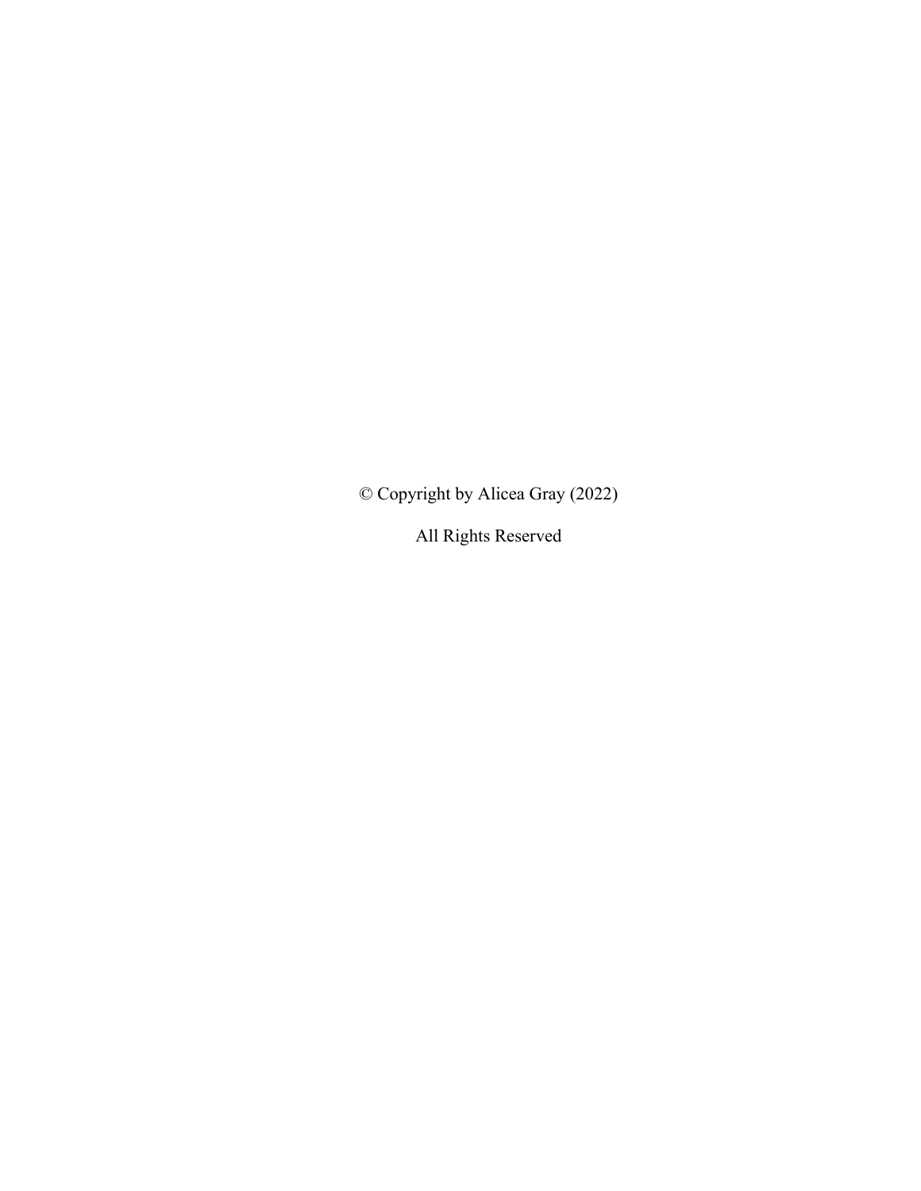© Copyright by Alicea Gray (2022)

All Rights Reserved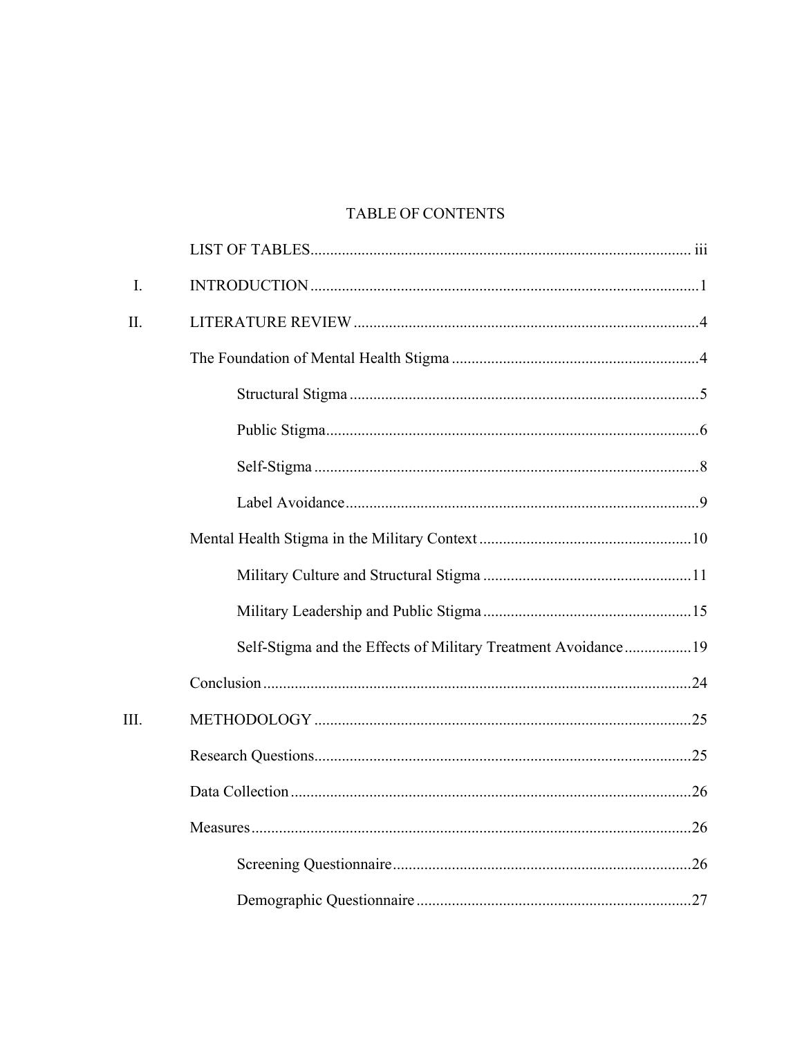# TABLE OF CONTENTS

| | | |
|---|---|---|
| | LIST OF TABLES | iii |
| I. | INTRODUCTION | 1 |
| II. | LITERATURE REVIEW | 4 |
| | The Foundation of Mental Health Stigma | 4 |
| | Structural Stigma | 5 |
| | Public Stigma | 6 |
| | Self-Stigma | 8 |
| | Label Avoidance | 9 |
| | Mental Health Stigma in the Military Context | 10 |
| | Military Culture and Structural Stigma | 11 |
| | Military Leadership and Public Stigma | 15 |
| | Self-Stigma and the Effects of Military Treatment Avoidance | 19 |
| | Conclusion | 24 |
| III. | METHODOLOGY | 25 |
| | Research Questions | 25 |
| | Data Collection | 26 |
| | Measures | 26 |
| | Screening Questionnaire | 26 |
| | Demographic Questionnaire | 27 |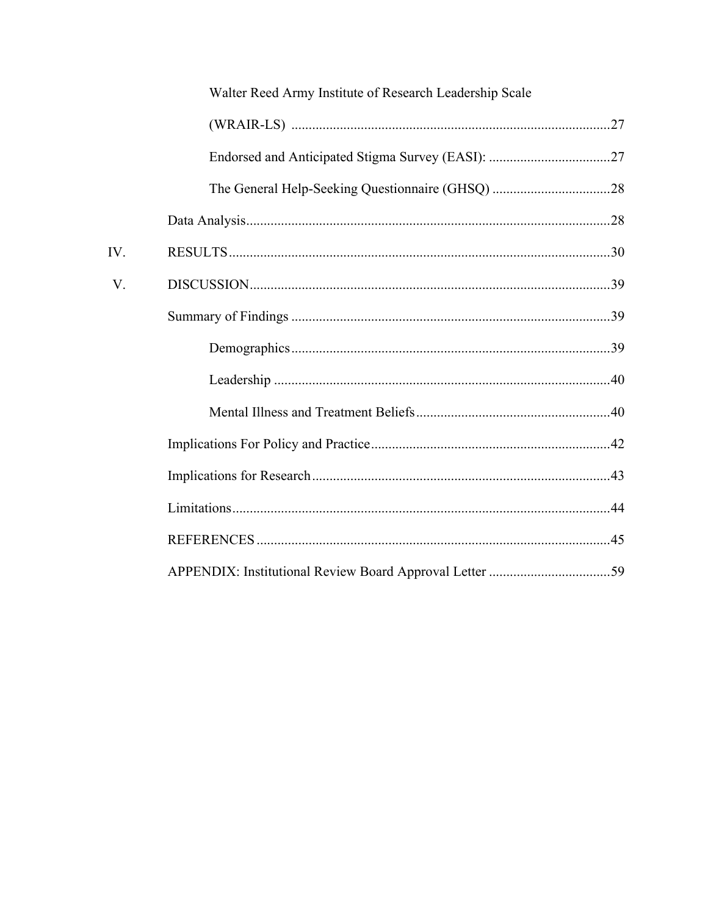Walter Reed Army Institute of Research Leadership Scale (WRAIR-LS) ..........27

Endorsed and Anticipated Stigma Survey (EASI): ..........27

The General Help-Seeking Questionnaire (GHSQ) ..........28

Data Analysis..........28

IV. RESULTS..........30

V. DISCUSSION..........39

Summary of Findings ..........39

Demographics..........39

Leadership ..........40

Mental Illness and Treatment Beliefs..........40

Implications For Policy and Practice..........42

Implications for Research..........43

Limitations..........44

REFERENCES ..........45

APPENDIX: Institutional Review Board Approval Letter ..........59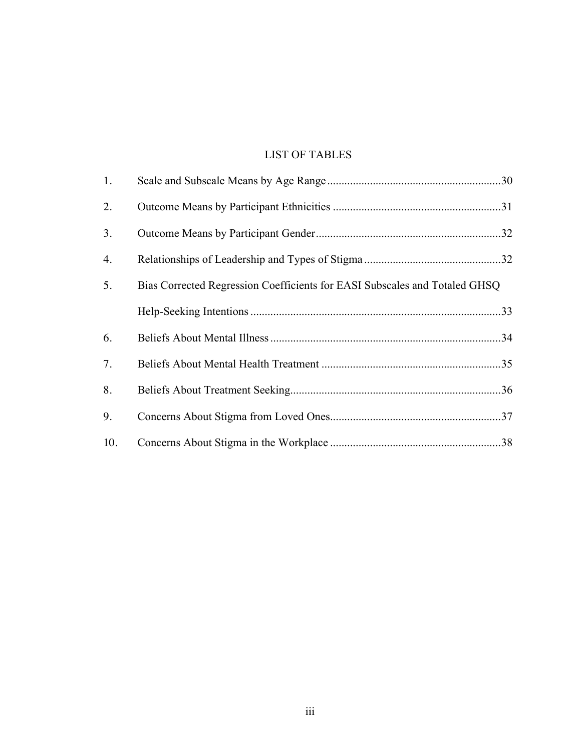# LIST OF TABLES

| | | |
|---|---|---|
| 1. | Scale and Subscale Means by Age Range | 30 |
| 2. | Outcome Means by Participant Ethnicities | 31 |
| 3. | Outcome Means by Participant Gender | 32 |
| 4. | Relationships of Leadership and Types of Stigma | 32 |
| 5. | Bias Corrected Regression Coefficients for EASI Subscales and Totaled GHSQ Help-Seeking Intentions | 33 |
| 6. | Beliefs About Mental Illness | 34 |
| 7. | Beliefs About Mental Health Treatment | 35 |
| 8. | Beliefs About Treatment Seeking | 36 |
| 9. | Concerns About Stigma from Loved Ones | 37 |
| 10. | Concerns About Stigma in the Workplace | 38 |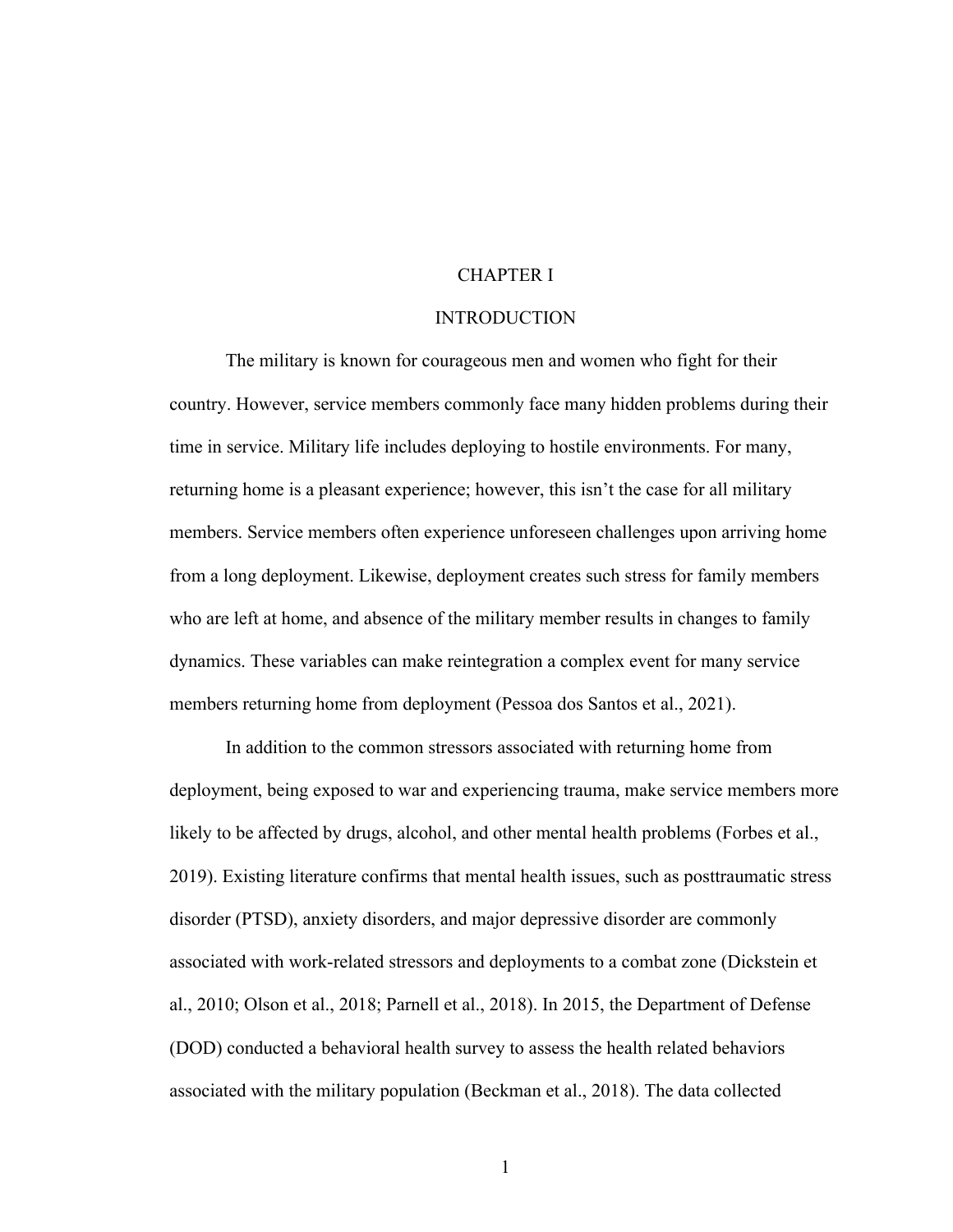# CHAPTER I

# INTRODUCTION

The military is known for courageous men and women who fight for their country. However, service members commonly face many hidden problems during their time in service. Military life includes deploying to hostile environments. For many, returning home is a pleasant experience; however, this isn't the case for all military members. Service members often experience unforeseen challenges upon arriving home from a long deployment. Likewise, deployment creates such stress for family members who are left at home, and absence of the military member results in changes to family dynamics. These variables can make reintegration a complex event for many service members returning home from deployment (Pessoa dos Santos et al., 2021).

In addition to the common stressors associated with returning home from deployment, being exposed to war and experiencing trauma, make service members more likely to be affected by drugs, alcohol, and other mental health problems (Forbes et al., 2019). Existing literature confirms that mental health issues, such as posttraumatic stress disorder (PTSD), anxiety disorders, and major depressive disorder are commonly associated with work-related stressors and deployments to a combat zone (Dickstein et al., 2010; Olson et al., 2018; Parnell et al., 2018). In 2015, the Department of Defense (DOD) conducted a behavioral health survey to assess the health related behaviors associated with the military population (Beckman et al., 2018). The data collected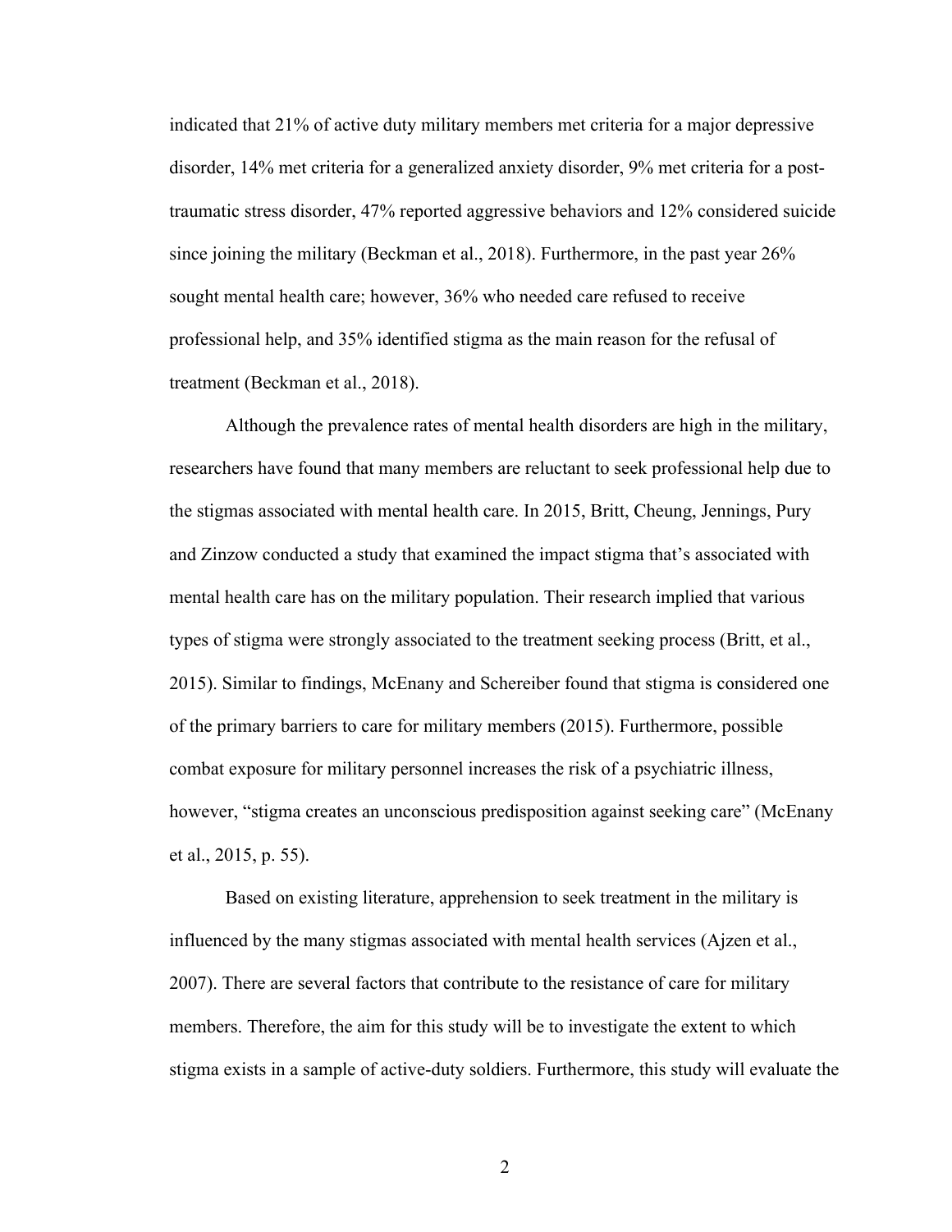indicated that 21% of active duty military members met criteria for a major depressive disorder, 14% met criteria for a generalized anxiety disorder, 9% met criteria for a post-traumatic stress disorder, 47% reported aggressive behaviors and 12% considered suicide since joining the military (Beckman et al., 2018). Furthermore, in the past year 26% sought mental health care; however, 36% who needed care refused to receive professional help, and 35% identified stigma as the main reason for the refusal of treatment (Beckman et al., 2018).

Although the prevalence rates of mental health disorders are high in the military, researchers have found that many members are reluctant to seek professional help due to the stigmas associated with mental health care. In 2015, Britt, Cheung, Jennings, Pury and Zinzow conducted a study that examined the impact stigma that's associated with mental health care has on the military population. Their research implied that various types of stigma were strongly associated to the treatment seeking process (Britt, et al., 2015). Similar to findings, McEnany and Schereiber found that stigma is considered one of the primary barriers to care for military members (2015). Furthermore, possible combat exposure for military personnel increases the risk of a psychiatric illness, however, "stigma creates an unconscious predisposition against seeking care" (McEnany et al., 2015, p. 55).

Based on existing literature, apprehension to seek treatment in the military is influenced by the many stigmas associated with mental health services (Ajzen et al., 2007). There are several factors that contribute to the resistance of care for military members. Therefore, the aim for this study will be to investigate the extent to which stigma exists in a sample of active-duty soldiers. Furthermore, this study will evaluate the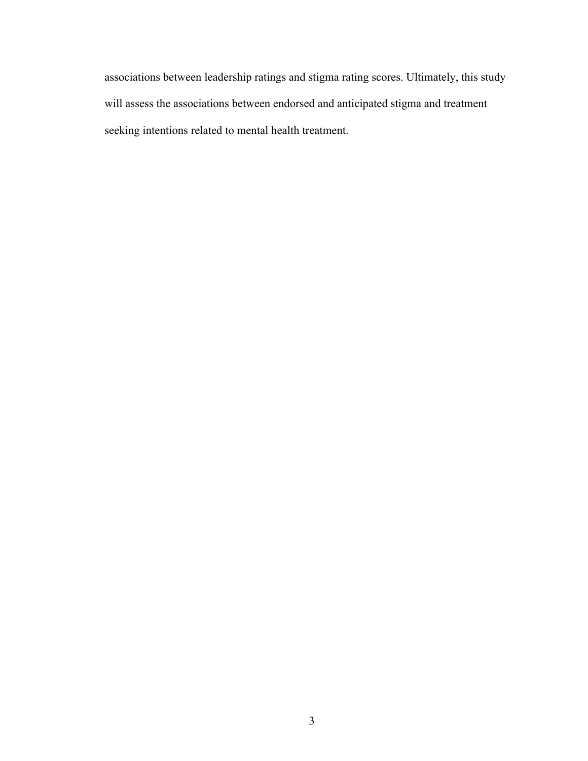associations between leadership ratings and stigma rating scores. Ultimately, this study will assess the associations between endorsed and anticipated stigma and treatment seeking intentions related to mental health treatment.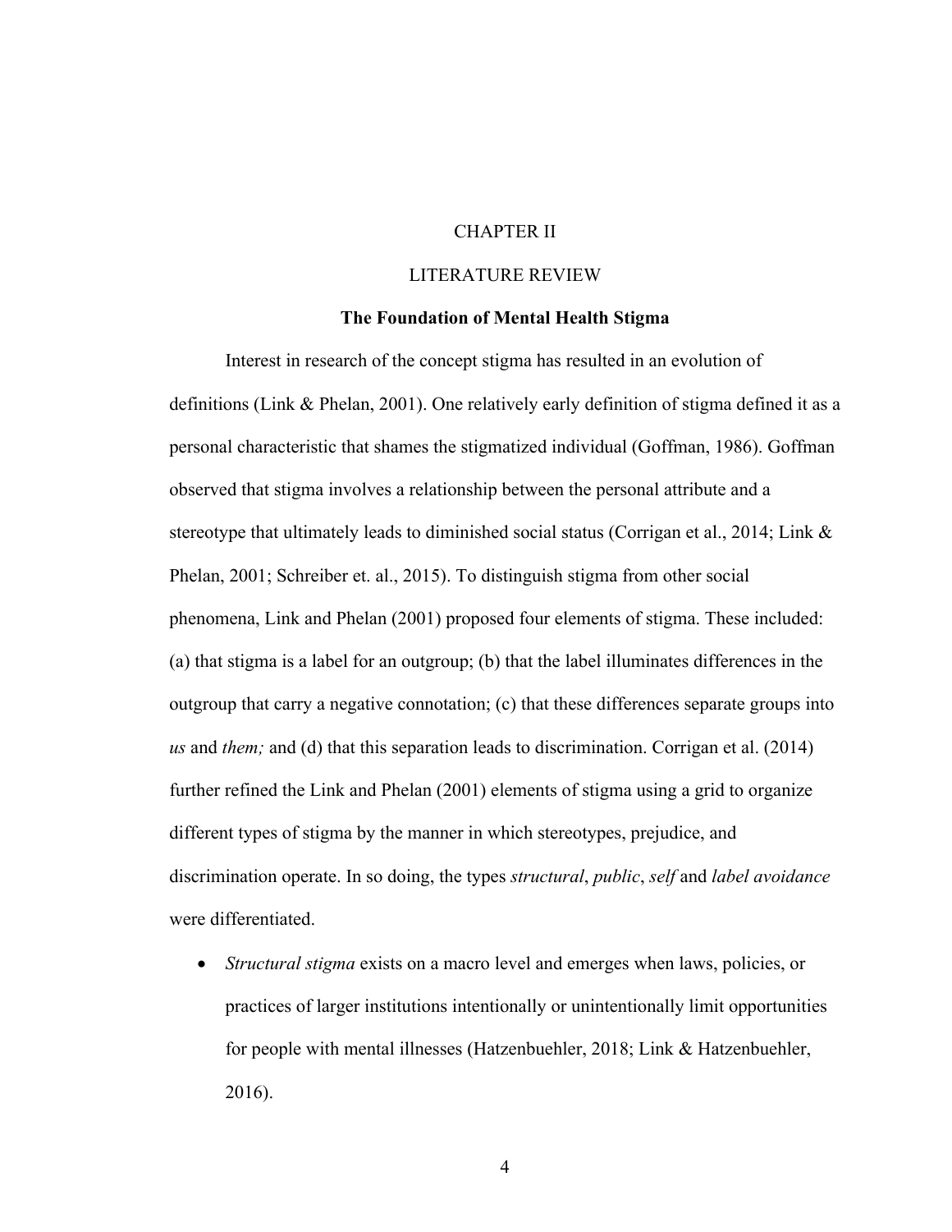# CHAPTER II

# LITERATURE REVIEW

## The Foundation of Mental Health Stigma

Interest in research of the concept stigma has resulted in an evolution of definitions (Link & Phelan, 2001). One relatively early definition of stigma defined it as a personal characteristic that shames the stigmatized individual (Goffman, 1986). Goffman observed that stigma involves a relationship between the personal attribute and a stereotype that ultimately leads to diminished social status (Corrigan et al., 2014; Link & Phelan, 2001; Schreiber et. al., 2015). To distinguish stigma from other social phenomena, Link and Phelan (2001) proposed four elements of stigma. These included: (a) that stigma is a label for an outgroup; (b) that the label illuminates differences in the outgroup that carry a negative connotation; (c) that these differences separate groups into *us* and *them;* and (d) that this separation leads to discrimination. Corrigan et al. (2014) further refined the Link and Phelan (2001) elements of stigma using a grid to organize different types of stigma by the manner in which stereotypes, prejudice, and discrimination operate. In so doing, the types *structural*, *public*, *self* and *label avoidance* were differentiated.

- *Structural stigma* exists on a macro level and emerges when laws, policies, or practices of larger institutions intentionally or unintentionally limit opportunities for people with mental illnesses (Hatzenbuehler, 2018; Link & Hatzenbuehler, 2016).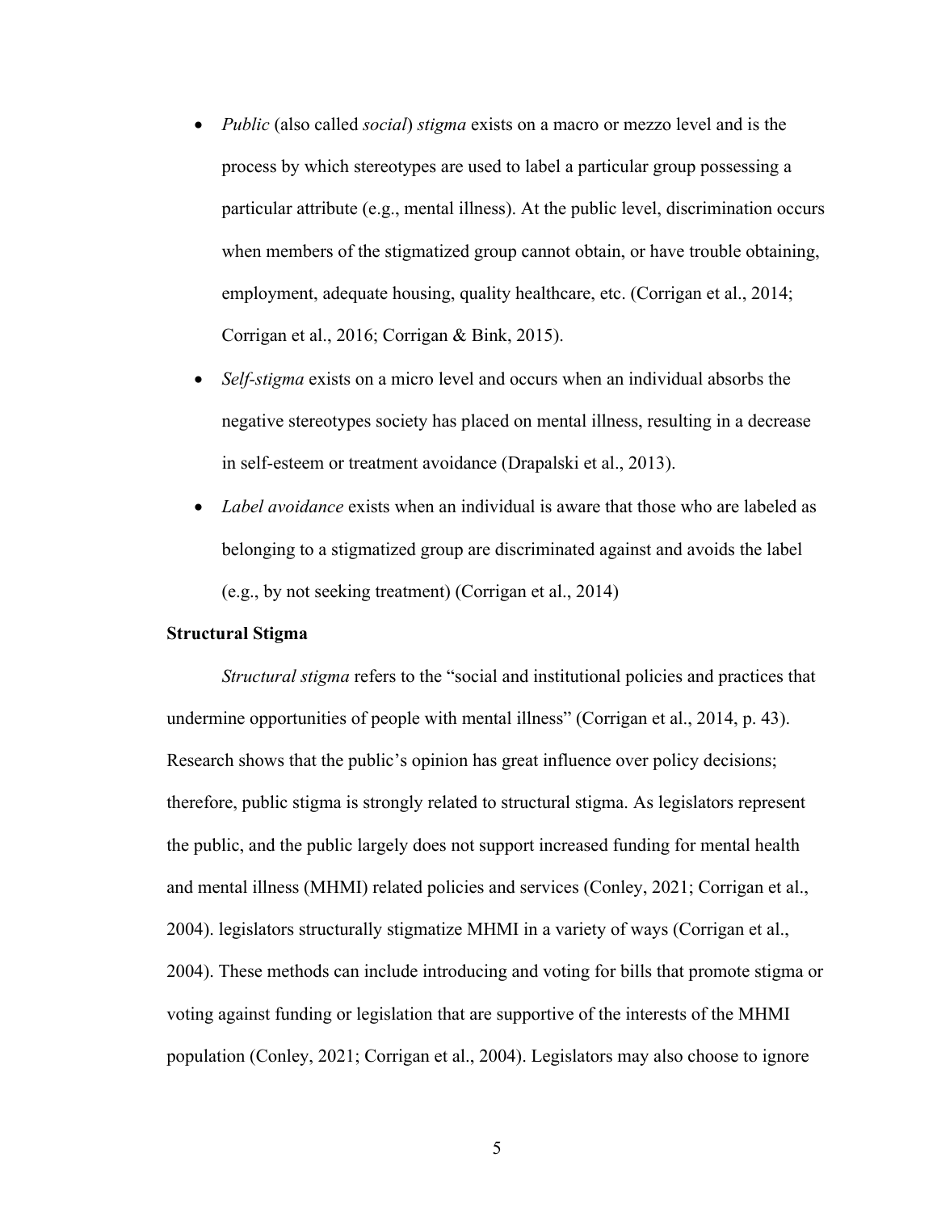- *Public* (also called *social*) *stigma* exists on a macro or mezzo level and is the process by which stereotypes are used to label a particular group possessing a particular attribute (e.g., mental illness). At the public level, discrimination occurs when members of the stigmatized group cannot obtain, or have trouble obtaining, employment, adequate housing, quality healthcare, etc. (Corrigan et al., 2014; Corrigan et al., 2016; Corrigan & Bink, 2015).
- *Self-stigma* exists on a micro level and occurs when an individual absorbs the negative stereotypes society has placed on mental illness, resulting in a decrease in self-esteem or treatment avoidance (Drapalski et al., 2013).
- *Label avoidance* exists when an individual is aware that those who are labeled as belonging to a stigmatized group are discriminated against and avoids the label (e.g., by not seeking treatment) (Corrigan et al., 2014)

**Structural Stigma**

*Structural stigma* refers to the "social and institutional policies and practices that undermine opportunities of people with mental illness" (Corrigan et al., 2014, p. 43). Research shows that the public's opinion has great influence over policy decisions; therefore, public stigma is strongly related to structural stigma. As legislators represent the public, and the public largely does not support increased funding for mental health and mental illness (MHMI) related policies and services (Conley, 2021; Corrigan et al., 2004). legislators structurally stigmatize MHMI in a variety of ways (Corrigan et al., 2004). These methods can include introducing and voting for bills that promote stigma or voting against funding or legislation that are supportive of the interests of the MHMI population (Conley, 2021; Corrigan et al., 2004). Legislators may also choose to ignore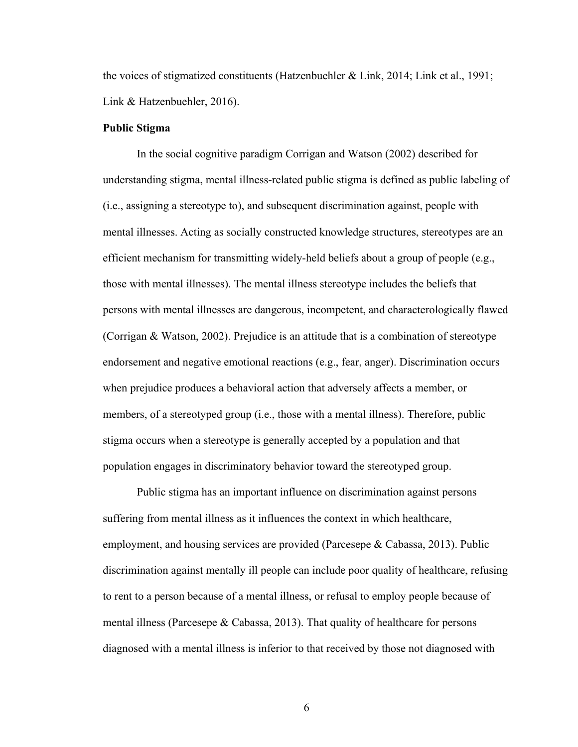the voices of stigmatized constituents (Hatzenbuehler & Link, 2014; Link et al., 1991; Link & Hatzenbuehler, 2016).

**Public Stigma**

In the social cognitive paradigm Corrigan and Watson (2002) described for understanding stigma, mental illness-related public stigma is defined as public labeling of (i.e., assigning a stereotype to), and subsequent discrimination against, people with mental illnesses. Acting as socially constructed knowledge structures, stereotypes are an efficient mechanism for transmitting widely-held beliefs about a group of people (e.g., those with mental illnesses). The mental illness stereotype includes the beliefs that persons with mental illnesses are dangerous, incompetent, and characterologically flawed (Corrigan & Watson, 2002). Prejudice is an attitude that is a combination of stereotype endorsement and negative emotional reactions (e.g., fear, anger). Discrimination occurs when prejudice produces a behavioral action that adversely affects a member, or members, of a stereotyped group (i.e., those with a mental illness). Therefore, public stigma occurs when a stereotype is generally accepted by a population and that population engages in discriminatory behavior toward the stereotyped group.

Public stigma has an important influence on discrimination against persons suffering from mental illness as it influences the context in which healthcare, employment, and housing services are provided (Parcesepe & Cabassa, 2013). Public discrimination against mentally ill people can include poor quality of healthcare, refusing to rent to a person because of a mental illness, or refusal to employ people because of mental illness (Parcesepe & Cabassa, 2013). That quality of healthcare for persons diagnosed with a mental illness is inferior to that received by those not diagnosed with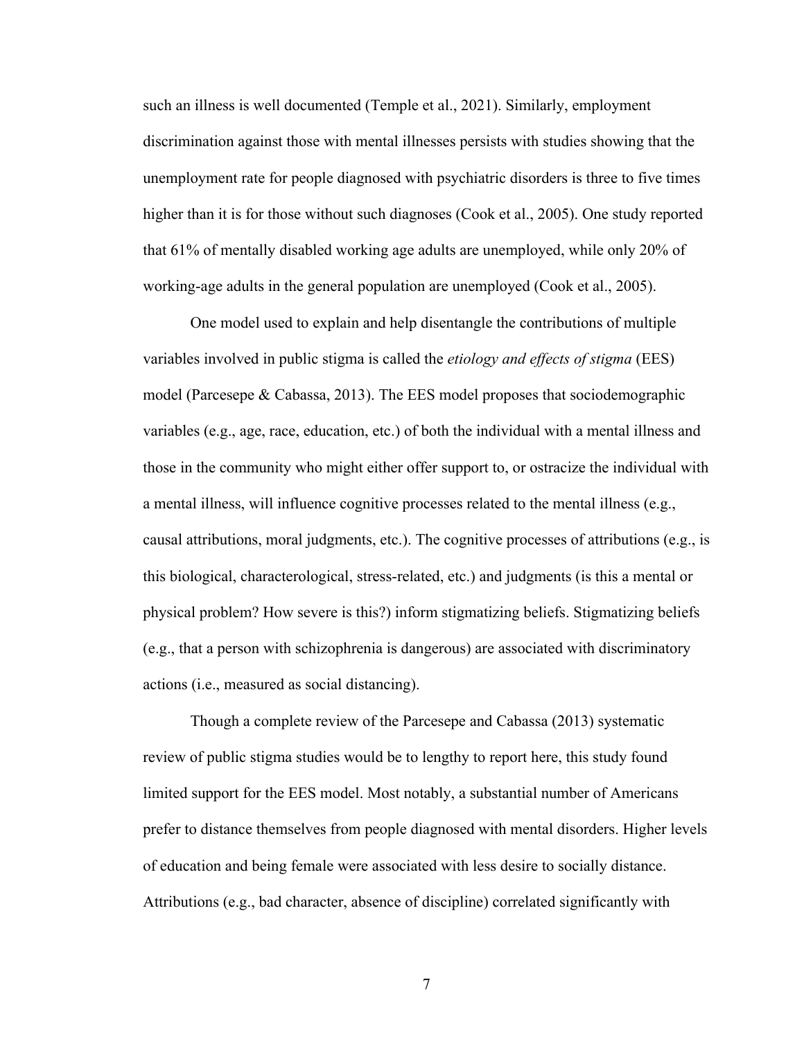such an illness is well documented (Temple et al., 2021). Similarly, employment discrimination against those with mental illnesses persists with studies showing that the unemployment rate for people diagnosed with psychiatric disorders is three to five times higher than it is for those without such diagnoses (Cook et al., 2005). One study reported that 61% of mentally disabled working age adults are unemployed, while only 20% of working-age adults in the general population are unemployed (Cook et al., 2005).

One model used to explain and help disentangle the contributions of multiple variables involved in public stigma is called the *etiology and effects of stigma* (EES) model (Parcesepe & Cabassa, 2013). The EES model proposes that sociodemographic variables (e.g., age, race, education, etc.) of both the individual with a mental illness and those in the community who might either offer support to, or ostracize the individual with a mental illness, will influence cognitive processes related to the mental illness (e.g., causal attributions, moral judgments, etc.). The cognitive processes of attributions (e.g., is this biological, characterological, stress-related, etc.) and judgments (is this a mental or physical problem? How severe is this?) inform stigmatizing beliefs. Stigmatizing beliefs (e.g., that a person with schizophrenia is dangerous) are associated with discriminatory actions (i.e., measured as social distancing).

Though a complete review of the Parcesepe and Cabassa (2013) systematic review of public stigma studies would be to lengthy to report here, this study found limited support for the EES model. Most notably, a substantial number of Americans prefer to distance themselves from people diagnosed with mental disorders. Higher levels of education and being female were associated with less desire to socially distance. Attributions (e.g., bad character, absence of discipline) correlated significantly with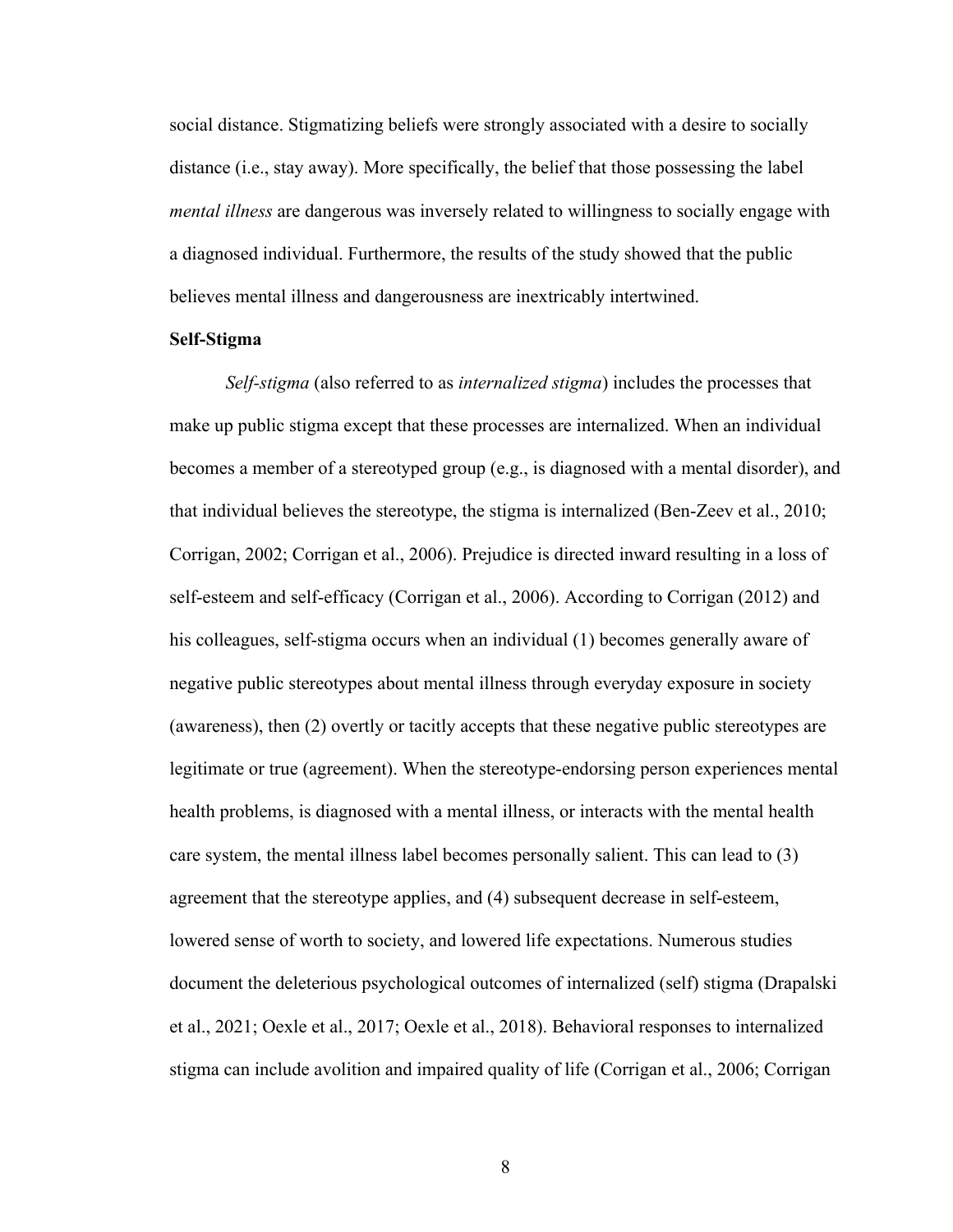social distance. Stigmatizing beliefs were strongly associated with a desire to socially distance (i.e., stay away). More specifically, the belief that those possessing the label *mental illness* are dangerous was inversely related to willingness to socially engage with a diagnosed individual. Furthermore, the results of the study showed that the public believes mental illness and dangerousness are inextricably intertwined.

**Self-Stigma**

*Self-stigma* (also referred to as *internalized stigma*) includes the processes that make up public stigma except that these processes are internalized. When an individual becomes a member of a stereotyped group (e.g., is diagnosed with a mental disorder), and that individual believes the stereotype, the stigma is internalized (Ben-Zeev et al., 2010; Corrigan, 2002; Corrigan et al., 2006). Prejudice is directed inward resulting in a loss of self-esteem and self-efficacy (Corrigan et al., 2006). According to Corrigan (2012) and his colleagues, self-stigma occurs when an individual (1) becomes generally aware of negative public stereotypes about mental illness through everyday exposure in society (awareness), then (2) overtly or tacitly accepts that these negative public stereotypes are legitimate or true (agreement). When the stereotype-endorsing person experiences mental health problems, is diagnosed with a mental illness, or interacts with the mental health care system, the mental illness label becomes personally salient. This can lead to (3) agreement that the stereotype applies, and (4) subsequent decrease in self-esteem, lowered sense of worth to society, and lowered life expectations. Numerous studies document the deleterious psychological outcomes of internalized (self) stigma (Drapalski et al., 2021; Oexle et al., 2017; Oexle et al., 2018). Behavioral responses to internalized stigma can include avolition and impaired quality of life (Corrigan et al., 2006; Corrigan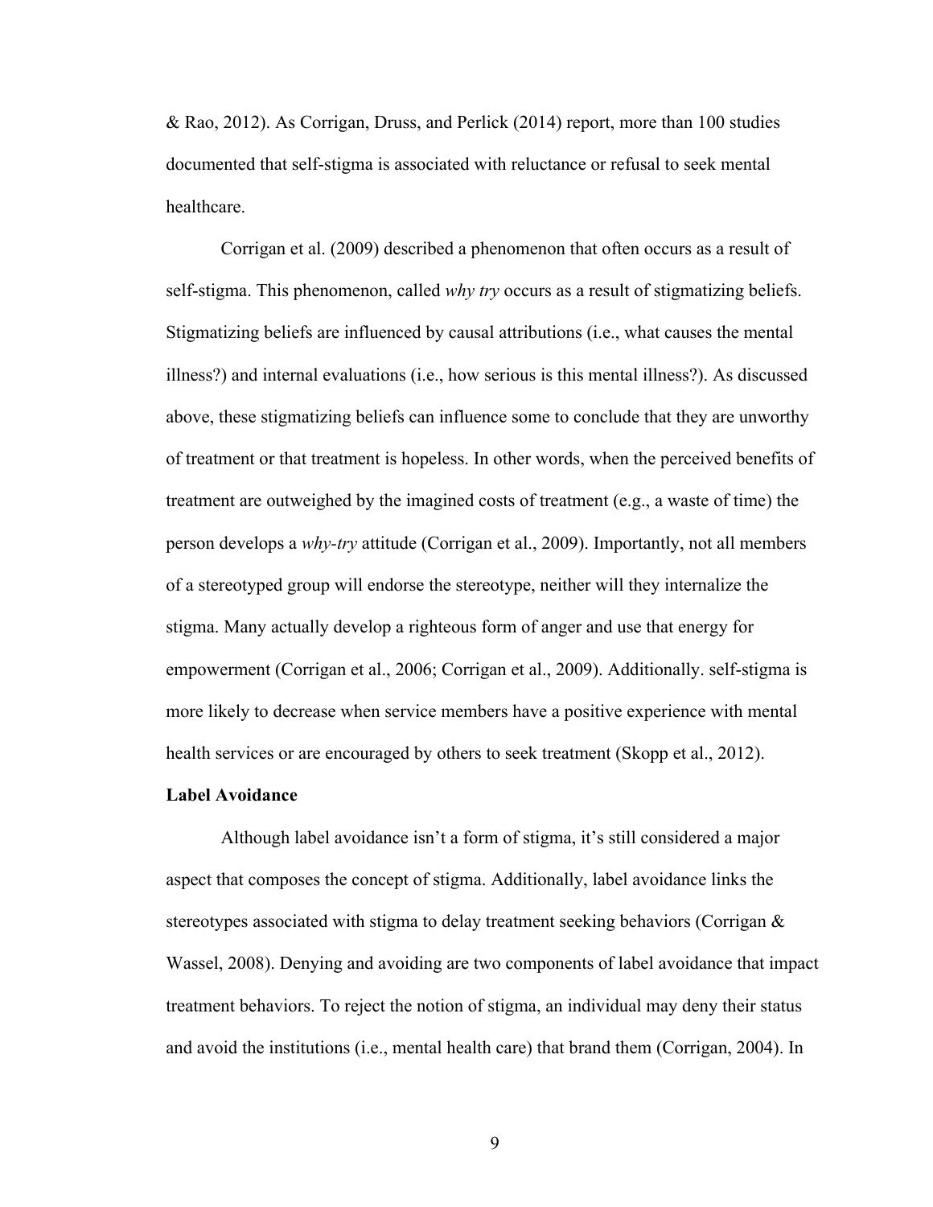& Rao, 2012). As Corrigan, Druss, and Perlick (2014) report, more than 100 studies documented that self-stigma is associated with reluctance or refusal to seek mental healthcare.

Corrigan et al. (2009) described a phenomenon that often occurs as a result of self-stigma. This phenomenon, called *why try* occurs as a result of stigmatizing beliefs. Stigmatizing beliefs are influenced by causal attributions (i.e., what causes the mental illness?) and internal evaluations (i.e., how serious is this mental illness?). As discussed above, these stigmatizing beliefs can influence some to conclude that they are unworthy of treatment or that treatment is hopeless. In other words, when the perceived benefits of treatment are outweighed by the imagined costs of treatment (e.g., a waste of time) the person develops a *why-try* attitude (Corrigan et al., 2009). Importantly, not all members of a stereotyped group will endorse the stereotype, neither will they internalize the stigma. Many actually develop a righteous form of anger and use that energy for empowerment (Corrigan et al., 2006; Corrigan et al., 2009). Additionally. self-stigma is more likely to decrease when service members have a positive experience with mental health services or are encouraged by others to seek treatment (Skopp et al., 2012).

**Label Avoidance**

Although label avoidance isn't a form of stigma, it's still considered a major aspect that composes the concept of stigma. Additionally, label avoidance links the stereotypes associated with stigma to delay treatment seeking behaviors (Corrigan & Wassel, 2008). Denying and avoiding are two components of label avoidance that impact treatment behaviors. To reject the notion of stigma, an individual may deny their status and avoid the institutions (i.e., mental health care) that brand them (Corrigan, 2004). In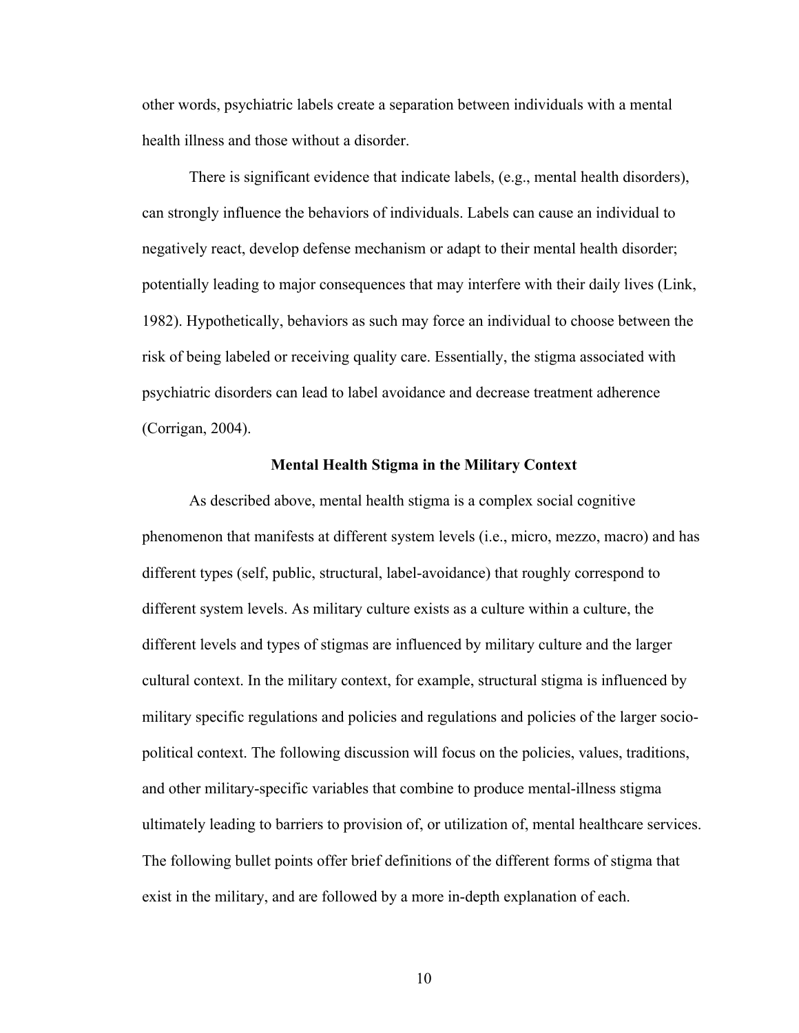other words, psychiatric labels create a separation between individuals with a mental health illness and those without a disorder.

There is significant evidence that indicate labels, (e.g., mental health disorders), can strongly influence the behaviors of individuals. Labels can cause an individual to negatively react, develop defense mechanism or adapt to their mental health disorder; potentially leading to major consequences that may interfere with their daily lives (Link, 1982). Hypothetically, behaviors as such may force an individual to choose between the risk of being labeled or receiving quality care. Essentially, the stigma associated with psychiatric disorders can lead to label avoidance and decrease treatment adherence (Corrigan, 2004).

## Mental Health Stigma in the Military Context

As described above, mental health stigma is a complex social cognitive phenomenon that manifests at different system levels (i.e., micro, mezzo, macro) and has different types (self, public, structural, label-avoidance) that roughly correspond to different system levels. As military culture exists as a culture within a culture, the different levels and types of stigmas are influenced by military culture and the larger cultural context. In the military context, for example, structural stigma is influenced by military specific regulations and policies and regulations and policies of the larger socio-political context. The following discussion will focus on the policies, values, traditions, and other military-specific variables that combine to produce mental-illness stigma ultimately leading to barriers to provision of, or utilization of, mental healthcare services. The following bullet points offer brief definitions of the different forms of stigma that exist in the military, and are followed by a more in-depth explanation of each.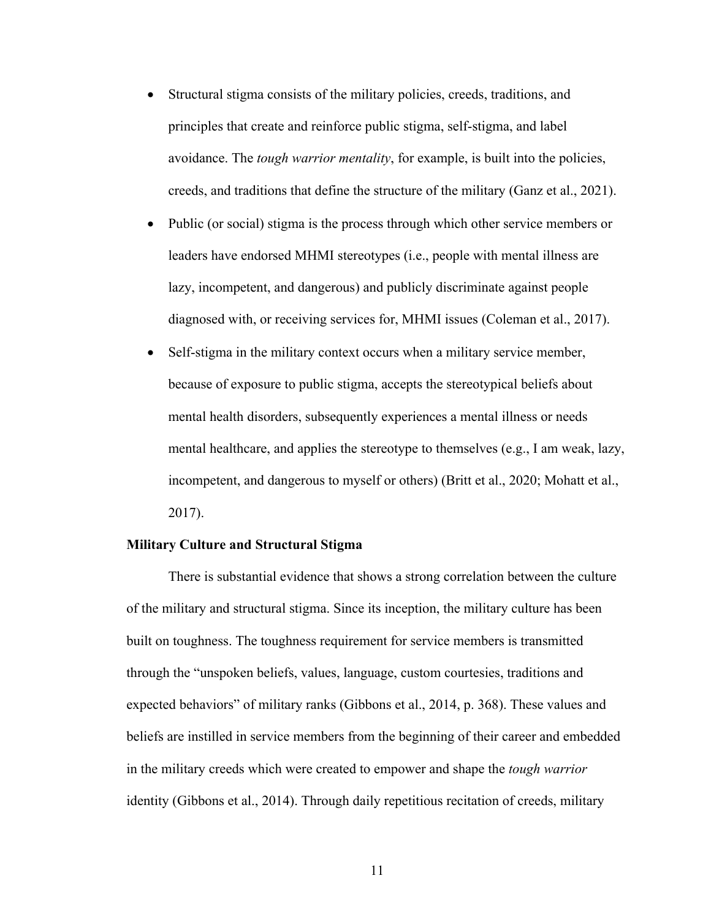- Structural stigma consists of the military policies, creeds, traditions, and principles that create and reinforce public stigma, self-stigma, and label avoidance. The *tough warrior mentality*, for example, is built into the policies, creeds, and traditions that define the structure of the military (Ganz et al., 2021).
- Public (or social) stigma is the process through which other service members or leaders have endorsed MHMI stereotypes (i.e., people with mental illness are lazy, incompetent, and dangerous) and publicly discriminate against people diagnosed with, or receiving services for, MHMI issues (Coleman et al., 2017).
- Self-stigma in the military context occurs when a military service member, because of exposure to public stigma, accepts the stereotypical beliefs about mental health disorders, subsequently experiences a mental illness or needs mental healthcare, and applies the stereotype to themselves (e.g., I am weak, lazy, incompetent, and dangerous to myself or others) (Britt et al., 2020; Mohatt et al., 2017).

**Military Culture and Structural Stigma**

There is substantial evidence that shows a strong correlation between the culture of the military and structural stigma. Since its inception, the military culture has been built on toughness. The toughness requirement for service members is transmitted through the "unspoken beliefs, values, language, custom courtesies, traditions and expected behaviors" of military ranks (Gibbons et al., 2014, p. 368). These values and beliefs are instilled in service members from the beginning of their career and embedded in the military creeds which were created to empower and shape the *tough warrior* identity (Gibbons et al., 2014). Through daily repetitious recitation of creeds, military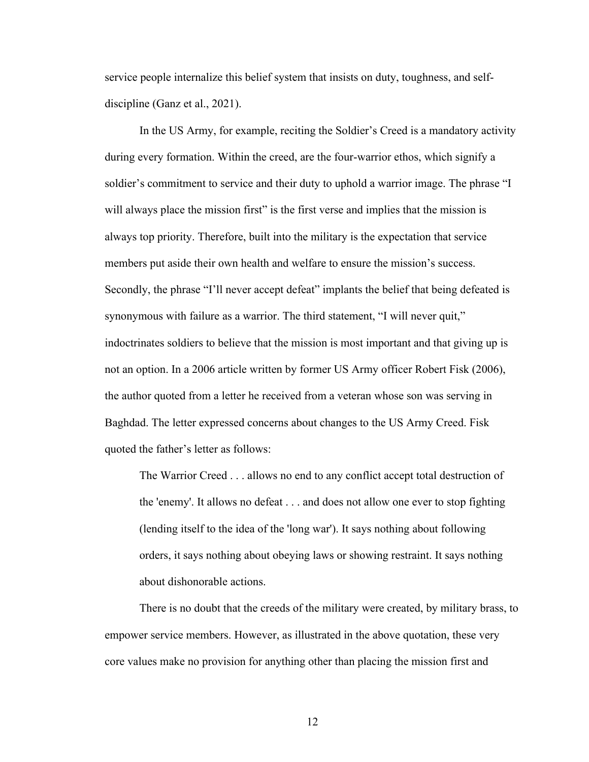service people internalize this belief system that insists on duty, toughness, and self-discipline (Ganz et al., 2021).

In the US Army, for example, reciting the Soldier's Creed is a mandatory activity during every formation. Within the creed, are the four-warrior ethos, which signify a soldier's commitment to service and their duty to uphold a warrior image. The phrase "I will always place the mission first" is the first verse and implies that the mission is always top priority. Therefore, built into the military is the expectation that service members put aside their own health and welfare to ensure the mission's success. Secondly, the phrase "I'll never accept defeat" implants the belief that being defeated is synonymous with failure as a warrior. The third statement, "I will never quit," indoctrinates soldiers to believe that the mission is most important and that giving up is not an option. In a 2006 article written by former US Army officer Robert Fisk (2006), the author quoted from a letter he received from a veteran whose son was serving in Baghdad. The letter expressed concerns about changes to the US Army Creed. Fisk quoted the father's letter as follows:

> The Warrior Creed . . . allows no end to any conflict accept total destruction of the 'enemy'. It allows no defeat . . . and does not allow one ever to stop fighting (lending itself to the idea of the 'long war'). It says nothing about following orders, it says nothing about obeying laws or showing restraint. It says nothing about dishonorable actions.

There is no doubt that the creeds of the military were created, by military brass, to empower service members. However, as illustrated in the above quotation, these very core values make no provision for anything other than placing the mission first and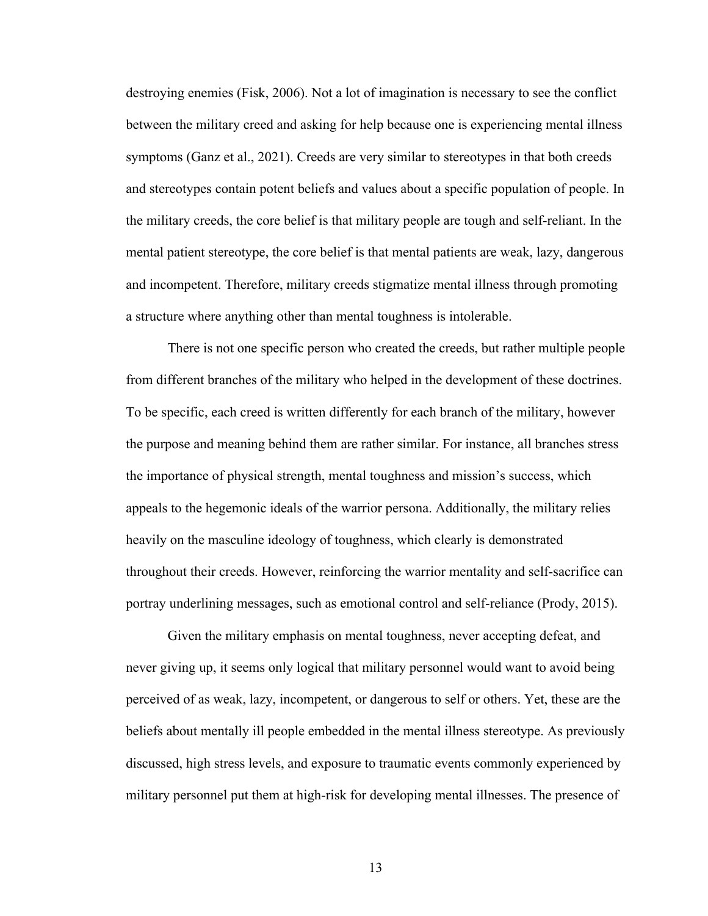destroying enemies (Fisk, 2006). Not a lot of imagination is necessary to see the conflict between the military creed and asking for help because one is experiencing mental illness symptoms (Ganz et al., 2021). Creeds are very similar to stereotypes in that both creeds and stereotypes contain potent beliefs and values about a specific population of people. In the military creeds, the core belief is that military people are tough and self-reliant. In the mental patient stereotype, the core belief is that mental patients are weak, lazy, dangerous and incompetent. Therefore, military creeds stigmatize mental illness through promoting a structure where anything other than mental toughness is intolerable.

There is not one specific person who created the creeds, but rather multiple people from different branches of the military who helped in the development of these doctrines. To be specific, each creed is written differently for each branch of the military, however the purpose and meaning behind them are rather similar. For instance, all branches stress the importance of physical strength, mental toughness and mission's success, which appeals to the hegemonic ideals of the warrior persona. Additionally, the military relies heavily on the masculine ideology of toughness, which clearly is demonstrated throughout their creeds. However, reinforcing the warrior mentality and self-sacrifice can portray underlining messages, such as emotional control and self-reliance (Prody, 2015).

Given the military emphasis on mental toughness, never accepting defeat, and never giving up, it seems only logical that military personnel would want to avoid being perceived of as weak, lazy, incompetent, or dangerous to self or others. Yet, these are the beliefs about mentally ill people embedded in the mental illness stereotype. As previously discussed, high stress levels, and exposure to traumatic events commonly experienced by military personnel put them at high-risk for developing mental illnesses. The presence of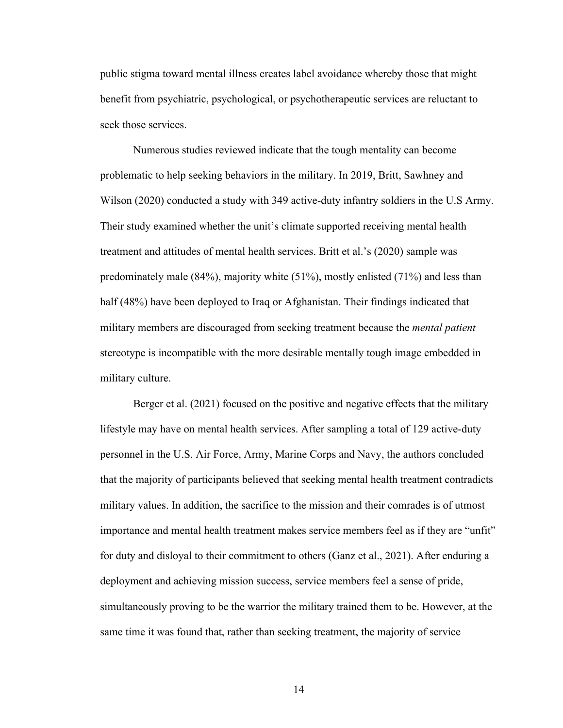public stigma toward mental illness creates label avoidance whereby those that might benefit from psychiatric, psychological, or psychotherapeutic services are reluctant to seek those services.

Numerous studies reviewed indicate that the tough mentality can become problematic to help seeking behaviors in the military. In 2019, Britt, Sawhney and Wilson (2020) conducted a study with 349 active-duty infantry soldiers in the U.S Army. Their study examined whether the unit's climate supported receiving mental health treatment and attitudes of mental health services. Britt et al.'s (2020) sample was predominately male (84%), majority white (51%), mostly enlisted (71%) and less than half (48%) have been deployed to Iraq or Afghanistan. Their findings indicated that military members are discouraged from seeking treatment because the *mental patient* stereotype is incompatible with the more desirable mentally tough image embedded in military culture.

Berger et al. (2021) focused on the positive and negative effects that the military lifestyle may have on mental health services. After sampling a total of 129 active-duty personnel in the U.S. Air Force, Army, Marine Corps and Navy, the authors concluded that the majority of participants believed that seeking mental health treatment contradicts military values. In addition, the sacrifice to the mission and their comrades is of utmost importance and mental health treatment makes service members feel as if they are "unfit" for duty and disloyal to their commitment to others (Ganz et al., 2021). After enduring a deployment and achieving mission success, service members feel a sense of pride, simultaneously proving to be the warrior the military trained them to be. However, at the same time it was found that, rather than seeking treatment, the majority of service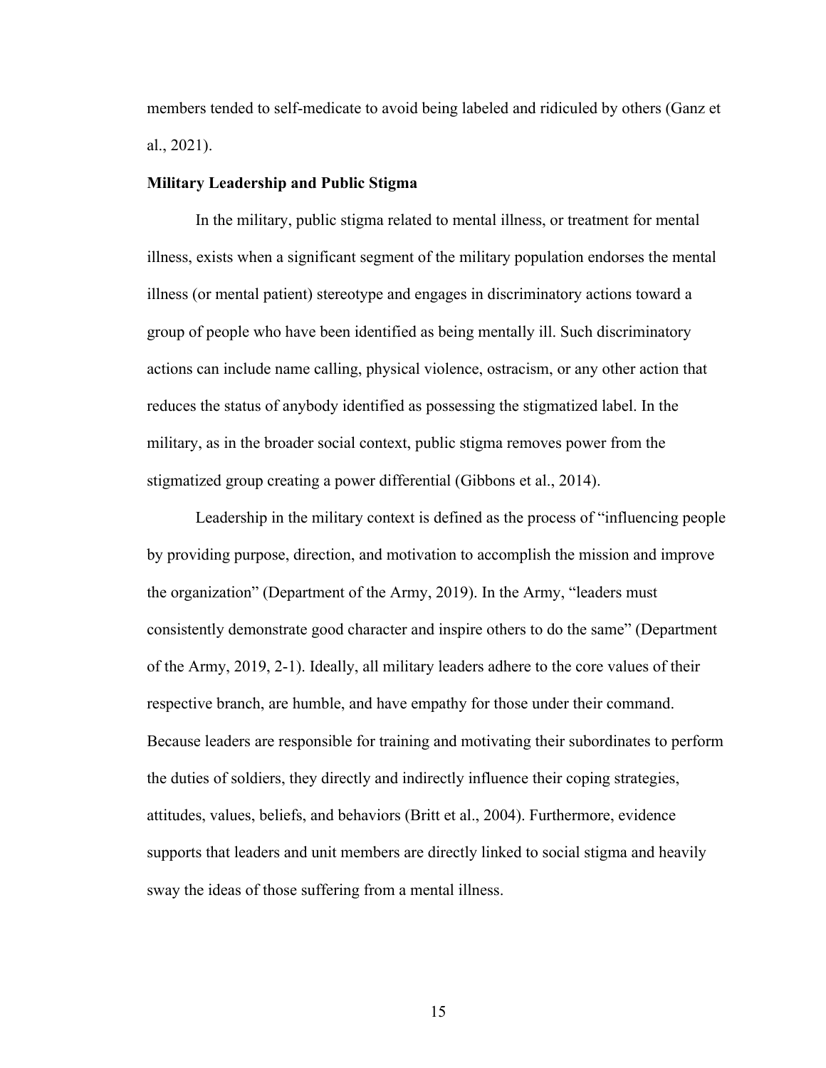members tended to self-medicate to avoid being labeled and ridiculed by others (Ganz et al., 2021).

### Military Leadership and Public Stigma

In the military, public stigma related to mental illness, or treatment for mental illness, exists when a significant segment of the military population endorses the mental illness (or mental patient) stereotype and engages in discriminatory actions toward a group of people who have been identified as being mentally ill. Such discriminatory actions can include name calling, physical violence, ostracism, or any other action that reduces the status of anybody identified as possessing the stigmatized label. In the military, as in the broader social context, public stigma removes power from the stigmatized group creating a power differential (Gibbons et al., 2014).

Leadership in the military context is defined as the process of "influencing people by providing purpose, direction, and motivation to accomplish the mission and improve the organization" (Department of the Army, 2019). In the Army, "leaders must consistently demonstrate good character and inspire others to do the same" (Department of the Army, 2019, 2-1). Ideally, all military leaders adhere to the core values of their respective branch, are humble, and have empathy for those under their command. Because leaders are responsible for training and motivating their subordinates to perform the duties of soldiers, they directly and indirectly influence their coping strategies, attitudes, values, beliefs, and behaviors (Britt et al., 2004). Furthermore, evidence supports that leaders and unit members are directly linked to social stigma and heavily sway the ideas of those suffering from a mental illness.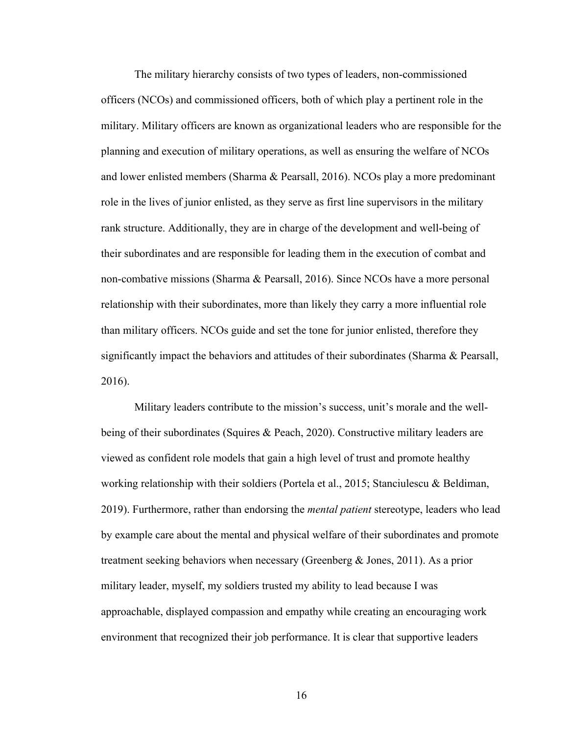The military hierarchy consists of two types of leaders, non-commissioned officers (NCOs) and commissioned officers, both of which play a pertinent role in the military. Military officers are known as organizational leaders who are responsible for the planning and execution of military operations, as well as ensuring the welfare of NCOs and lower enlisted members (Sharma & Pearsall, 2016). NCOs play a more predominant role in the lives of junior enlisted, as they serve as first line supervisors in the military rank structure. Additionally, they are in charge of the development and well-being of their subordinates and are responsible for leading them in the execution of combat and non-combative missions (Sharma & Pearsall, 2016). Since NCOs have a more personal relationship with their subordinates, more than likely they carry a more influential role than military officers. NCOs guide and set the tone for junior enlisted, therefore they significantly impact the behaviors and attitudes of their subordinates (Sharma & Pearsall, 2016).

Military leaders contribute to the mission's success, unit's morale and the well-being of their subordinates (Squires & Peach, 2020). Constructive military leaders are viewed as confident role models that gain a high level of trust and promote healthy working relationship with their soldiers (Portela et al., 2015; Stanciulescu & Beldiman, 2019). Furthermore, rather than endorsing the *mental patient* stereotype, leaders who lead by example care about the mental and physical welfare of their subordinates and promote treatment seeking behaviors when necessary (Greenberg & Jones, 2011). As a prior military leader, myself, my soldiers trusted my ability to lead because I was approachable, displayed compassion and empathy while creating an encouraging work environment that recognized their job performance. It is clear that supportive leaders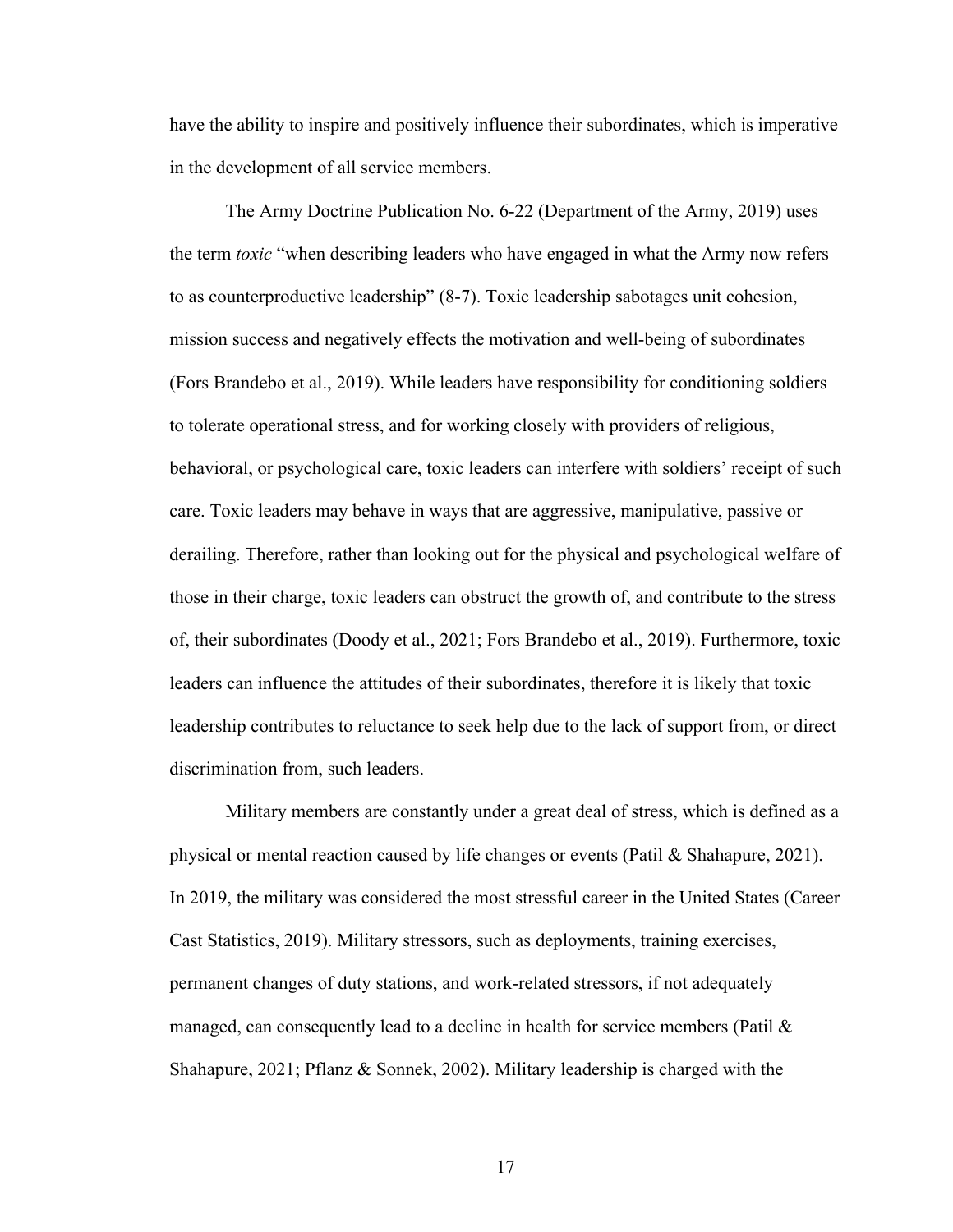have the ability to inspire and positively influence their subordinates, which is imperative in the development of all service members.

The Army Doctrine Publication No. 6-22 (Department of the Army, 2019) uses the term *toxic* "when describing leaders who have engaged in what the Army now refers to as counterproductive leadership" (8-7). Toxic leadership sabotages unit cohesion, mission success and negatively effects the motivation and well-being of subordinates (Fors Brandebo et al., 2019). While leaders have responsibility for conditioning soldiers to tolerate operational stress, and for working closely with providers of religious, behavioral, or psychological care, toxic leaders can interfere with soldiers' receipt of such care. Toxic leaders may behave in ways that are aggressive, manipulative, passive or derailing. Therefore, rather than looking out for the physical and psychological welfare of those in their charge, toxic leaders can obstruct the growth of, and contribute to the stress of, their subordinates (Doody et al., 2021; Fors Brandebo et al., 2019). Furthermore, toxic leaders can influence the attitudes of their subordinates, therefore it is likely that toxic leadership contributes to reluctance to seek help due to the lack of support from, or direct discrimination from, such leaders.

Military members are constantly under a great deal of stress, which is defined as a physical or mental reaction caused by life changes or events (Patil & Shahapure, 2021). In 2019, the military was considered the most stressful career in the United States (Career Cast Statistics, 2019). Military stressors, such as deployments, training exercises, permanent changes of duty stations, and work-related stressors, if not adequately managed, can consequently lead to a decline in health for service members (Patil & Shahapure, 2021; Pflanz & Sonnek, 2002). Military leadership is charged with the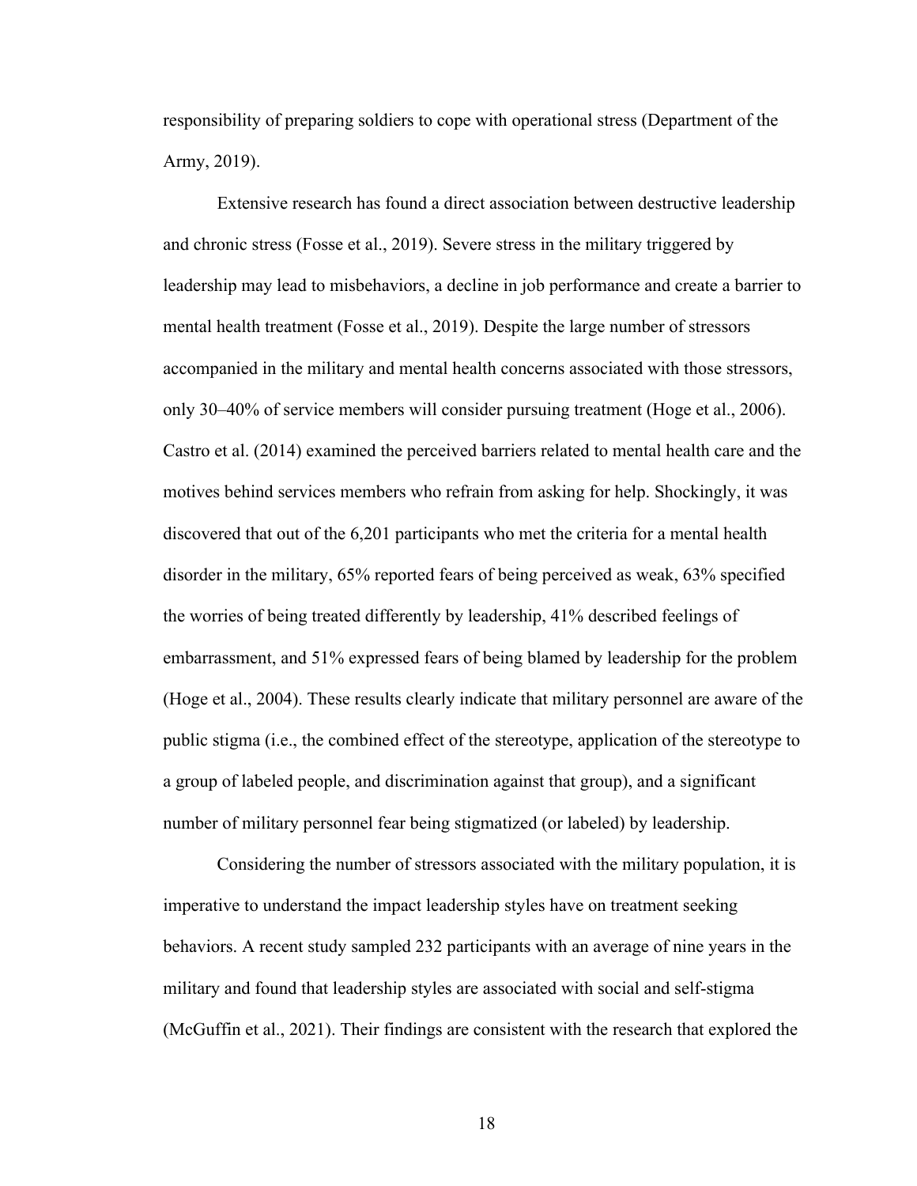responsibility of preparing soldiers to cope with operational stress (Department of the Army, 2019).

Extensive research has found a direct association between destructive leadership and chronic stress (Fosse et al., 2019). Severe stress in the military triggered by leadership may lead to misbehaviors, a decline in job performance and create a barrier to mental health treatment (Fosse et al., 2019). Despite the large number of stressors accompanied in the military and mental health concerns associated with those stressors, only 30–40% of service members will consider pursuing treatment (Hoge et al., 2006). Castro et al. (2014) examined the perceived barriers related to mental health care and the motives behind services members who refrain from asking for help. Shockingly, it was discovered that out of the 6,201 participants who met the criteria for a mental health disorder in the military, 65% reported fears of being perceived as weak, 63% specified the worries of being treated differently by leadership, 41% described feelings of embarrassment, and 51% expressed fears of being blamed by leadership for the problem (Hoge et al., 2004). These results clearly indicate that military personnel are aware of the public stigma (i.e., the combined effect of the stereotype, application of the stereotype to a group of labeled people, and discrimination against that group), and a significant number of military personnel fear being stigmatized (or labeled) by leadership.

Considering the number of stressors associated with the military population, it is imperative to understand the impact leadership styles have on treatment seeking behaviors. A recent study sampled 232 participants with an average of nine years in the military and found that leadership styles are associated with social and self-stigma (McGuffin et al., 2021). Their findings are consistent with the research that explored the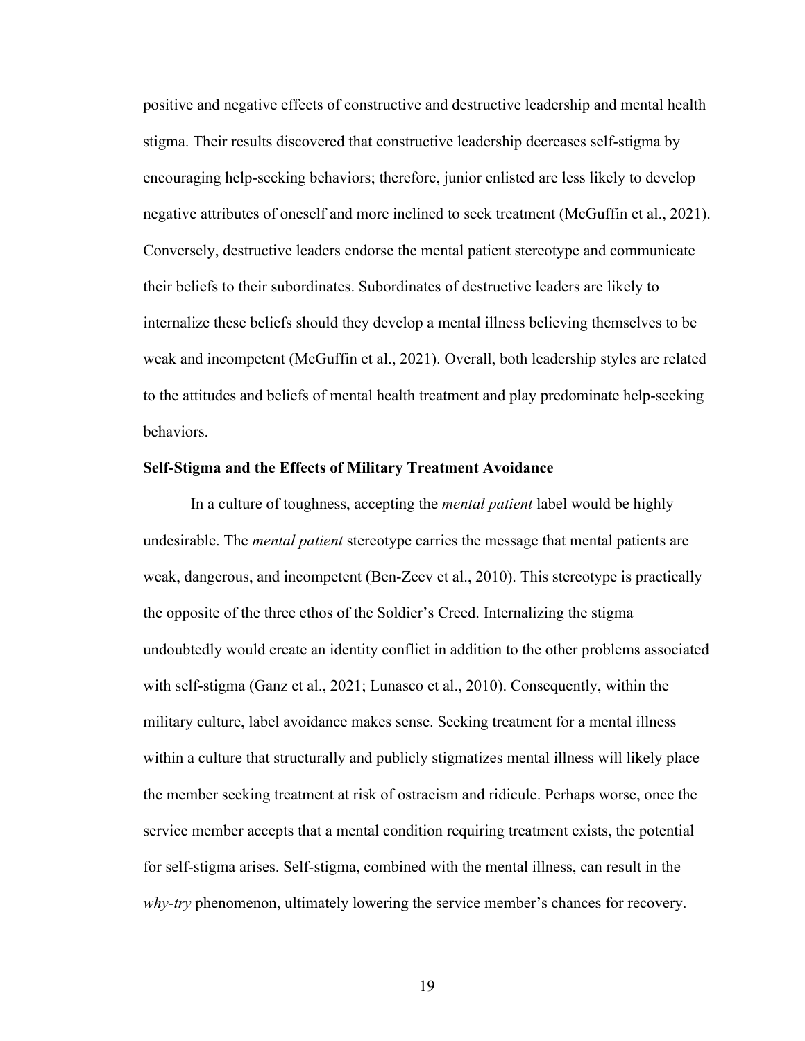positive and negative effects of constructive and destructive leadership and mental health stigma. Their results discovered that constructive leadership decreases self-stigma by encouraging help-seeking behaviors; therefore, junior enlisted are less likely to develop negative attributes of oneself and more inclined to seek treatment (McGuffin et al., 2021). Conversely, destructive leaders endorse the mental patient stereotype and communicate their beliefs to their subordinates. Subordinates of destructive leaders are likely to internalize these beliefs should they develop a mental illness believing themselves to be weak and incompetent (McGuffin et al., 2021). Overall, both leadership styles are related to the attitudes and beliefs of mental health treatment and play predominate help-seeking behaviors.

**Self-Stigma and the Effects of Military Treatment Avoidance**

In a culture of toughness, accepting the *mental patient* label would be highly undesirable. The *mental patient* stereotype carries the message that mental patients are weak, dangerous, and incompetent (Ben-Zeev et al., 2010). This stereotype is practically the opposite of the three ethos of the Soldier's Creed. Internalizing the stigma undoubtedly would create an identity conflict in addition to the other problems associated with self-stigma (Ganz et al., 2021; Lunasco et al., 2010). Consequently, within the military culture, label avoidance makes sense. Seeking treatment for a mental illness within a culture that structurally and publicly stigmatizes mental illness will likely place the member seeking treatment at risk of ostracism and ridicule. Perhaps worse, once the service member accepts that a mental condition requiring treatment exists, the potential for self-stigma arises. Self-stigma, combined with the mental illness, can result in the *why-try* phenomenon, ultimately lowering the service member's chances for recovery.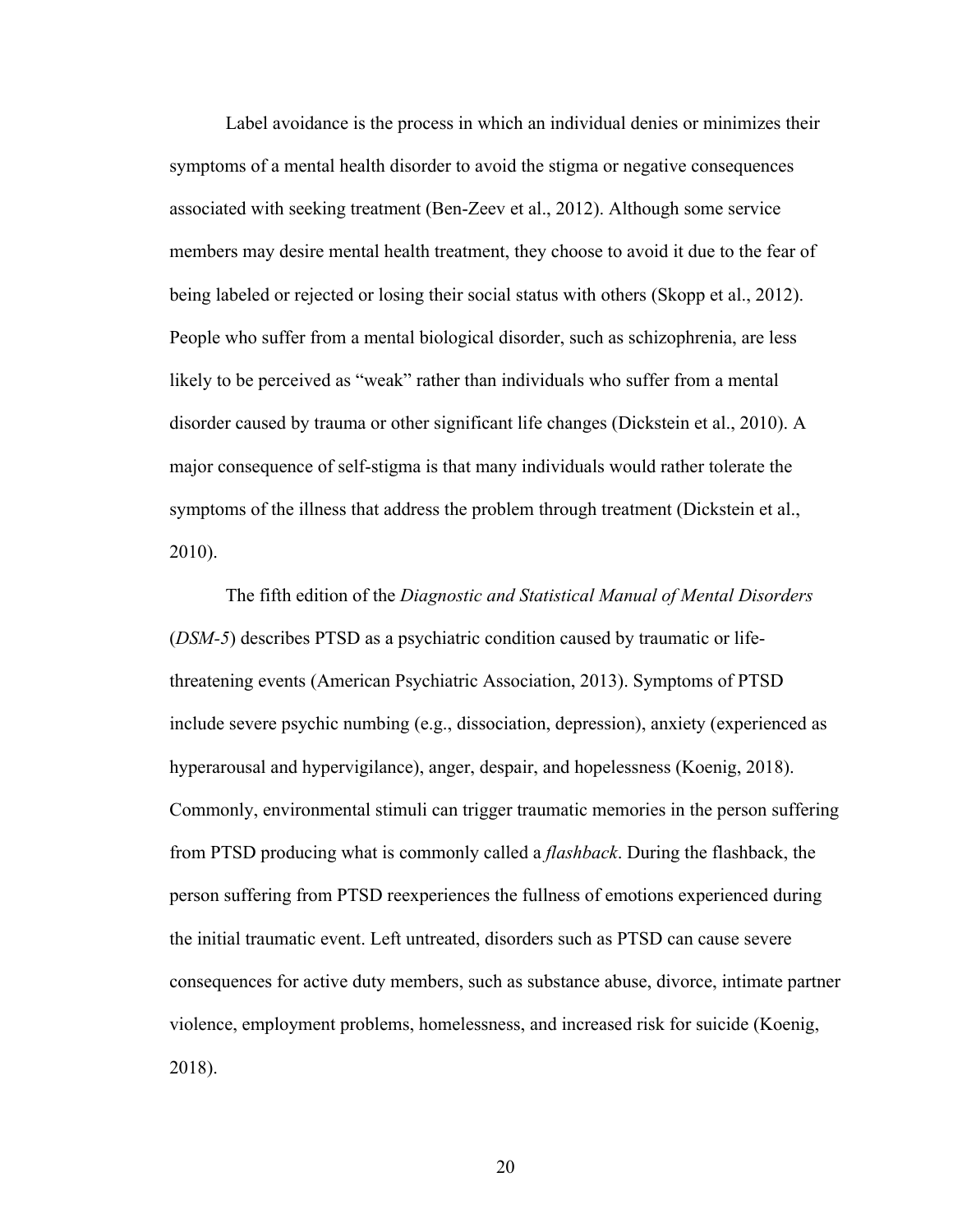Label avoidance is the process in which an individual denies or minimizes their symptoms of a mental health disorder to avoid the stigma or negative consequences associated with seeking treatment (Ben-Zeev et al., 2012). Although some service members may desire mental health treatment, they choose to avoid it due to the fear of being labeled or rejected or losing their social status with others (Skopp et al., 2012). People who suffer from a mental biological disorder, such as schizophrenia, are less likely to be perceived as "weak" rather than individuals who suffer from a mental disorder caused by trauma or other significant life changes (Dickstein et al., 2010). A major consequence of self-stigma is that many individuals would rather tolerate the symptoms of the illness that address the problem through treatment (Dickstein et al., 2010).

The fifth edition of the *Diagnostic and Statistical Manual of Mental Disorders* (*DSM-5*) describes PTSD as a psychiatric condition caused by traumatic or life-threatening events (American Psychiatric Association, 2013). Symptoms of PTSD include severe psychic numbing (e.g., dissociation, depression), anxiety (experienced as hyperarousal and hypervigilance), anger, despair, and hopelessness (Koenig, 2018). Commonly, environmental stimuli can trigger traumatic memories in the person suffering from PTSD producing what is commonly called a *flashback*. During the flashback, the person suffering from PTSD reexperiences the fullness of emotions experienced during the initial traumatic event. Left untreated, disorders such as PTSD can cause severe consequences for active duty members, such as substance abuse, divorce, intimate partner violence, employment problems, homelessness, and increased risk for suicide (Koenig, 2018).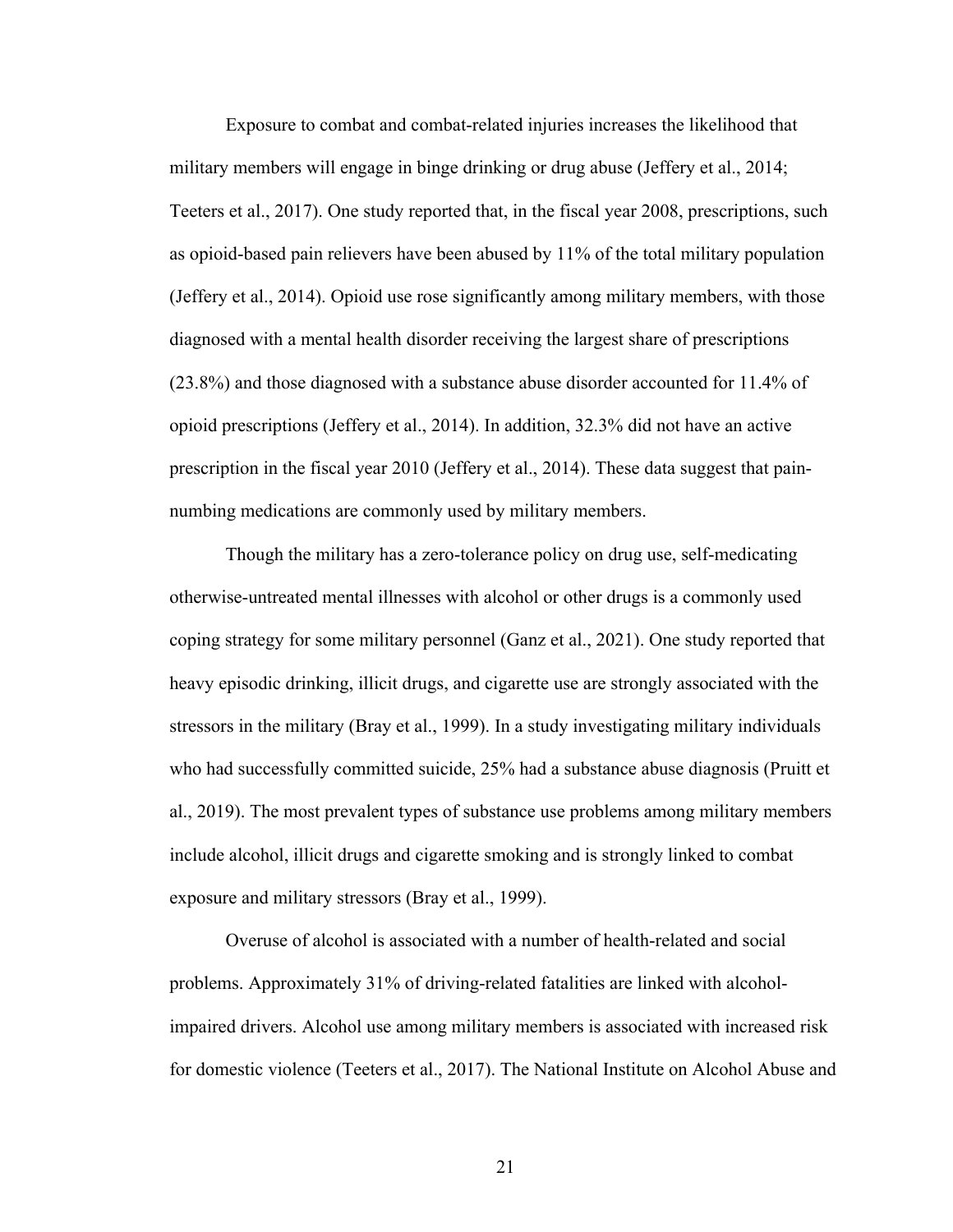Exposure to combat and combat-related injuries increases the likelihood that military members will engage in binge drinking or drug abuse (Jeffery et al., 2014; Teeters et al., 2017). One study reported that, in the fiscal year 2008, prescriptions, such as opioid-based pain relievers have been abused by 11% of the total military population (Jeffery et al., 2014). Opioid use rose significantly among military members, with those diagnosed with a mental health disorder receiving the largest share of prescriptions (23.8%) and those diagnosed with a substance abuse disorder accounted for 11.4% of opioid prescriptions (Jeffery et al., 2014). In addition, 32.3% did not have an active prescription in the fiscal year 2010 (Jeffery et al., 2014). These data suggest that pain-numbing medications are commonly used by military members.

Though the military has a zero-tolerance policy on drug use, self-medicating otherwise-untreated mental illnesses with alcohol or other drugs is a commonly used coping strategy for some military personnel (Ganz et al., 2021). One study reported that heavy episodic drinking, illicit drugs, and cigarette use are strongly associated with the stressors in the military (Bray et al., 1999). In a study investigating military individuals who had successfully committed suicide, 25% had a substance abuse diagnosis (Pruitt et al., 2019). The most prevalent types of substance use problems among military members include alcohol, illicit drugs and cigarette smoking and is strongly linked to combat exposure and military stressors (Bray et al., 1999).

Overuse of alcohol is associated with a number of health-related and social problems. Approximately 31% of driving-related fatalities are linked with alcohol-impaired drivers. Alcohol use among military members is associated with increased risk for domestic violence (Teeters et al., 2017). The National Institute on Alcohol Abuse and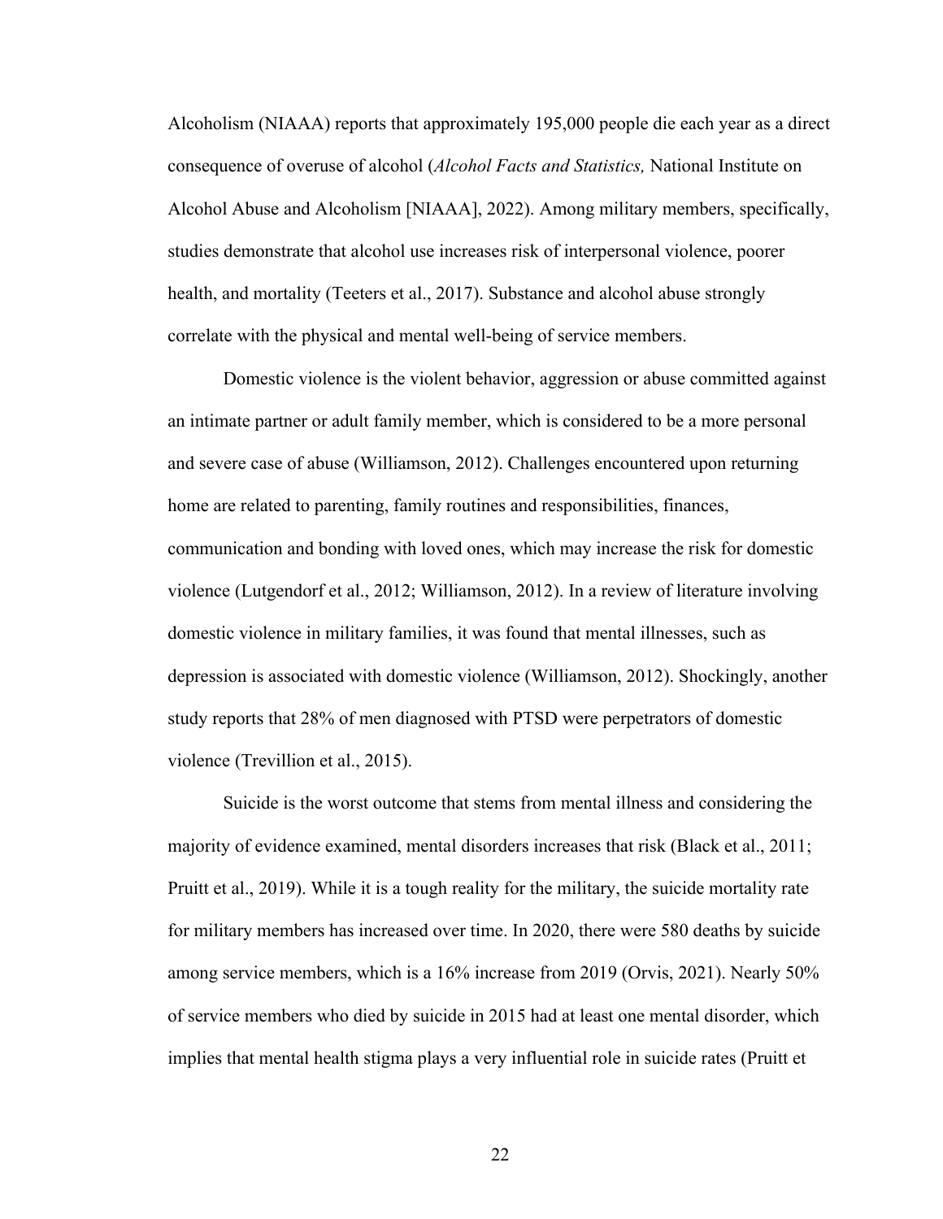Alcoholism (NIAAA) reports that approximately 195,000 people die each year as a direct consequence of overuse of alcohol (*Alcohol Facts and Statistics,* National Institute on Alcohol Abuse and Alcoholism [NIAAA], 2022). Among military members, specifically, studies demonstrate that alcohol use increases risk of interpersonal violence, poorer health, and mortality (Teeters et al., 2017). Substance and alcohol abuse strongly correlate with the physical and mental well-being of service members.

Domestic violence is the violent behavior, aggression or abuse committed against an intimate partner or adult family member, which is considered to be a more personal and severe case of abuse (Williamson, 2012). Challenges encountered upon returning home are related to parenting, family routines and responsibilities, finances, communication and bonding with loved ones, which may increase the risk for domestic violence (Lutgendorf et al., 2012; Williamson, 2012). In a review of literature involving domestic violence in military families, it was found that mental illnesses, such as depression is associated with domestic violence (Williamson, 2012). Shockingly, another study reports that 28% of men diagnosed with PTSD were perpetrators of domestic violence (Trevillion et al., 2015).

Suicide is the worst outcome that stems from mental illness and considering the majority of evidence examined, mental disorders increases that risk (Black et al., 2011; Pruitt et al., 2019). While it is a tough reality for the military, the suicide mortality rate for military members has increased over time. In 2020, there were 580 deaths by suicide among service members, which is a 16% increase from 2019 (Orvis, 2021). Nearly 50% of service members who died by suicide in 2015 had at least one mental disorder, which implies that mental health stigma plays a very influential role in suicide rates (Pruitt et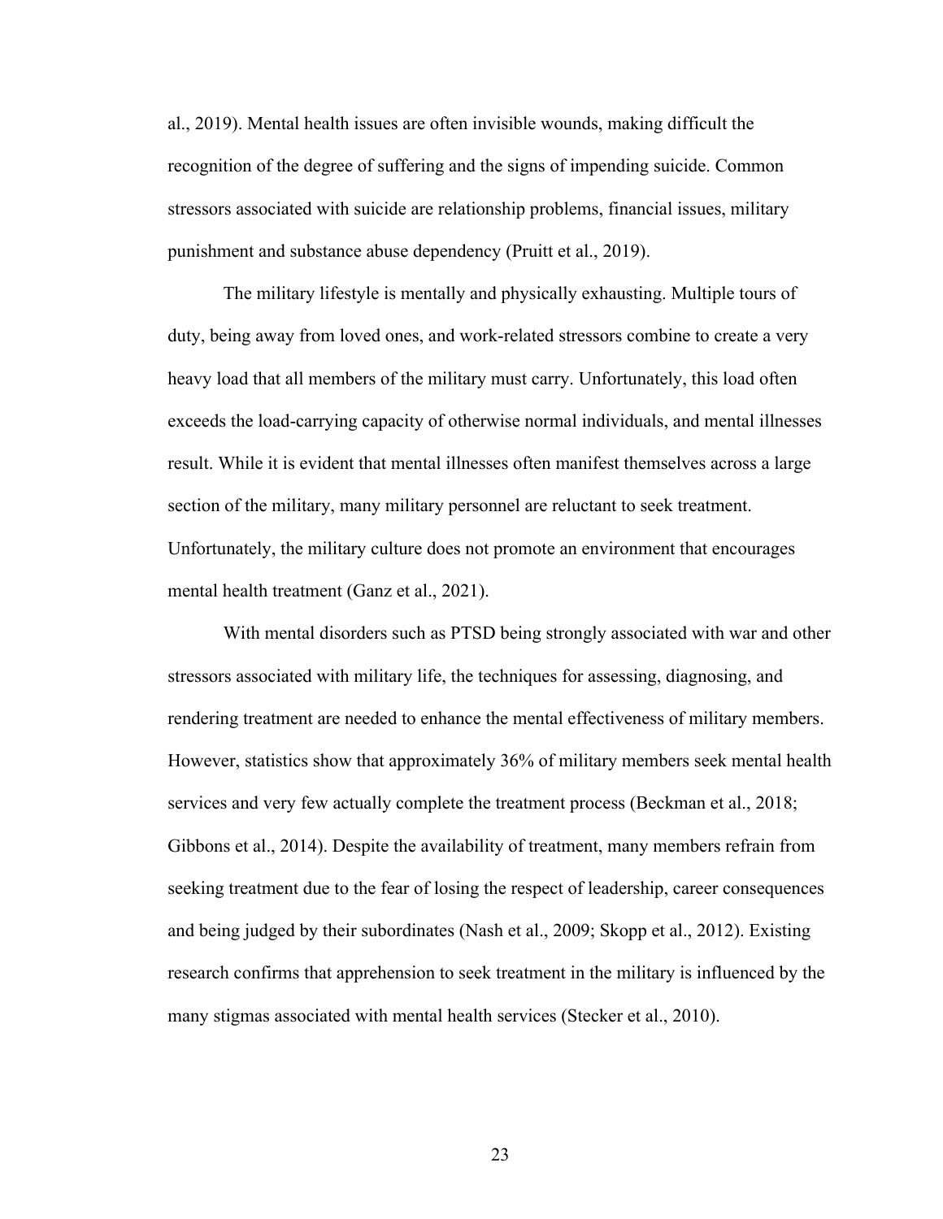al., 2019). Mental health issues are often invisible wounds, making difficult the recognition of the degree of suffering and the signs of impending suicide. Common stressors associated with suicide are relationship problems, financial issues, military punishment and substance abuse dependency (Pruitt et al., 2019).

The military lifestyle is mentally and physically exhausting. Multiple tours of duty, being away from loved ones, and work-related stressors combine to create a very heavy load that all members of the military must carry. Unfortunately, this load often exceeds the load-carrying capacity of otherwise normal individuals, and mental illnesses result. While it is evident that mental illnesses often manifest themselves across a large section of the military, many military personnel are reluctant to seek treatment. Unfortunately, the military culture does not promote an environment that encourages mental health treatment (Ganz et al., 2021).

With mental disorders such as PTSD being strongly associated with war and other stressors associated with military life, the techniques for assessing, diagnosing, and rendering treatment are needed to enhance the mental effectiveness of military members. However, statistics show that approximately 36% of military members seek mental health services and very few actually complete the treatment process (Beckman et al., 2018; Gibbons et al., 2014). Despite the availability of treatment, many members refrain from seeking treatment due to the fear of losing the respect of leadership, career consequences and being judged by their subordinates (Nash et al., 2009; Skopp et al., 2012). Existing research confirms that apprehension to seek treatment in the military is influenced by the many stigmas associated with mental health services (Stecker et al., 2010).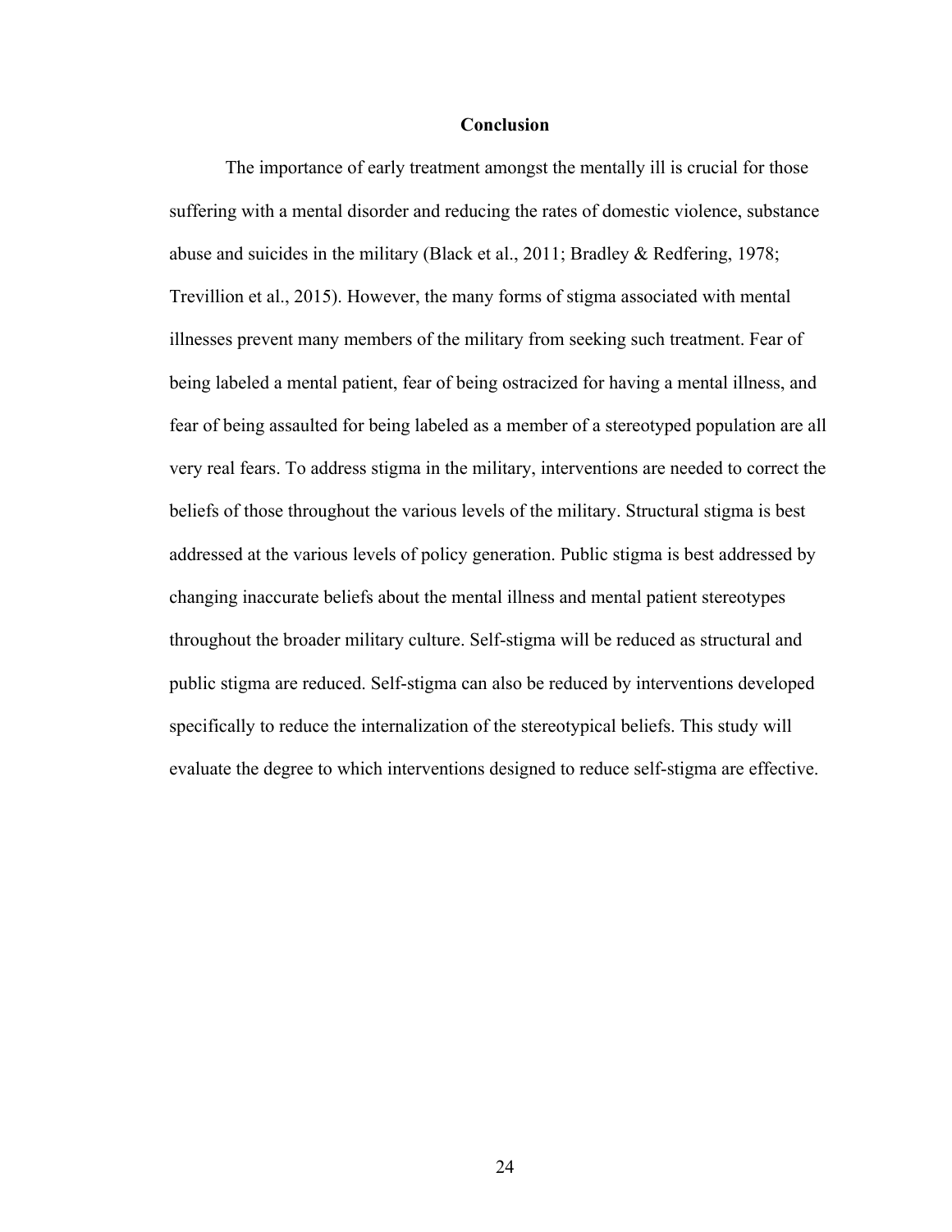## Conclusion

The importance of early treatment amongst the mentally ill is crucial for those suffering with a mental disorder and reducing the rates of domestic violence, substance abuse and suicides in the military (Black et al., 2011; Bradley & Redfering, 1978; Trevillion et al., 2015). However, the many forms of stigma associated with mental illnesses prevent many members of the military from seeking such treatment. Fear of being labeled a mental patient, fear of being ostracized for having a mental illness, and fear of being assaulted for being labeled as a member of a stereotyped population are all very real fears. To address stigma in the military, interventions are needed to correct the beliefs of those throughout the various levels of the military. Structural stigma is best addressed at the various levels of policy generation. Public stigma is best addressed by changing inaccurate beliefs about the mental illness and mental patient stereotypes throughout the broader military culture. Self-stigma will be reduced as structural and public stigma are reduced. Self-stigma can also be reduced by interventions developed specifically to reduce the internalization of the stereotypical beliefs. This study will evaluate the degree to which interventions designed to reduce self-stigma are effective.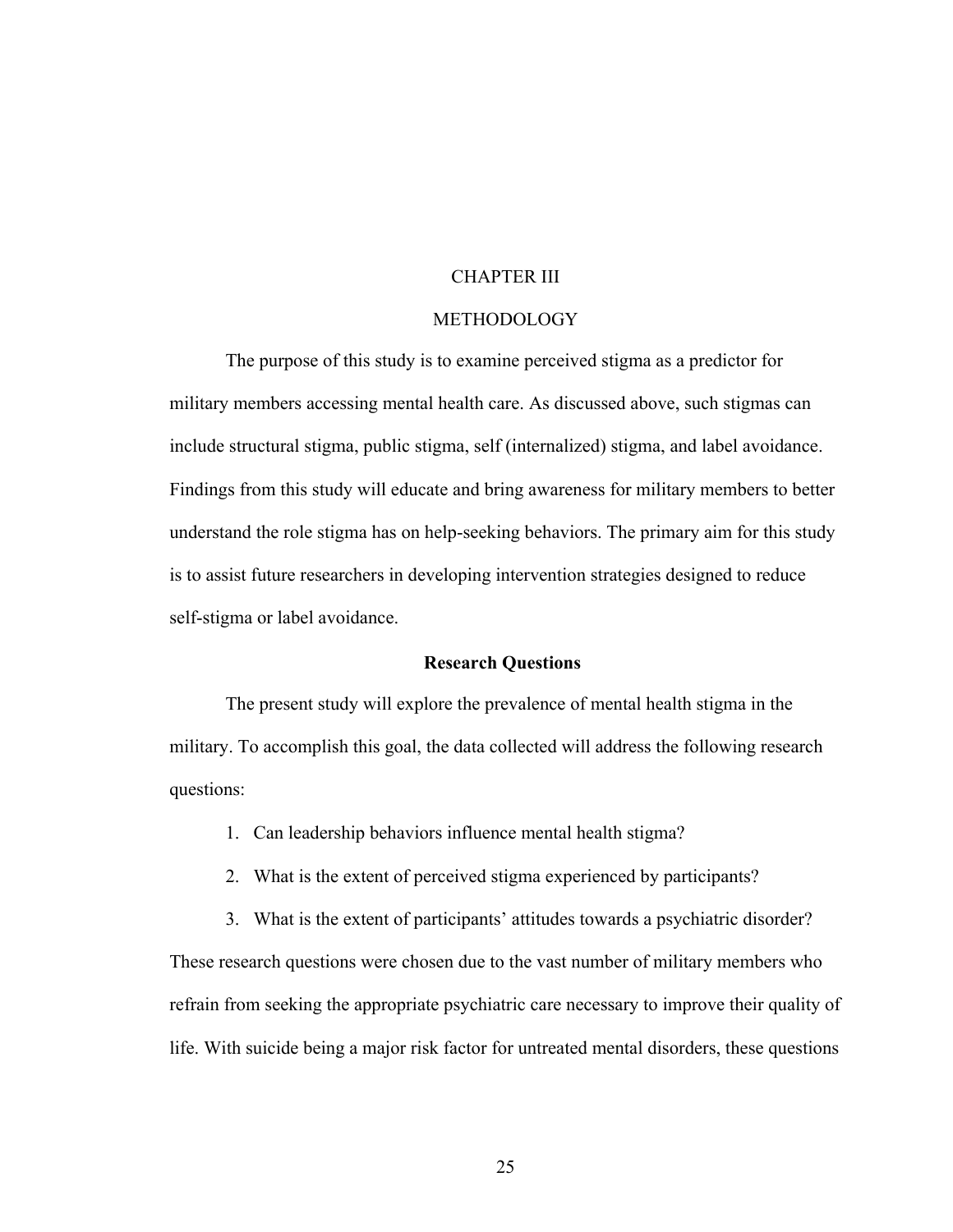# CHAPTER III

# METHODOLOGY

The purpose of this study is to examine perceived stigma as a predictor for military members accessing mental health care. As discussed above, such stigmas can include structural stigma, public stigma, self (internalized) stigma, and label avoidance. Findings from this study will educate and bring awareness for military members to better understand the role stigma has on help-seeking behaviors. The primary aim for this study is to assist future researchers in developing intervention strategies designed to reduce self-stigma or label avoidance.

## Research Questions

The present study will explore the prevalence of mental health stigma in the military. To accomplish this goal, the data collected will address the following research questions:

1. Can leadership behaviors influence mental health stigma?
2. What is the extent of perceived stigma experienced by participants?
3. What is the extent of participants' attitudes towards a psychiatric disorder?

These research questions were chosen due to the vast number of military members who refrain from seeking the appropriate psychiatric care necessary to improve their quality of life. With suicide being a major risk factor for untreated mental disorders, these questions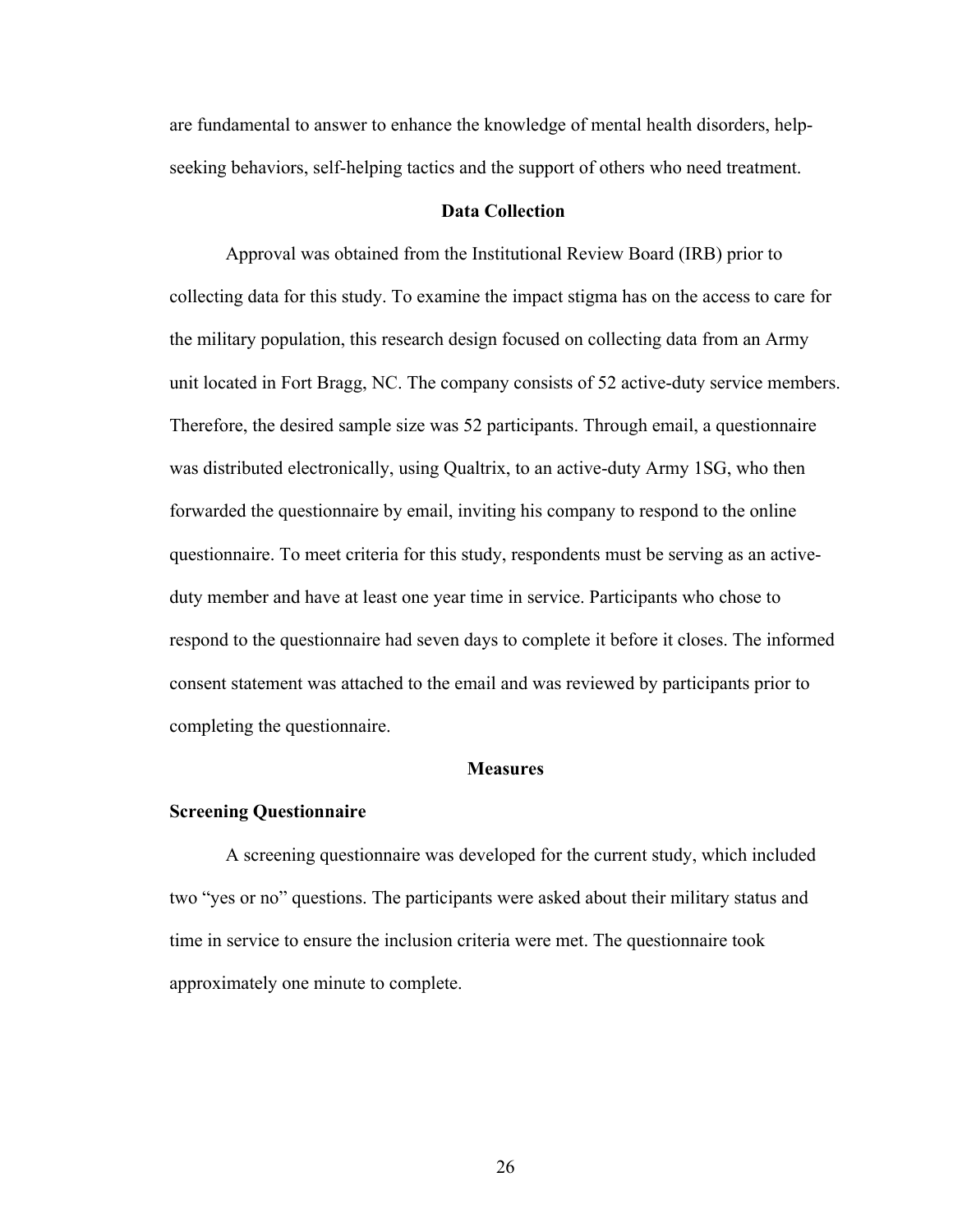are fundamental to answer to enhance the knowledge of mental health disorders, help-seeking behaviors, self-helping tactics and the support of others who need treatment.

## Data Collection

Approval was obtained from the Institutional Review Board (IRB) prior to collecting data for this study. To examine the impact stigma has on the access to care for the military population, this research design focused on collecting data from an Army unit located in Fort Bragg, NC. The company consists of 52 active-duty service members. Therefore, the desired sample size was 52 participants. Through email, a questionnaire was distributed electronically, using Qualtrix, to an active-duty Army 1SG, who then forwarded the questionnaire by email, inviting his company to respond to the online questionnaire. To meet criteria for this study, respondents must be serving as an active-duty member and have at least one year time in service. Participants who chose to respond to the questionnaire had seven days to complete it before it closes. The informed consent statement was attached to the email and was reviewed by participants prior to completing the questionnaire.

## Measures

### Screening Questionnaire

A screening questionnaire was developed for the current study, which included two "yes or no" questions. The participants were asked about their military status and time in service to ensure the inclusion criteria were met. The questionnaire took approximately one minute to complete.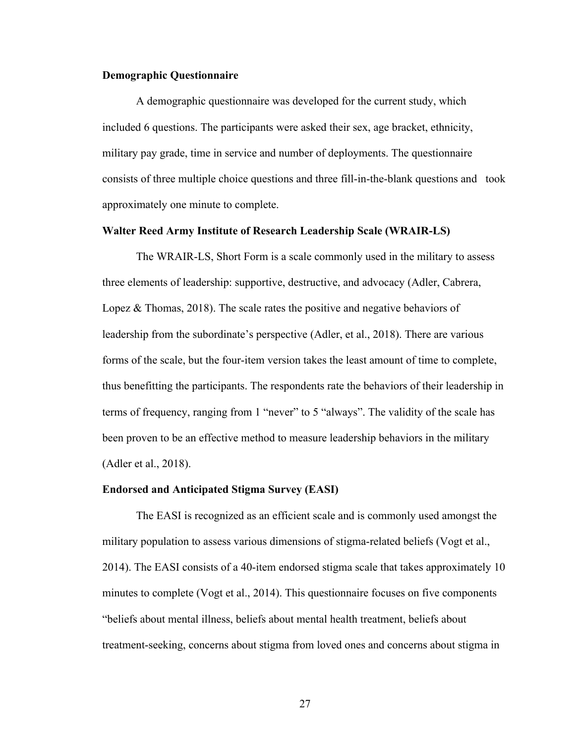**Demographic Questionnaire**

A demographic questionnaire was developed for the current study, which included 6 questions. The participants were asked their sex, age bracket, ethnicity, military pay grade, time in service and number of deployments. The questionnaire consists of three multiple choice questions and three fill-in-the-blank questions and took approximately one minute to complete.

**Walter Reed Army Institute of Research Leadership Scale (WRAIR-LS)**

The WRAIR-LS, Short Form is a scale commonly used in the military to assess three elements of leadership: supportive, destructive, and advocacy (Adler, Cabrera, Lopez & Thomas, 2018). The scale rates the positive and negative behaviors of leadership from the subordinate's perspective (Adler, et al., 2018). There are various forms of the scale, but the four-item version takes the least amount of time to complete, thus benefitting the participants. The respondents rate the behaviors of their leadership in terms of frequency, ranging from 1 "never" to 5 "always". The validity of the scale has been proven to be an effective method to measure leadership behaviors in the military (Adler et al., 2018).

**Endorsed and Anticipated Stigma Survey (EASI)**

The EASI is recognized as an efficient scale and is commonly used amongst the military population to assess various dimensions of stigma-related beliefs (Vogt et al., 2014). The EASI consists of a 40-item endorsed stigma scale that takes approximately 10 minutes to complete (Vogt et al., 2014). This questionnaire focuses on five components "beliefs about mental illness, beliefs about mental health treatment, beliefs about treatment-seeking, concerns about stigma from loved ones and concerns about stigma in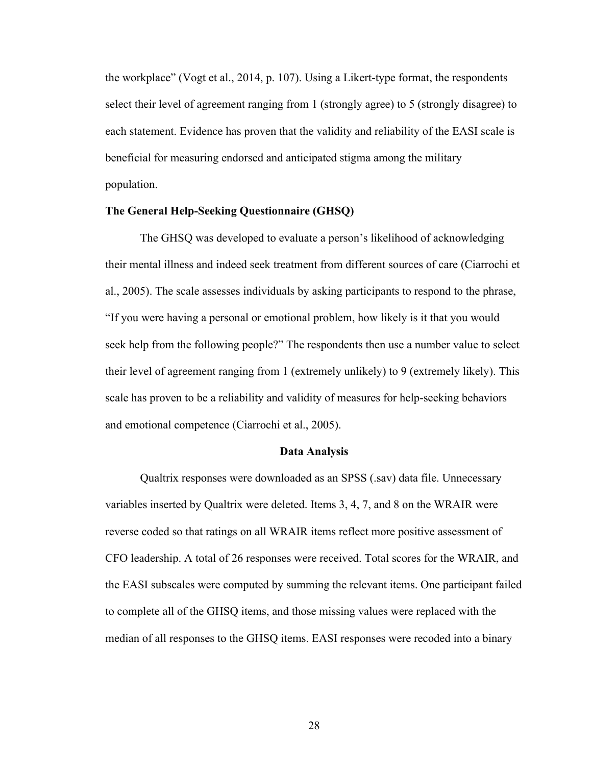the workplace" (Vogt et al., 2014, p. 107). Using a Likert-type format, the respondents select their level of agreement ranging from 1 (strongly agree) to 5 (strongly disagree) to each statement. Evidence has proven that the validity and reliability of the EASI scale is beneficial for measuring endorsed and anticipated stigma among the military population.

### The General Help-Seeking Questionnaire (GHSQ)

The GHSQ was developed to evaluate a person's likelihood of acknowledging their mental illness and indeed seek treatment from different sources of care (Ciarrochi et al., 2005). The scale assesses individuals by asking participants to respond to the phrase, "If you were having a personal or emotional problem, how likely is it that you would seek help from the following people?" The respondents then use a number value to select their level of agreement ranging from 1 (extremely unlikely) to 9 (extremely likely). This scale has proven to be a reliability and validity of measures for help-seeking behaviors and emotional competence (Ciarrochi et al., 2005).

## Data Analysis

Qualtrix responses were downloaded as an SPSS (.sav) data file. Unnecessary variables inserted by Qualtrix were deleted. Items 3, 4, 7, and 8 on the WRAIR were reverse coded so that ratings on all WRAIR items reflect more positive assessment of CFO leadership. A total of 26 responses were received. Total scores for the WRAIR, and the EASI subscales were computed by summing the relevant items. One participant failed to complete all of the GHSQ items, and those missing values were replaced with the median of all responses to the GHSQ items. EASI responses were recoded into a binary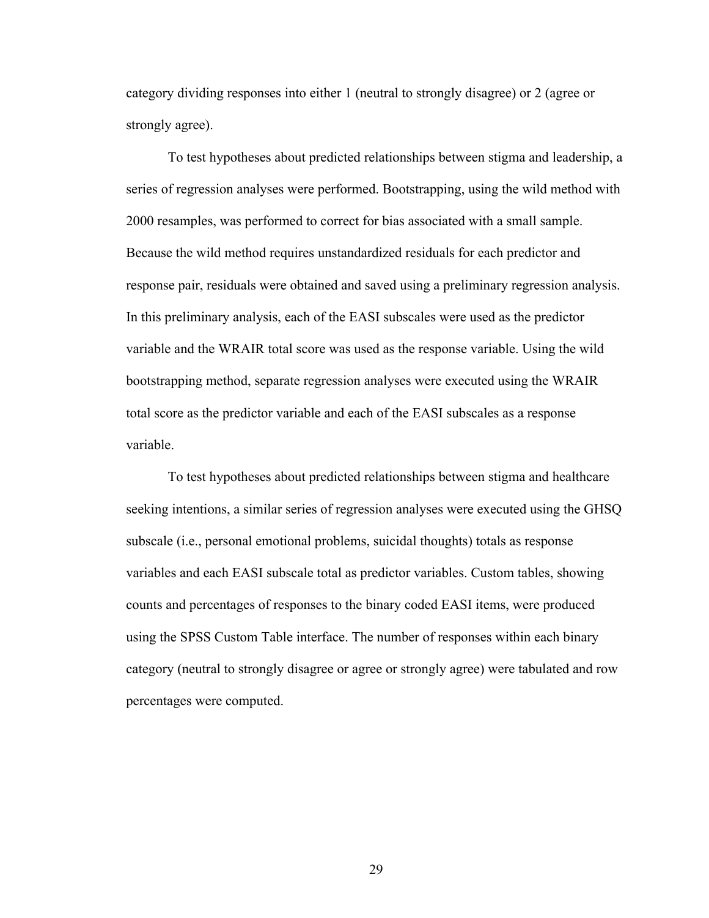category dividing responses into either 1 (neutral to strongly disagree) or 2 (agree or strongly agree).

To test hypotheses about predicted relationships between stigma and leadership, a series of regression analyses were performed. Bootstrapping, using the wild method with 2000 resamples, was performed to correct for bias associated with a small sample. Because the wild method requires unstandardized residuals for each predictor and response pair, residuals were obtained and saved using a preliminary regression analysis. In this preliminary analysis, each of the EASI subscales were used as the predictor variable and the WRAIR total score was used as the response variable. Using the wild bootstrapping method, separate regression analyses were executed using the WRAIR total score as the predictor variable and each of the EASI subscales as a response variable.

To test hypotheses about predicted relationships between stigma and healthcare seeking intentions, a similar series of regression analyses were executed using the GHSQ subscale (i.e., personal emotional problems, suicidal thoughts) totals as response variables and each EASI subscale total as predictor variables. Custom tables, showing counts and percentages of responses to the binary coded EASI items, were produced using the SPSS Custom Table interface. The number of responses within each binary category (neutral to strongly disagree or agree or strongly agree) were tabulated and row percentages were computed.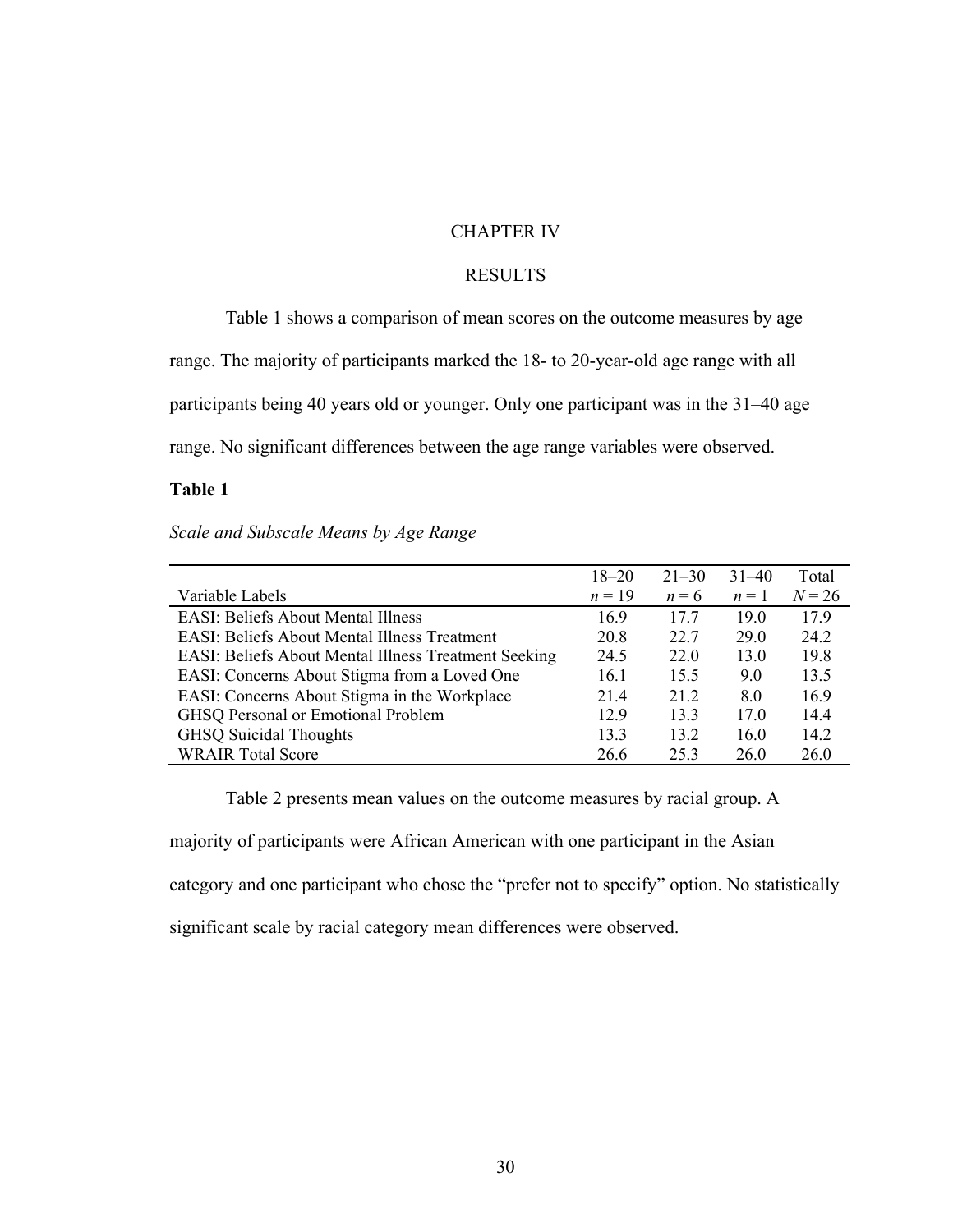# CHAPTER IV

## RESULTS

Table 1 shows a comparison of mean scores on the outcome measures by age range. The majority of participants marked the 18- to 20-year-old age range with all participants being 40 years old or younger. Only one participant was in the 31–40 age range. No significant differences between the age range variables were observed.

**Table 1**

*Scale and Subscale Means by Age Range*

| Variable Labels | 18–20<br>$n = 19$ | 21–30<br>$n = 6$ | 31–40<br>$n = 1$ | Total<br>$N = 26$ |
|---|---|---|---|---|
| EASI: Beliefs About Mental Illness | 16.9 | 17.7 | 19.0 | 17.9 |
| EASI: Beliefs About Mental Illness Treatment | 20.8 | 22.7 | 29.0 | 24.2 |
| EASI: Beliefs About Mental Illness Treatment Seeking | 24.5 | 22.0 | 13.0 | 19.8 |
| EASI: Concerns About Stigma from a Loved One | 16.1 | 15.5 | 9.0 | 13.5 |
| EASI: Concerns About Stigma in the Workplace | 21.4 | 21.2 | 8.0 | 16.9 |
| GHSQ Personal or Emotional Problem | 12.9 | 13.3 | 17.0 | 14.4 |
| GHSQ Suicidal Thoughts | 13.3 | 13.2 | 16.0 | 14.2 |
| WRAIR Total Score | 26.6 | 25.3 | 26.0 | 26.0 |

Table 2 presents mean values on the outcome measures by racial group. A majority of participants were African American with one participant in the Asian category and one participant who chose the "prefer not to specify" option. No statistically significant scale by racial category mean differences were observed.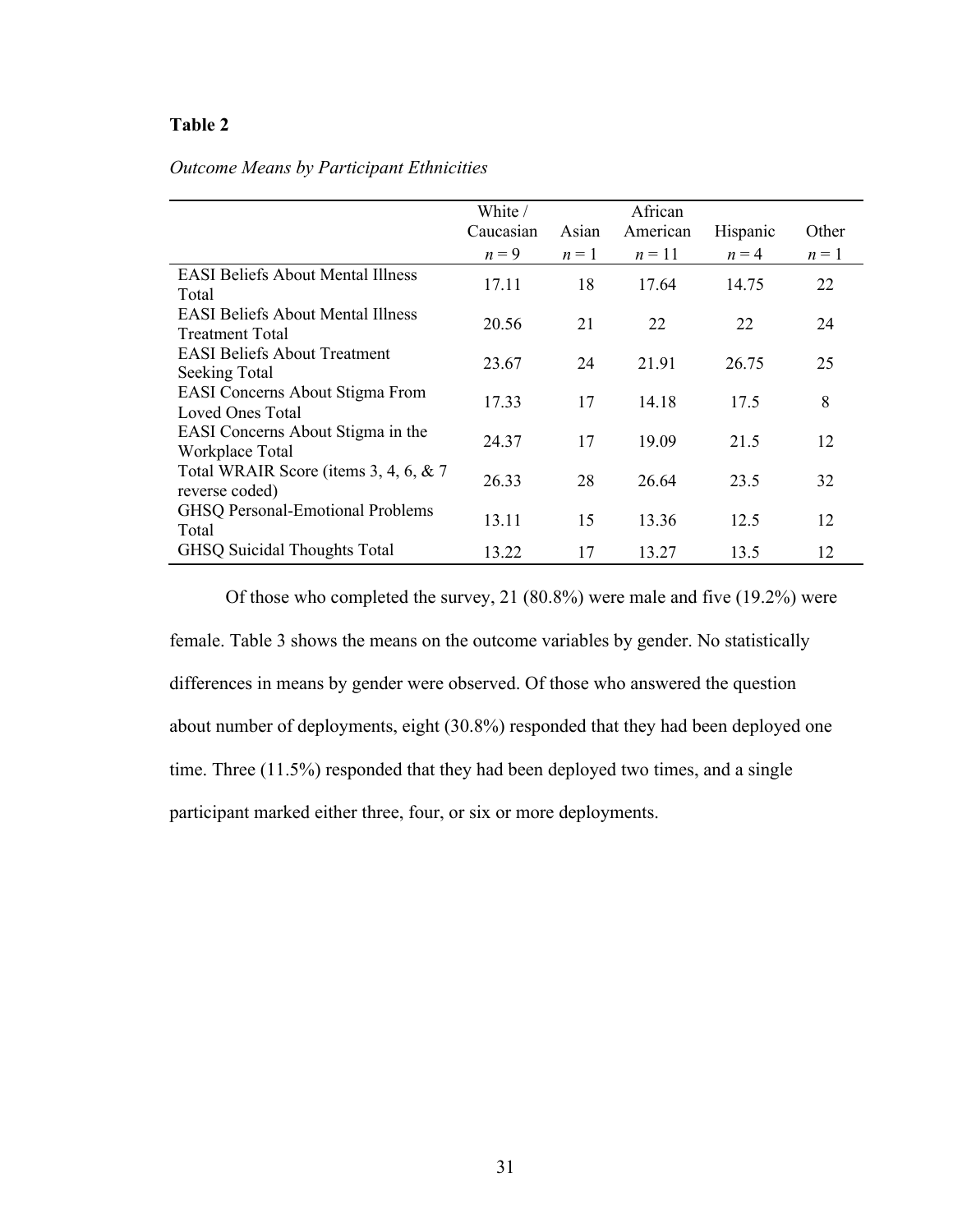**Table 2**

*Outcome Means by Participant Ethnicities*

| | White / Caucasian *n* = 9 | Asian *n* = 1 | African American *n* = 11 | Hispanic *n* = 4 | Other *n* = 1 |
|---|---|---|---|---|---|
| EASI Beliefs About Mental Illness Total | 17.11 | 18 | 17.64 | 14.75 | 22 |
| EASI Beliefs About Mental Illness Treatment Total | 20.56 | 21 | 22 | 22 | 24 |
| EASI Beliefs About Treatment Seeking Total | 23.67 | 24 | 21.91 | 26.75 | 25 |
| EASI Concerns About Stigma From Loved Ones Total | 17.33 | 17 | 14.18 | 17.5 | 8 |
| EASI Concerns About Stigma in the Workplace Total | 24.37 | 17 | 19.09 | 21.5 | 12 |
| Total WRAIR Score (items 3, 4, 6, & 7 reverse coded) | 26.33 | 28 | 26.64 | 23.5 | 32 |
| GHSQ Personal-Emotional Problems Total | 13.11 | 15 | 13.36 | 12.5 | 12 |
| GHSQ Suicidal Thoughts Total | 13.22 | 17 | 13.27 | 13.5 | 12 |

Of those who completed the survey, 21 (80.8%) were male and five (19.2%) were female. Table 3 shows the means on the outcome variables by gender. No statistically differences in means by gender were observed. Of those who answered the question about number of deployments, eight (30.8%) responded that they had been deployed one time. Three (11.5%) responded that they had been deployed two times, and a single participant marked either three, four, or six or more deployments.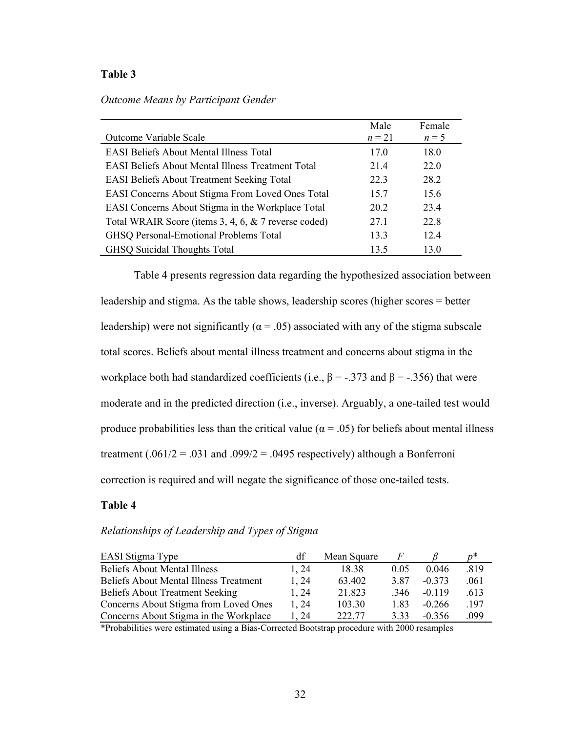**Table 3**

*Outcome Means by Participant Gender*

| Outcome Variable Scale | Male $n = 21$ | Female $n = 5$ |
|---|---|---|
| EASI Beliefs About Mental Illness Total | 17.0 | 18.0 |
| EASI Beliefs About Mental Illness Treatment Total | 21.4 | 22.0 |
| EASI Beliefs About Treatment Seeking Total | 22.3 | 28.2 |
| EASI Concerns About Stigma From Loved Ones Total | 15.7 | 15.6 |
| EASI Concerns About Stigma in the Workplace Total | 20.2 | 23.4 |
| Total WRAIR Score (items 3, 4, 6, & 7 reverse coded) | 27.1 | 22.8 |
| GHSQ Personal-Emotional Problems Total | 13.3 | 12.4 |
| GHSQ Suicidal Thoughts Total | 13.5 | 13.0 |

Table 4 presents regression data regarding the hypothesized association between leadership and stigma. As the table shows, leadership scores (higher scores = better leadership) were not significantly ($\alpha = .05$) associated with any of the stigma subscale total scores. Beliefs about mental illness treatment and concerns about stigma in the workplace both had standardized coefficients (i.e., $\beta = -.373$ and $\beta = -.356$) that were moderate and in the predicted direction (i.e., inverse). Arguably, a one-tailed test would produce probabilities less than the critical value ($\alpha = .05$) for beliefs about mental illness treatment ($.061/2 = .031$ and $.099/2 = .0495$ respectively) although a Bonferroni correction is required and will negate the significance of those one-tailed tests.

**Table 4**

*Relationships of Leadership and Types of Stigma*

| EASI Stigma Type | df | Mean Square | $F$ | $\beta$ | $p$* |
|---|---|---|---|---|---|
| Beliefs About Mental Illness | 1, 24 | 18.38 | 0.05 | 0.046 | .819 |
| Beliefs About Mental Illness Treatment | 1, 24 | 63.402 | 3.87 | -0.373 | .061 |
| Beliefs About Treatment Seeking | 1, 24 | 21.823 | .346 | -0.119 | .613 |
| Concerns About Stigma from Loved Ones | 1, 24 | 103.30 | 1.83 | -0.266 | .197 |
| Concerns About Stigma in the Workplace | 1, 24 | 222.77 | 3.33 | -0.356 | .099 |

*Probabilities were estimated using a Bias-Corrected Bootstrap procedure with 2000 resamples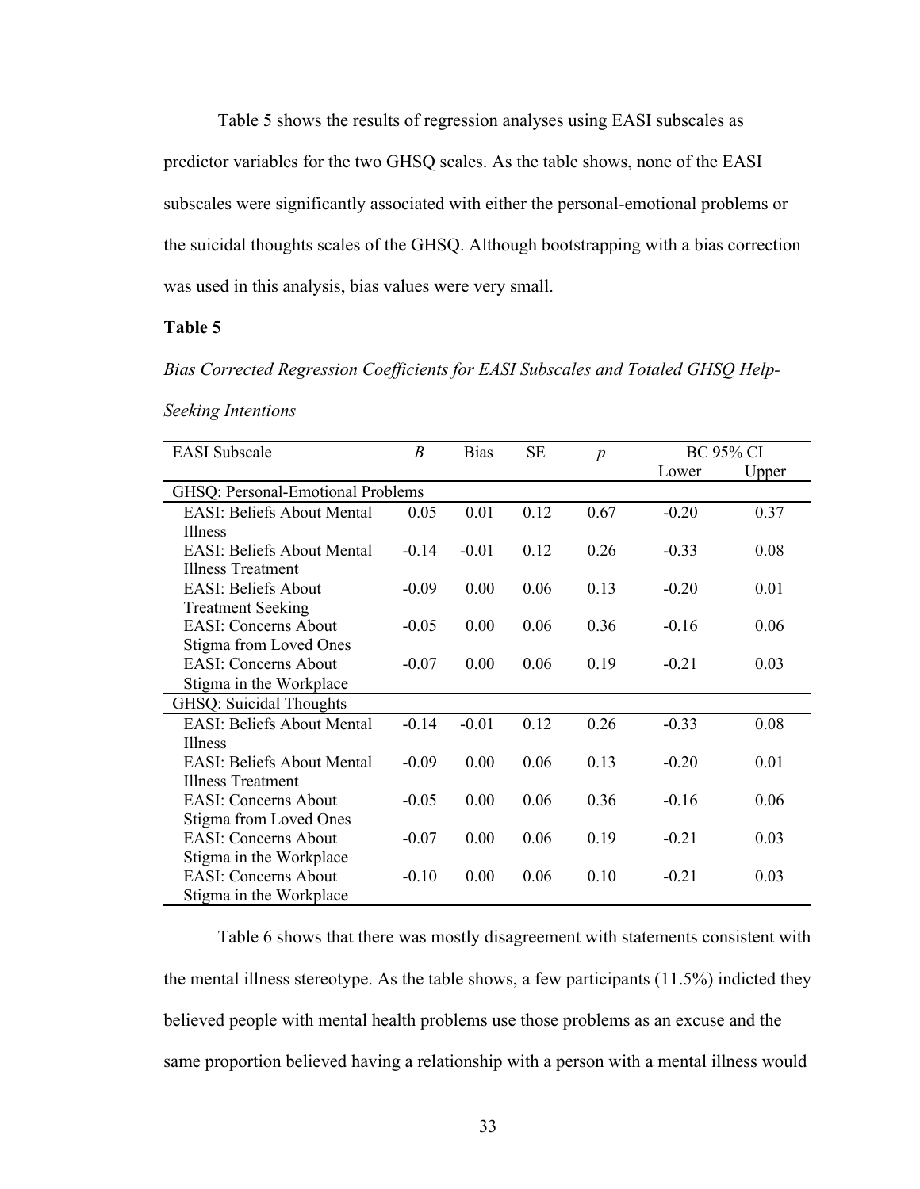Table 5 shows the results of regression analyses using EASI subscales as predictor variables for the two GHSQ scales. As the table shows, none of the EASI subscales were significantly associated with either the personal-emotional problems or the suicidal thoughts scales of the GHSQ. Although bootstrapping with a bias correction was used in this analysis, bias values were very small.

**Table 5**

*Bias Corrected Regression Coefficients for EASI Subscales and Totaled GHSQ Help-Seeking Intentions*

| EASI Subscale | *B* | Bias | SE | *p* | BC 95% CI | |
|---|---|---|---|---|---|---|
| | | | | | Lower | Upper |
| GHSQ: Personal-Emotional Problems | | | | | | |
| EASI: Beliefs About Mental Illness | 0.05 | 0.01 | 0.12 | 0.67 | -0.20 | 0.37 |
| EASI: Beliefs About Mental Illness Treatment | -0.14 | -0.01 | 0.12 | 0.26 | -0.33 | 0.08 |
| EASI: Beliefs About Treatment Seeking | -0.09 | 0.00 | 0.06 | 0.13 | -0.20 | 0.01 |
| EASI: Concerns About Stigma from Loved Ones | -0.05 | 0.00 | 0.06 | 0.36 | -0.16 | 0.06 |
| EASI: Concerns About Stigma in the Workplace | -0.07 | 0.00 | 0.06 | 0.19 | -0.21 | 0.03 |
| GHSQ: Suicidal Thoughts | | | | | | |
| EASI: Beliefs About Mental Illness | -0.14 | -0.01 | 0.12 | 0.26 | -0.33 | 0.08 |
| EASI: Beliefs About Mental Illness Treatment | -0.09 | 0.00 | 0.06 | 0.13 | -0.20 | 0.01 |
| EASI: Concerns About Stigma from Loved Ones | -0.05 | 0.00 | 0.06 | 0.36 | -0.16 | 0.06 |
| EASI: Concerns About Stigma in the Workplace | -0.07 | 0.00 | 0.06 | 0.19 | -0.21 | 0.03 |
| EASI: Concerns About Stigma in the Workplace | -0.10 | 0.00 | 0.06 | 0.10 | -0.21 | 0.03 |

Table 6 shows that there was mostly disagreement with statements consistent with the mental illness stereotype. As the table shows, a few participants (11.5%) indicted they believed people with mental health problems use those problems as an excuse and the same proportion believed having a relationship with a person with a mental illness would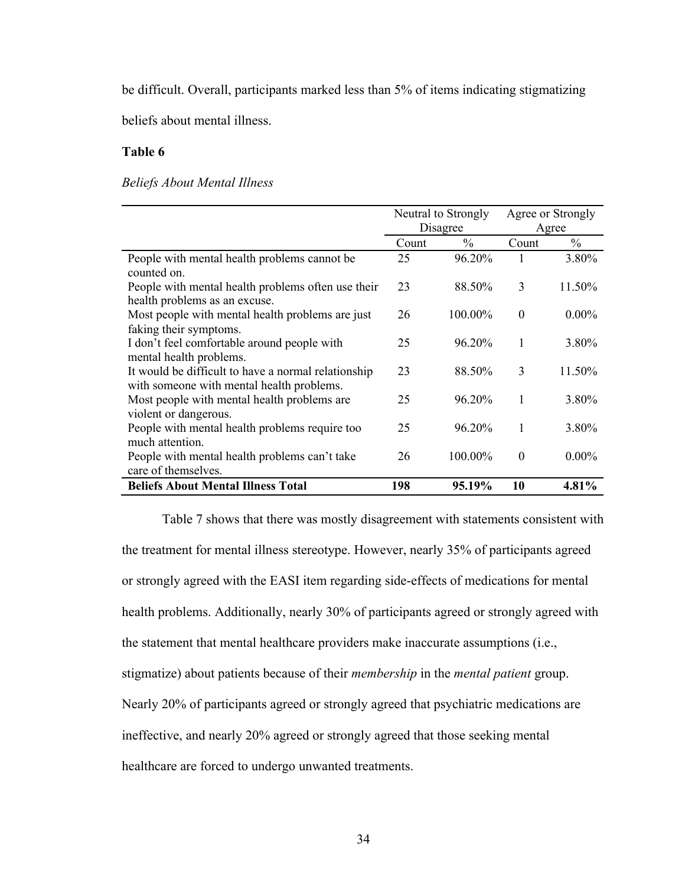be difficult. Overall, participants marked less than 5% of items indicating stigmatizing beliefs about mental illness.

**Table 6**

*Beliefs About Mental Illness*

| | Neutral to Strongly Disagree | | Agree or Strongly Agree | |
|---|---|---|---|---|
| | Count | % | Count | % |
| People with mental health problems cannot be counted on. | 25 | 96.20% | 1 | 3.80% |
| People with mental health problems often use their health problems as an excuse. | 23 | 88.50% | 3 | 11.50% |
| Most people with mental health problems are just faking their symptoms. | 26 | 100.00% | 0 | 0.00% |
| I don't feel comfortable around people with mental health problems. | 25 | 96.20% | 1 | 3.80% |
| It would be difficult to have a normal relationship with someone with mental health problems. | 23 | 88.50% | 3 | 11.50% |
| Most people with mental health problems are violent or dangerous. | 25 | 96.20% | 1 | 3.80% |
| People with mental health problems require too much attention. | 25 | 96.20% | 1 | 3.80% |
| People with mental health problems can't take care of themselves. | 26 | 100.00% | 0 | 0.00% |
| **Beliefs About Mental Illness Total** | **198** | **95.19%** | **10** | **4.81%** |

Table 7 shows that there was mostly disagreement with statements consistent with the treatment for mental illness stereotype. However, nearly 35% of participants agreed or strongly agreed with the EASI item regarding side-effects of medications for mental health problems. Additionally, nearly 30% of participants agreed or strongly agreed with the statement that mental healthcare providers make inaccurate assumptions (i.e., stigmatize) about patients because of their *membership* in the *mental patient* group. Nearly 20% of participants agreed or strongly agreed that psychiatric medications are ineffective, and nearly 20% agreed or strongly agreed that those seeking mental healthcare are forced to undergo unwanted treatments.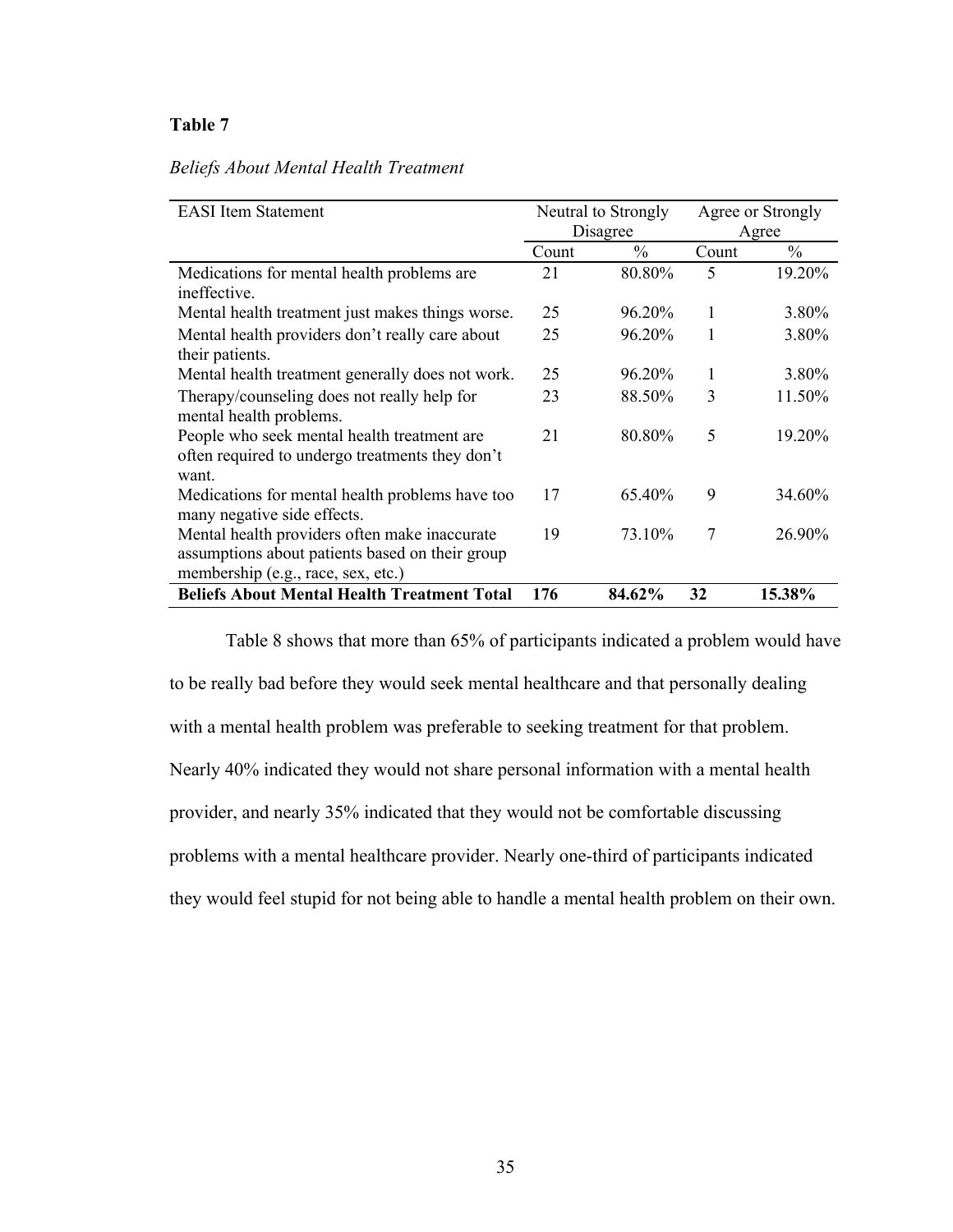**Table 7**

*Beliefs About Mental Health Treatment*

| EASI Item Statement | Neutral to Strongly Disagree | | Agree or Strongly Agree | |
|---|---|---|---|---|
| | Count | % | Count | % |
| Medications for mental health problems are ineffective. | 21 | 80.80% | 5 | 19.20% |
| Mental health treatment just makes things worse. | 25 | 96.20% | 1 | 3.80% |
| Mental health providers don't really care about their patients. | 25 | 96.20% | 1 | 3.80% |
| Mental health treatment generally does not work. | 25 | 96.20% | 1 | 3.80% |
| Therapy/counseling does not really help for mental health problems. | 23 | 88.50% | 3 | 11.50% |
| People who seek mental health treatment are often required to undergo treatments they don't want. | 21 | 80.80% | 5 | 19.20% |
| Medications for mental health problems have too many negative side effects. | 17 | 65.40% | 9 | 34.60% |
| Mental health providers often make inaccurate assumptions about patients based on their group membership (e.g., race, sex, etc.) | 19 | 73.10% | 7 | 26.90% |
| **Beliefs About Mental Health Treatment Total** | **176** | **84.62%** | **32** | **15.38%** |

Table 8 shows that more than 65% of participants indicated a problem would have to be really bad before they would seek mental healthcare and that personally dealing with a mental health problem was preferable to seeking treatment for that problem. Nearly 40% indicated they would not share personal information with a mental health provider, and nearly 35% indicated that they would not be comfortable discussing problems with a mental healthcare provider. Nearly one-third of participants indicated they would feel stupid for not being able to handle a mental health problem on their own.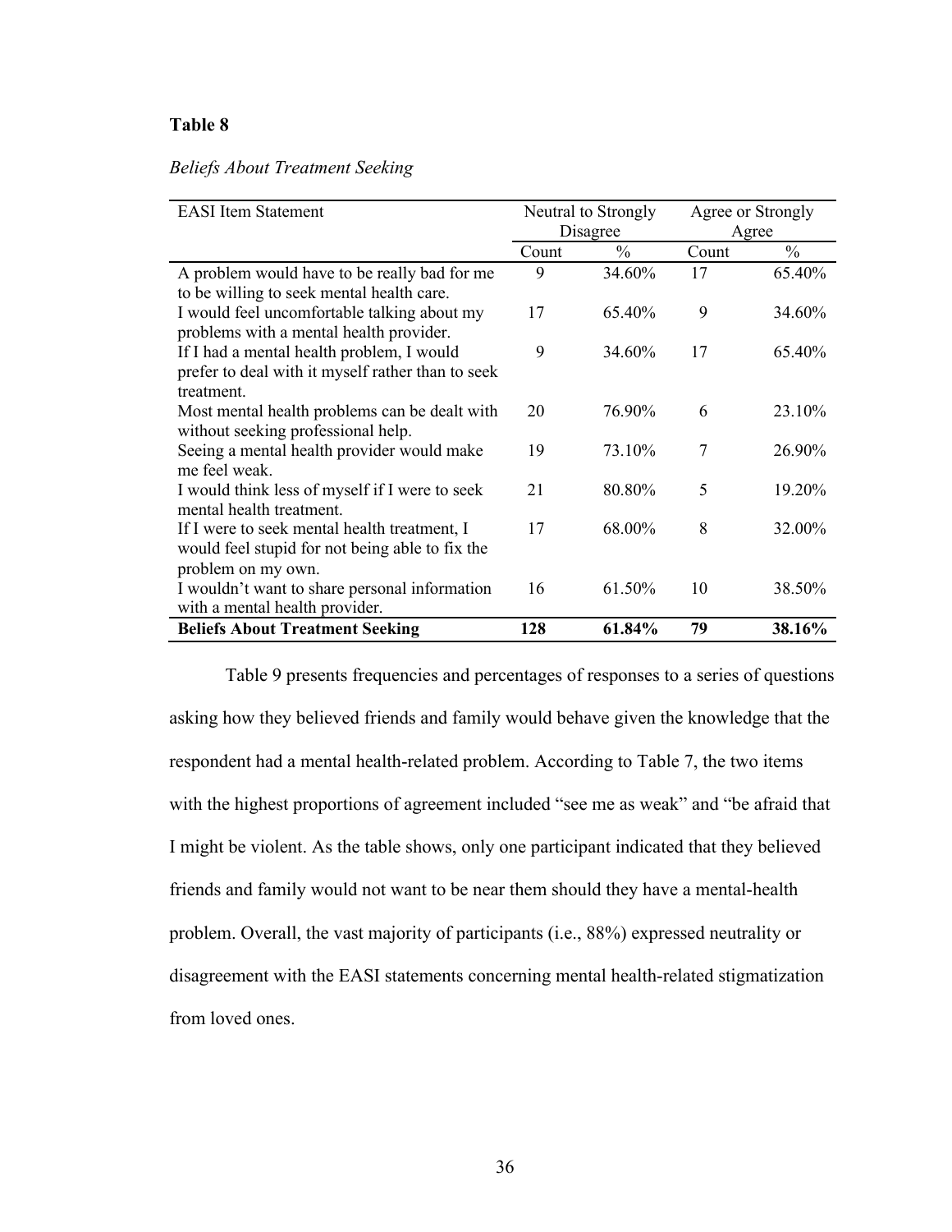**Table 8**

*Beliefs About Treatment Seeking*

| EASI Item Statement | Neutral to Strongly Disagree | | Agree or Strongly Agree | |
|---|---|---|---|---|
| | Count | % | Count | % |
| A problem would have to be really bad for me to be willing to seek mental health care. | 9 | 34.60% | 17 | 65.40% |
| I would feel uncomfortable talking about my problems with a mental health provider. | 17 | 65.40% | 9 | 34.60% |
| If I had a mental health problem, I would prefer to deal with it myself rather than to seek treatment. | 9 | 34.60% | 17 | 65.40% |
| Most mental health problems can be dealt with without seeking professional help. | 20 | 76.90% | 6 | 23.10% |
| Seeing a mental health provider would make me feel weak. | 19 | 73.10% | 7 | 26.90% |
| I would think less of myself if I were to seek mental health treatment. | 21 | 80.80% | 5 | 19.20% |
| If I were to seek mental health treatment, I would feel stupid for not being able to fix the problem on my own. | 17 | 68.00% | 8 | 32.00% |
| I wouldn't want to share personal information with a mental health provider. | 16 | 61.50% | 10 | 38.50% |
| **Beliefs About Treatment Seeking** | **128** | **61.84%** | **79** | **38.16%** |

Table 9 presents frequencies and percentages of responses to a series of questions asking how they believed friends and family would behave given the knowledge that the respondent had a mental health-related problem. According to Table 7, the two items with the highest proportions of agreement included "see me as weak" and "be afraid that I might be violent. As the table shows, only one participant indicated that they believed friends and family would not want to be near them should they have a mental-health problem. Overall, the vast majority of participants (i.e., 88%) expressed neutrality or disagreement with the EASI statements concerning mental health-related stigmatization from loved ones.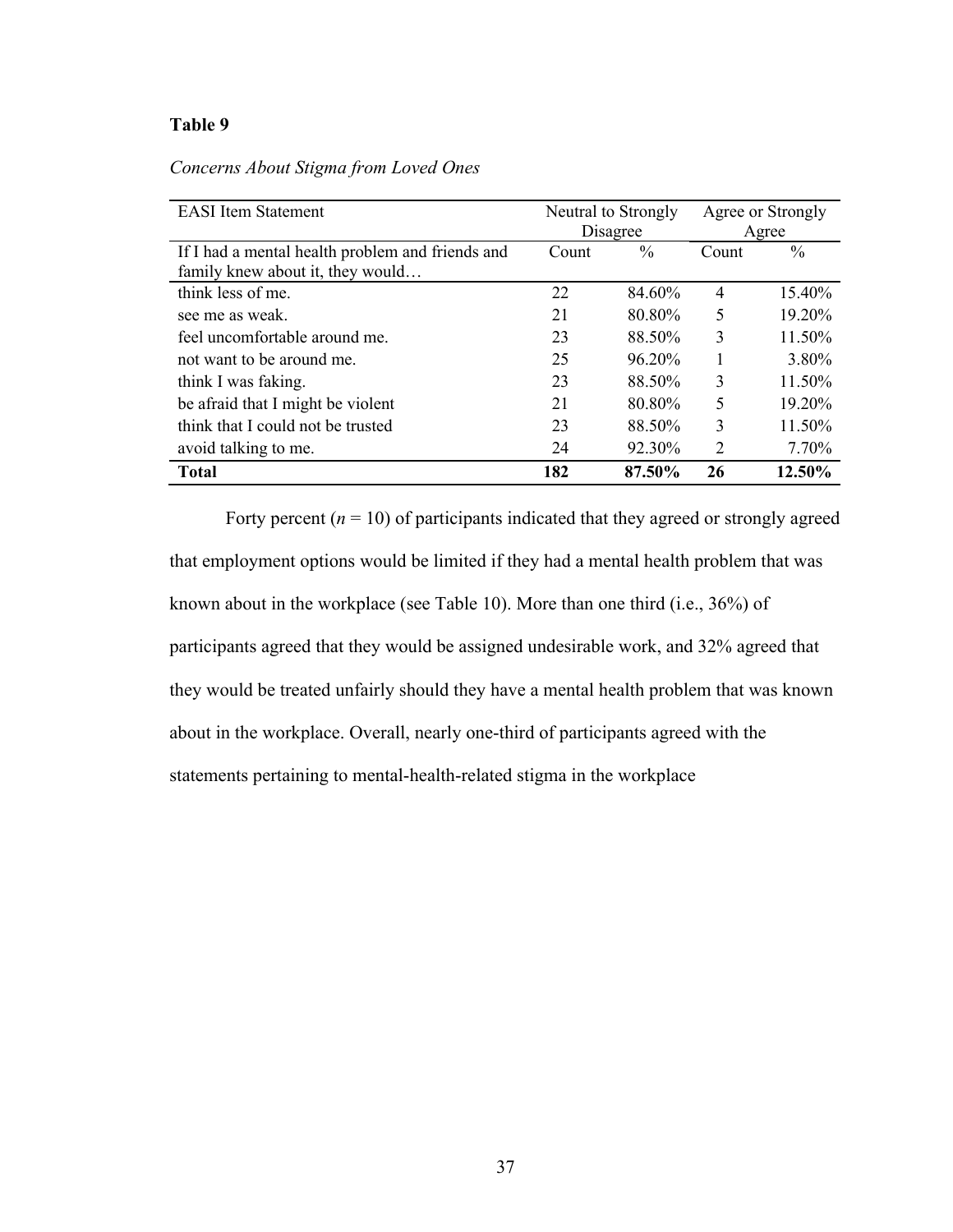**Table 9**

*Concerns About Stigma from Loved Ones*

| EASI Item Statement | Neutral to Strongly Disagree | | Agree or Strongly Agree | |
|---|---|---|---|---|
| If I had a mental health problem and friends and family knew about it, they would… | Count | % | Count | % |
| think less of me. | 22 | 84.60% | 4 | 15.40% |
| see me as weak. | 21 | 80.80% | 5 | 19.20% |
| feel uncomfortable around me. | 23 | 88.50% | 3 | 11.50% |
| not want to be around me. | 25 | 96.20% | 1 | 3.80% |
| think I was faking. | 23 | 88.50% | 3 | 11.50% |
| be afraid that I might be violent | 21 | 80.80% | 5 | 19.20% |
| think that I could not be trusted | 23 | 88.50% | 3 | 11.50% |
| avoid talking to me. | 24 | 92.30% | 2 | 7.70% |
| **Total** | **182** | **87.50%** | **26** | **12.50%** |

Forty percent ($n = 10$) of participants indicated that they agreed or strongly agreed that employment options would be limited if they had a mental health problem that was known about in the workplace (see Table 10). More than one third (i.e., 36%) of participants agreed that they would be assigned undesirable work, and 32% agreed that they would be treated unfairly should they have a mental health problem that was known about in the workplace. Overall, nearly one-third of participants agreed with the statements pertaining to mental-health-related stigma in the workplace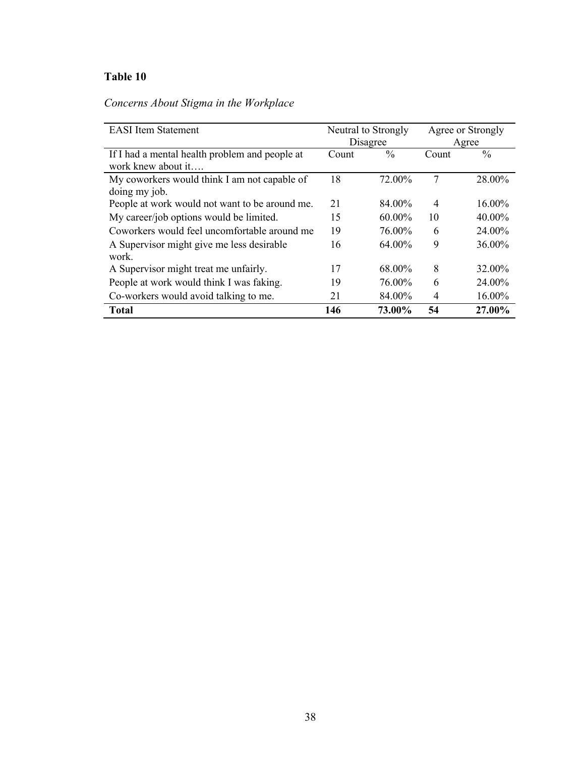**Table 10**

*Concerns About Stigma in the Workplace*

| EASI Item Statement | Neutral to Strongly Disagree | | Agree or Strongly Agree | |
|---|---|---|---|---|
| If I had a mental health problem and people at work knew about it…. | Count | % | Count | % |
| My coworkers would think I am not capable of doing my job. | 18 | 72.00% | 7 | 28.00% |
| People at work would not want to be around me. | 21 | 84.00% | 4 | 16.00% |
| My career/job options would be limited. | 15 | 60.00% | 10 | 40.00% |
| Coworkers would feel uncomfortable around me | 19 | 76.00% | 6 | 24.00% |
| A Supervisor might give me less desirable work. | 16 | 64.00% | 9 | 36.00% |
| A Supervisor might treat me unfairly. | 17 | 68.00% | 8 | 32.00% |
| People at work would think I was faking. | 19 | 76.00% | 6 | 24.00% |
| Co-workers would avoid talking to me. | 21 | 84.00% | 4 | 16.00% |
| **Total** | **146** | **73.00%** | **54** | **27.00%** |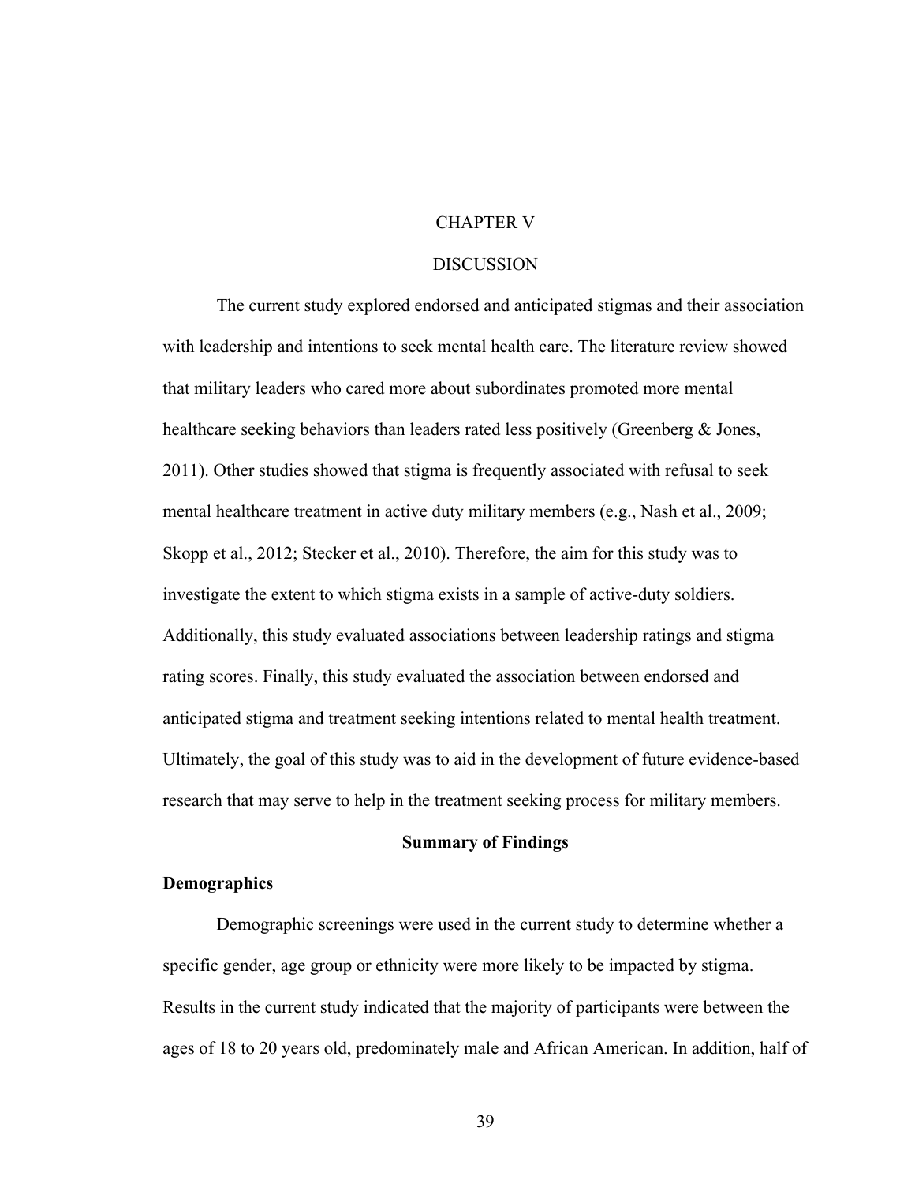# CHAPTER V

# DISCUSSION

The current study explored endorsed and anticipated stigmas and their association with leadership and intentions to seek mental health care. The literature review showed that military leaders who cared more about subordinates promoted more mental healthcare seeking behaviors than leaders rated less positively (Greenberg & Jones, 2011). Other studies showed that stigma is frequently associated with refusal to seek mental healthcare treatment in active duty military members (e.g., Nash et al., 2009; Skopp et al., 2012; Stecker et al., 2010). Therefore, the aim for this study was to investigate the extent to which stigma exists in a sample of active-duty soldiers. Additionally, this study evaluated associations between leadership ratings and stigma rating scores. Finally, this study evaluated the association between endorsed and anticipated stigma and treatment seeking intentions related to mental health treatment. Ultimately, the goal of this study was to aid in the development of future evidence-based research that may serve to help in the treatment seeking process for military members.

## Summary of Findings

### Demographics

Demographic screenings were used in the current study to determine whether a specific gender, age group or ethnicity were more likely to be impacted by stigma. Results in the current study indicated that the majority of participants were between the ages of 18 to 20 years old, predominately male and African American. In addition, half of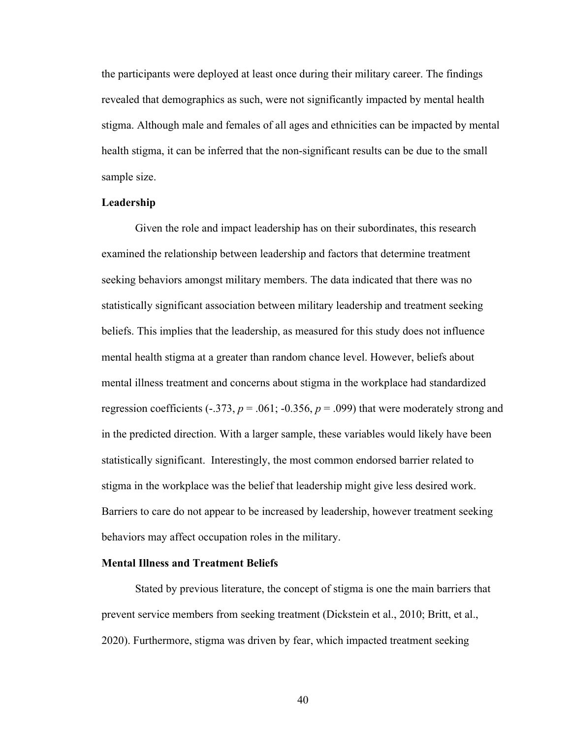the participants were deployed at least once during their military career. The findings revealed that demographics as such, were not significantly impacted by mental health stigma. Although male and females of all ages and ethnicities can be impacted by mental health stigma, it can be inferred that the non-significant results can be due to the small sample size.

**Leadership**

Given the role and impact leadership has on their subordinates, this research examined the relationship between leadership and factors that determine treatment seeking behaviors amongst military members. The data indicated that there was no statistically significant association between military leadership and treatment seeking beliefs. This implies that the leadership, as measured for this study does not influence mental health stigma at a greater than random chance level. However, beliefs about mental illness treatment and concerns about stigma in the workplace had standardized regression coefficients (-.373, $p$ = .061; -0.356, $p$ = .099) that were moderately strong and in the predicted direction. With a larger sample, these variables would likely have been statistically significant. Interestingly, the most common endorsed barrier related to stigma in the workplace was the belief that leadership might give less desired work. Barriers to care do not appear to be increased by leadership, however treatment seeking behaviors may affect occupation roles in the military.

**Mental Illness and Treatment Beliefs**

Stated by previous literature, the concept of stigma is one the main barriers that prevent service members from seeking treatment (Dickstein et al., 2010; Britt, et al., 2020). Furthermore, stigma was driven by fear, which impacted treatment seeking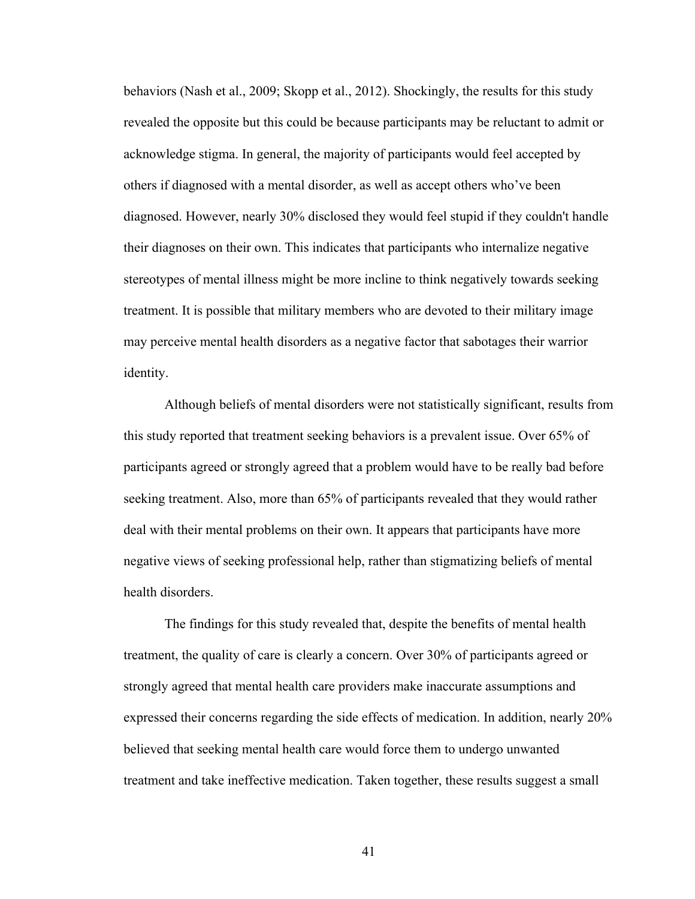behaviors (Nash et al., 2009; Skopp et al., 2012). Shockingly, the results for this study revealed the opposite but this could be because participants may be reluctant to admit or acknowledge stigma. In general, the majority of participants would feel accepted by others if diagnosed with a mental disorder, as well as accept others who've been diagnosed. However, nearly 30% disclosed they would feel stupid if they couldn't handle their diagnoses on their own. This indicates that participants who internalize negative stereotypes of mental illness might be more incline to think negatively towards seeking treatment. It is possible that military members who are devoted to their military image may perceive mental health disorders as a negative factor that sabotages their warrior identity.

Although beliefs of mental disorders were not statistically significant, results from this study reported that treatment seeking behaviors is a prevalent issue. Over 65% of participants agreed or strongly agreed that a problem would have to be really bad before seeking treatment. Also, more than 65% of participants revealed that they would rather deal with their mental problems on their own. It appears that participants have more negative views of seeking professional help, rather than stigmatizing beliefs of mental health disorders.

The findings for this study revealed that, despite the benefits of mental health treatment, the quality of care is clearly a concern. Over 30% of participants agreed or strongly agreed that mental health care providers make inaccurate assumptions and expressed their concerns regarding the side effects of medication. In addition, nearly 20% believed that seeking mental health care would force them to undergo unwanted treatment and take ineffective medication. Taken together, these results suggest a small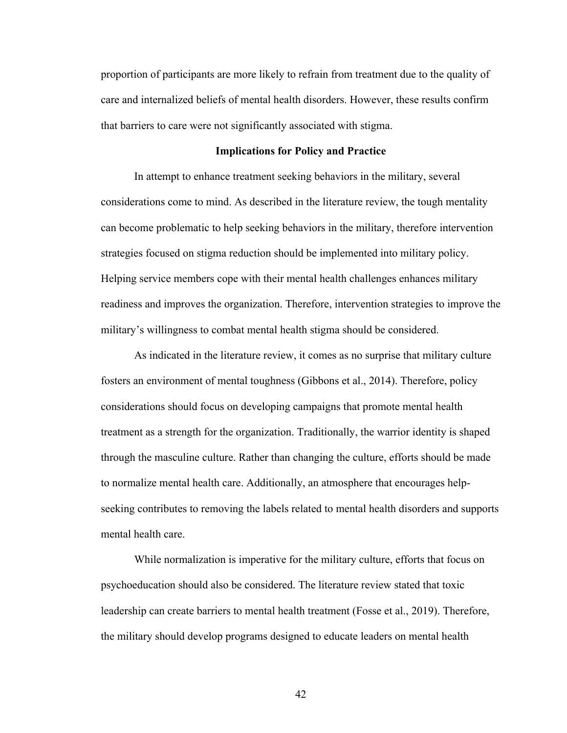proportion of participants are more likely to refrain from treatment due to the quality of care and internalized beliefs of mental health disorders. However, these results confirm that barriers to care were not significantly associated with stigma.

## Implications for Policy and Practice

In attempt to enhance treatment seeking behaviors in the military, several considerations come to mind. As described in the literature review, the tough mentality can become problematic to help seeking behaviors in the military, therefore intervention strategies focused on stigma reduction should be implemented into military policy. Helping service members cope with their mental health challenges enhances military readiness and improves the organization. Therefore, intervention strategies to improve the military's willingness to combat mental health stigma should be considered.

As indicated in the literature review, it comes as no surprise that military culture fosters an environment of mental toughness (Gibbons et al., 2014). Therefore, policy considerations should focus on developing campaigns that promote mental health treatment as a strength for the organization. Traditionally, the warrior identity is shaped through the masculine culture. Rather than changing the culture, efforts should be made to normalize mental health care. Additionally, an atmosphere that encourages help-seeking contributes to removing the labels related to mental health disorders and supports mental health care.

While normalization is imperative for the military culture, efforts that focus on psychoeducation should also be considered. The literature review stated that toxic leadership can create barriers to mental health treatment (Fosse et al., 2019). Therefore, the military should develop programs designed to educate leaders on mental health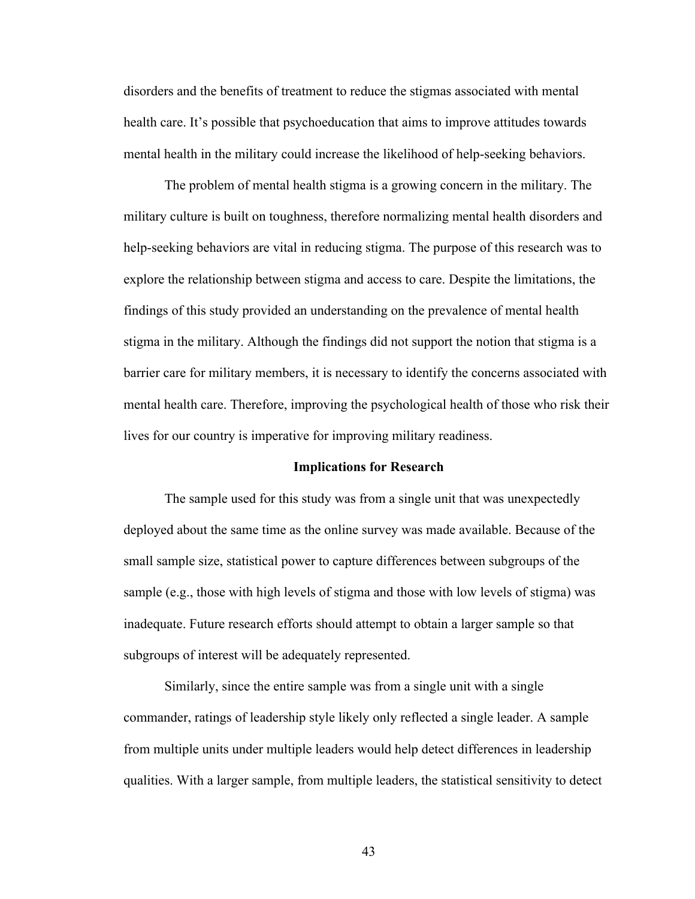disorders and the benefits of treatment to reduce the stigmas associated with mental health care. It's possible that psychoeducation that aims to improve attitudes towards mental health in the military could increase the likelihood of help-seeking behaviors.

The problem of mental health stigma is a growing concern in the military. The military culture is built on toughness, therefore normalizing mental health disorders and help-seeking behaviors are vital in reducing stigma. The purpose of this research was to explore the relationship between stigma and access to care. Despite the limitations, the findings of this study provided an understanding on the prevalence of mental health stigma in the military. Although the findings did not support the notion that stigma is a barrier care for military members, it is necessary to identify the concerns associated with mental health care. Therefore, improving the psychological health of those who risk their lives for our country is imperative for improving military readiness.

## Implications for Research

The sample used for this study was from a single unit that was unexpectedly deployed about the same time as the online survey was made available. Because of the small sample size, statistical power to capture differences between subgroups of the sample (e.g., those with high levels of stigma and those with low levels of stigma) was inadequate. Future research efforts should attempt to obtain a larger sample so that subgroups of interest will be adequately represented.

Similarly, since the entire sample was from a single unit with a single commander, ratings of leadership style likely only reflected a single leader. A sample from multiple units under multiple leaders would help detect differences in leadership qualities. With a larger sample, from multiple leaders, the statistical sensitivity to detect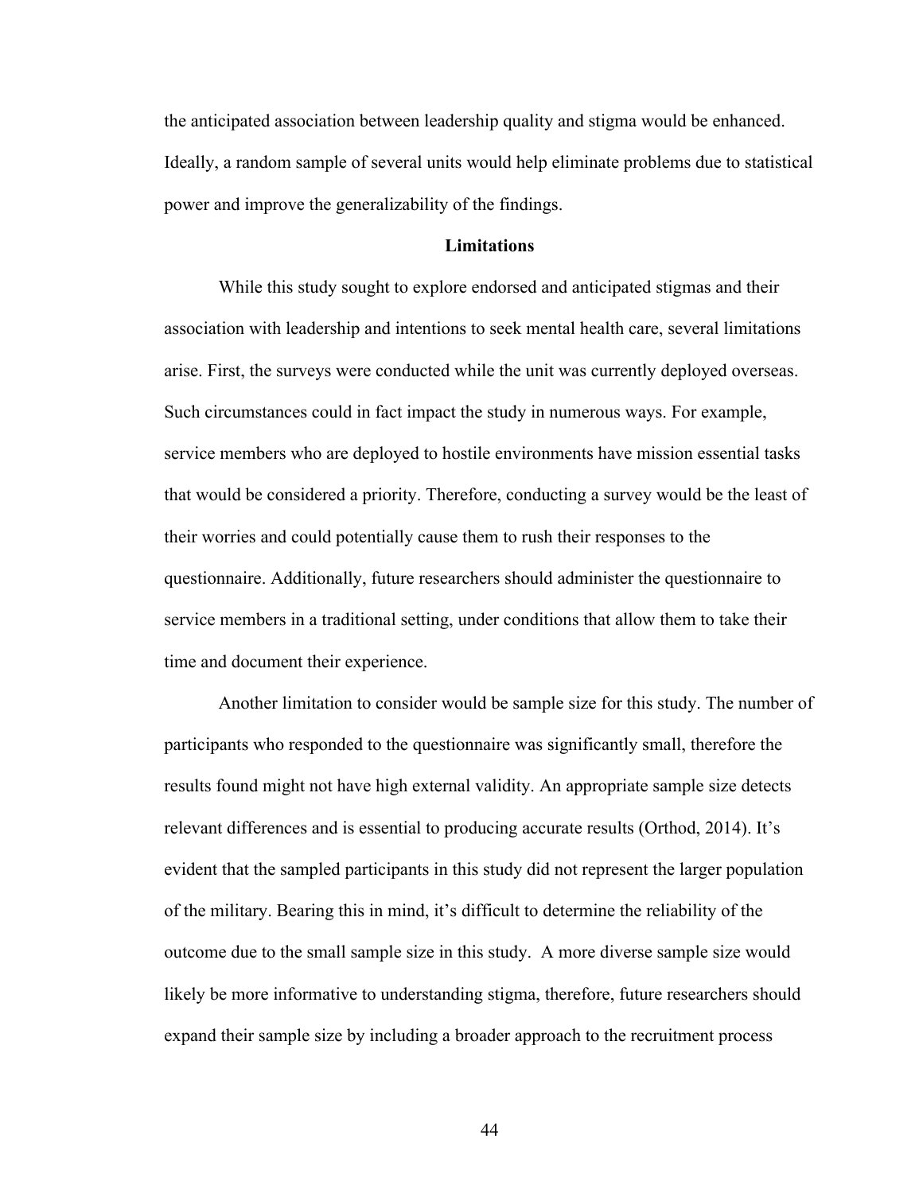the anticipated association between leadership quality and stigma would be enhanced. Ideally, a random sample of several units would help eliminate problems due to statistical power and improve the generalizability of the findings.

## Limitations

While this study sought to explore endorsed and anticipated stigmas and their association with leadership and intentions to seek mental health care, several limitations arise. First, the surveys were conducted while the unit was currently deployed overseas. Such circumstances could in fact impact the study in numerous ways. For example, service members who are deployed to hostile environments have mission essential tasks that would be considered a priority. Therefore, conducting a survey would be the least of their worries and could potentially cause them to rush their responses to the questionnaire. Additionally, future researchers should administer the questionnaire to service members in a traditional setting, under conditions that allow them to take their time and document their experience.

Another limitation to consider would be sample size for this study. The number of participants who responded to the questionnaire was significantly small, therefore the results found might not have high external validity. An appropriate sample size detects relevant differences and is essential to producing accurate results (Orthod, 2014). It's evident that the sampled participants in this study did not represent the larger population of the military. Bearing this in mind, it's difficult to determine the reliability of the outcome due to the small sample size in this study. A more diverse sample size would likely be more informative to understanding stigma, therefore, future researchers should expand their sample size by including a broader approach to the recruitment process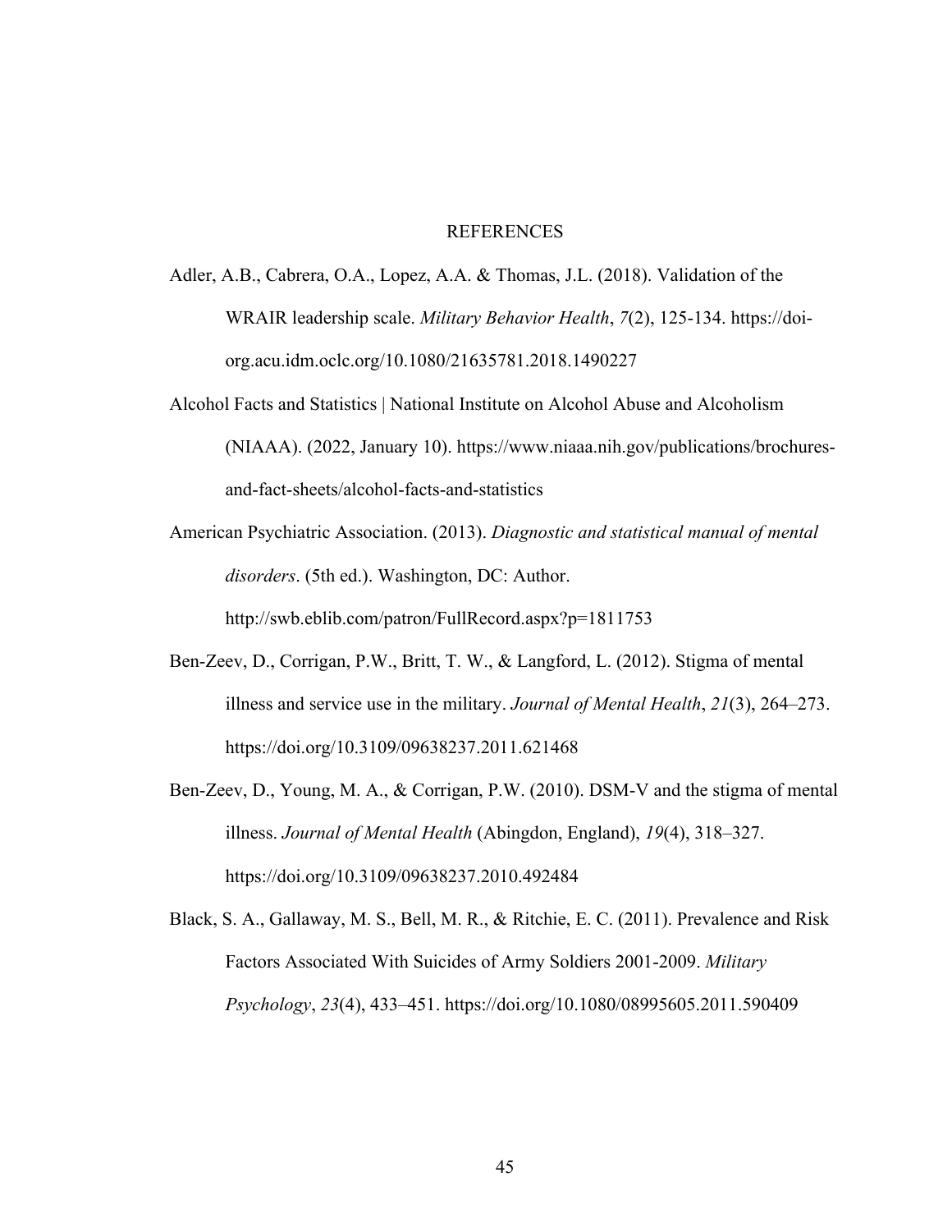# REFERENCES

Adler, A.B., Cabrera, O.A., Lopez, A.A. & Thomas, J.L. (2018). Validation of the WRAIR leadership scale. *Military Behavior Health*, *7*(2), 125-134. https://doi-org.acu.idm.oclc.org/10.1080/21635781.2018.1490227

Alcohol Facts and Statistics | National Institute on Alcohol Abuse and Alcoholism (NIAAA). (2022, January 10). https://www.niaaa.nih.gov/publications/brochures-and-fact-sheets/alcohol-facts-and-statistics

American Psychiatric Association. (2013). *Diagnostic and statistical manual of mental disorders*. (5th ed.). Washington, DC: Author. http://swb.eblib.com/patron/FullRecord.aspx?p=1811753

Ben-Zeev, D., Corrigan, P.W., Britt, T. W., & Langford, L. (2012). Stigma of mental illness and service use in the military. *Journal of Mental Health*, *21*(3), 264–273. https://doi.org/10.3109/09638237.2011.621468

Ben-Zeev, D., Young, M. A., & Corrigan, P.W. (2010). DSM-V and the stigma of mental illness. *Journal of Mental Health* (Abingdon, England), *19*(4), 318–327. https://doi.org/10.3109/09638237.2010.492484

Black, S. A., Gallaway, M. S., Bell, M. R., & Ritchie, E. C. (2011). Prevalence and Risk Factors Associated With Suicides of Army Soldiers 2001-2009. *Military Psychology*, *23*(4), 433–451. https://doi.org/10.1080/08995605.2011.590409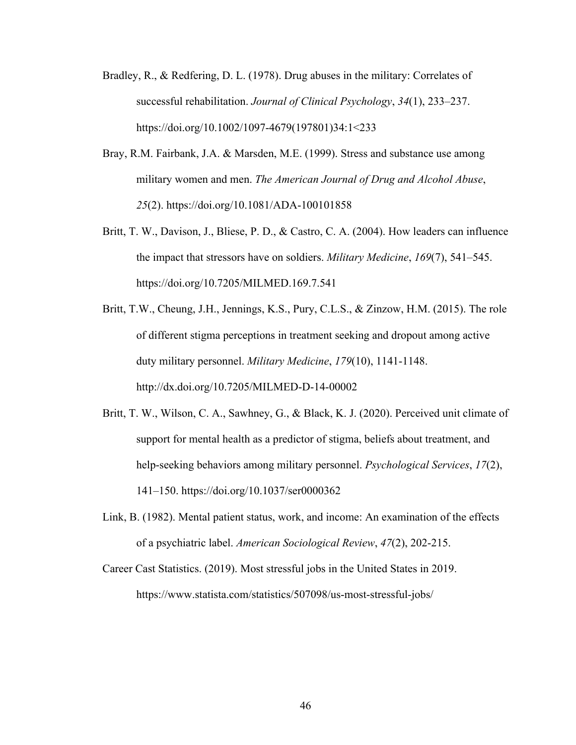Bradley, R., & Redfering, D. L. (1978). Drug abuses in the military: Correlates of successful rehabilitation. *Journal of Clinical Psychology*, *34*(1), 233–237. https://doi.org/10.1002/1097-4679(197801)34:1<233

Bray, R.M. Fairbank, J.A. & Marsden, M.E. (1999). Stress and substance use among military women and men. *The American Journal of Drug and Alcohol Abuse*, *25*(2). https://doi.org/10.1081/ADA-100101858

Britt, T. W., Davison, J., Bliese, P. D., & Castro, C. A. (2004). How leaders can influence the impact that stressors have on soldiers. *Military Medicine*, *169*(7), 541–545. https://doi.org/10.7205/MILMED.169.7.541

Britt, T.W., Cheung, J.H., Jennings, K.S., Pury, C.L.S., & Zinzow, H.M. (2015). The role of different stigma perceptions in treatment seeking and dropout among active duty military personnel. *Military Medicine*, *179*(10), 1141-1148. http://dx.doi.org/10.7205/MILMED-D-14-00002

Britt, T. W., Wilson, C. A., Sawhney, G., & Black, K. J. (2020). Perceived unit climate of support for mental health as a predictor of stigma, beliefs about treatment, and help-seeking behaviors among military personnel. *Psychological Services*, *17*(2), 141–150. https://doi.org/10.1037/ser0000362

Link, B. (1982). Mental patient status, work, and income: An examination of the effects of a psychiatric label. *American Sociological Review*, *47*(2), 202-215.

Career Cast Statistics. (2019). Most stressful jobs in the United States in 2019. https://www.statista.com/statistics/507098/us-most-stressful-jobs/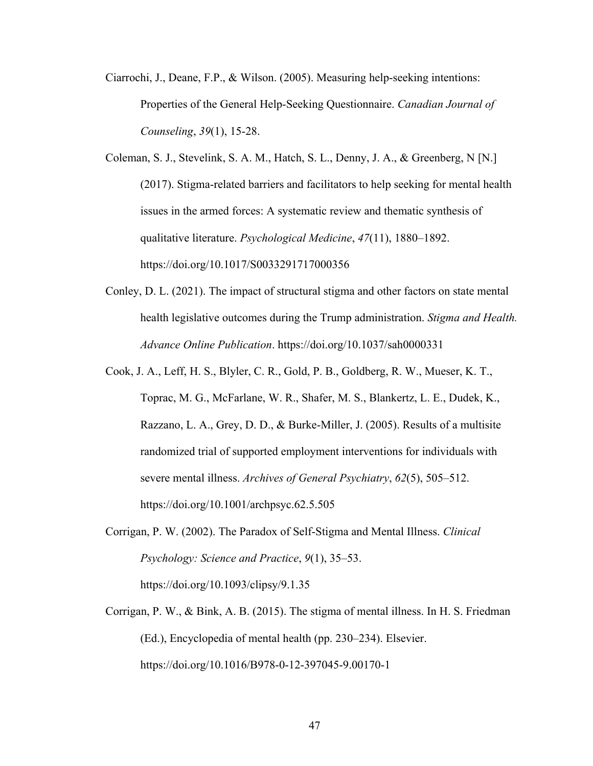Ciarrochi, J., Deane, F.P., & Wilson. (2005). Measuring help-seeking intentions: Properties of the General Help-Seeking Questionnaire. *Canadian Journal of Counseling*, *39*(1), 15-28.

Coleman, S. J., Stevelink, S. A. M., Hatch, S. L., Denny, J. A., & Greenberg, N [N.] (2017). Stigma-related barriers and facilitators to help seeking for mental health issues in the armed forces: A systematic review and thematic synthesis of qualitative literature. *Psychological Medicine*, *47*(11), 1880–1892. https://doi.org/10.1017/S0033291717000356

Conley, D. L. (2021). The impact of structural stigma and other factors on state mental health legislative outcomes during the Trump administration. *Stigma and Health. Advance Online Publication*. https://doi.org/10.1037/sah0000331

Cook, J. A., Leff, H. S., Blyler, C. R., Gold, P. B., Goldberg, R. W., Mueser, K. T., Toprac, M. G., McFarlane, W. R., Shafer, M. S., Blankertz, L. E., Dudek, K., Razzano, L. A., Grey, D. D., & Burke-Miller, J. (2005). Results of a multisite randomized trial of supported employment interventions for individuals with severe mental illness. *Archives of General Psychiatry*, *62*(5), 505–512. https://doi.org/10.1001/archpsyc.62.5.505

Corrigan, P. W. (2002). The Paradox of Self-Stigma and Mental Illness. *Clinical Psychology: Science and Practice*, *9*(1), 35–53. https://doi.org/10.1093/clipsy/9.1.35

Corrigan, P. W., & Bink, A. B. (2015). The stigma of mental illness. In H. S. Friedman (Ed.), Encyclopedia of mental health (pp. 230–234). Elsevier. https://doi.org/10.1016/B978-0-12-397045-9.00170-1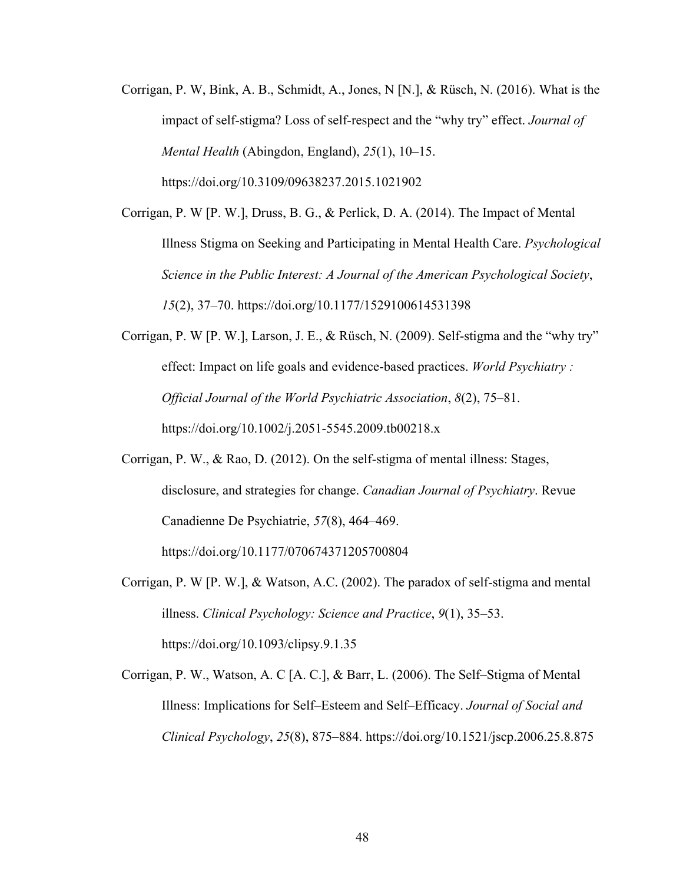Corrigan, P. W, Bink, A. B., Schmidt, A., Jones, N [N.], & Rüsch, N. (2016). What is the impact of self-stigma? Loss of self-respect and the "why try" effect. *Journal of Mental Health* (Abingdon, England), *25*(1), 10–15. https://doi.org/10.3109/09638237.2015.1021902

Corrigan, P. W [P. W.], Druss, B. G., & Perlick, D. A. (2014). The Impact of Mental Illness Stigma on Seeking and Participating in Mental Health Care. *Psychological Science in the Public Interest: A Journal of the American Psychological Society*, *15*(2), 37–70. https://doi.org/10.1177/1529100614531398

Corrigan, P. W [P. W.], Larson, J. E., & Rüsch, N. (2009). Self-stigma and the "why try" effect: Impact on life goals and evidence-based practices. *World Psychiatry : Official Journal of the World Psychiatric Association*, *8*(2), 75–81. https://doi.org/10.1002/j.2051-5545.2009.tb00218.x

Corrigan, P. W., & Rao, D. (2012). On the self-stigma of mental illness: Stages, disclosure, and strategies for change. *Canadian Journal of Psychiatry*. Revue Canadienne De Psychiatrie, *57*(8), 464–469. https://doi.org/10.1177/070674371205700804

Corrigan, P. W [P. W.], & Watson, A.C. (2002). The paradox of self-stigma and mental illness. *Clinical Psychology: Science and Practice*, *9*(1), 35–53. https://doi.org/10.1093/clipsy.9.1.35

Corrigan, P. W., Watson, A. C [A. C.], & Barr, L. (2006). The Self–Stigma of Mental Illness: Implications for Self–Esteem and Self–Efficacy. *Journal of Social and Clinical Psychology*, *25*(8), 875–884. https://doi.org/10.1521/jscp.2006.25.8.875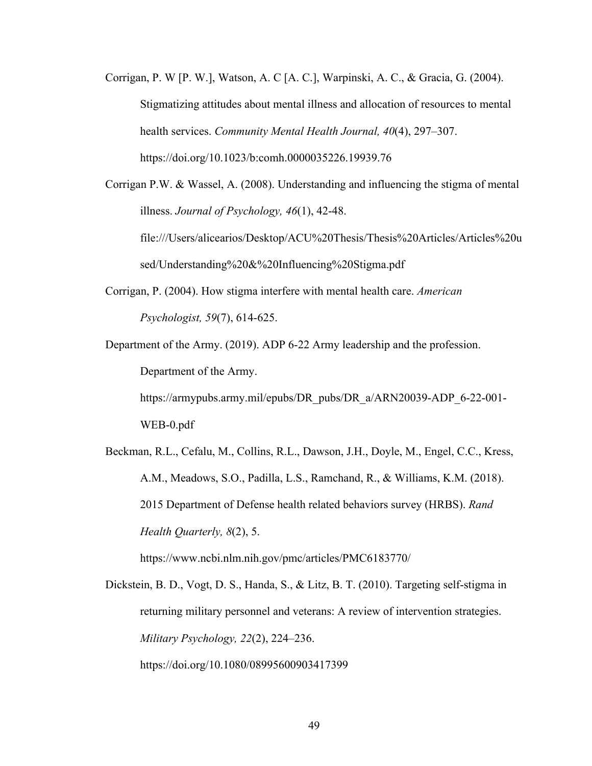Corrigan, P. W [P. W.], Watson, A. C [A. C.], Warpinski, A. C., & Gracia, G. (2004). Stigmatizing attitudes about mental illness and allocation of resources to mental health services. *Community Mental Health Journal, 40*(4), 297–307. https://doi.org/10.1023/b:comh.0000035226.19939.76

Corrigan P.W. & Wassel, A. (2008). Understanding and influencing the stigma of mental illness. *Journal of Psychology, 46*(1), 42-48. file:///Users/alicearios/Desktop/ACU%20Thesis/Thesis%20Articles/Articles%20used/Understanding%20&%20Influencing%20Stigma.pdf

Corrigan, P. (2004). How stigma interfere with mental health care. *American Psychologist, 59*(7), 614-625.

Department of the Army. (2019). ADP 6-22 Army leadership and the profession. Department of the Army. https://armypubs.army.mil/epubs/DR_pubs/DR_a/ARN20039-ADP_6-22-001-WEB-0.pdf

Beckman, R.L., Cefalu, M., Collins, R.L., Dawson, J.H., Doyle, M., Engel, C.C., Kress, A.M., Meadows, S.O., Padilla, L.S., Ramchand, R., & Williams, K.M. (2018). 2015 Department of Defense health related behaviors survey (HRBS). *Rand Health Quarterly, 8*(2), 5. https://www.ncbi.nlm.nih.gov/pmc/articles/PMC6183770/

Dickstein, B. D., Vogt, D. S., Handa, S., & Litz, B. T. (2010). Targeting self-stigma in returning military personnel and veterans: A review of intervention strategies. *Military Psychology, 22*(2), 224–236. https://doi.org/10.1080/08995600903417399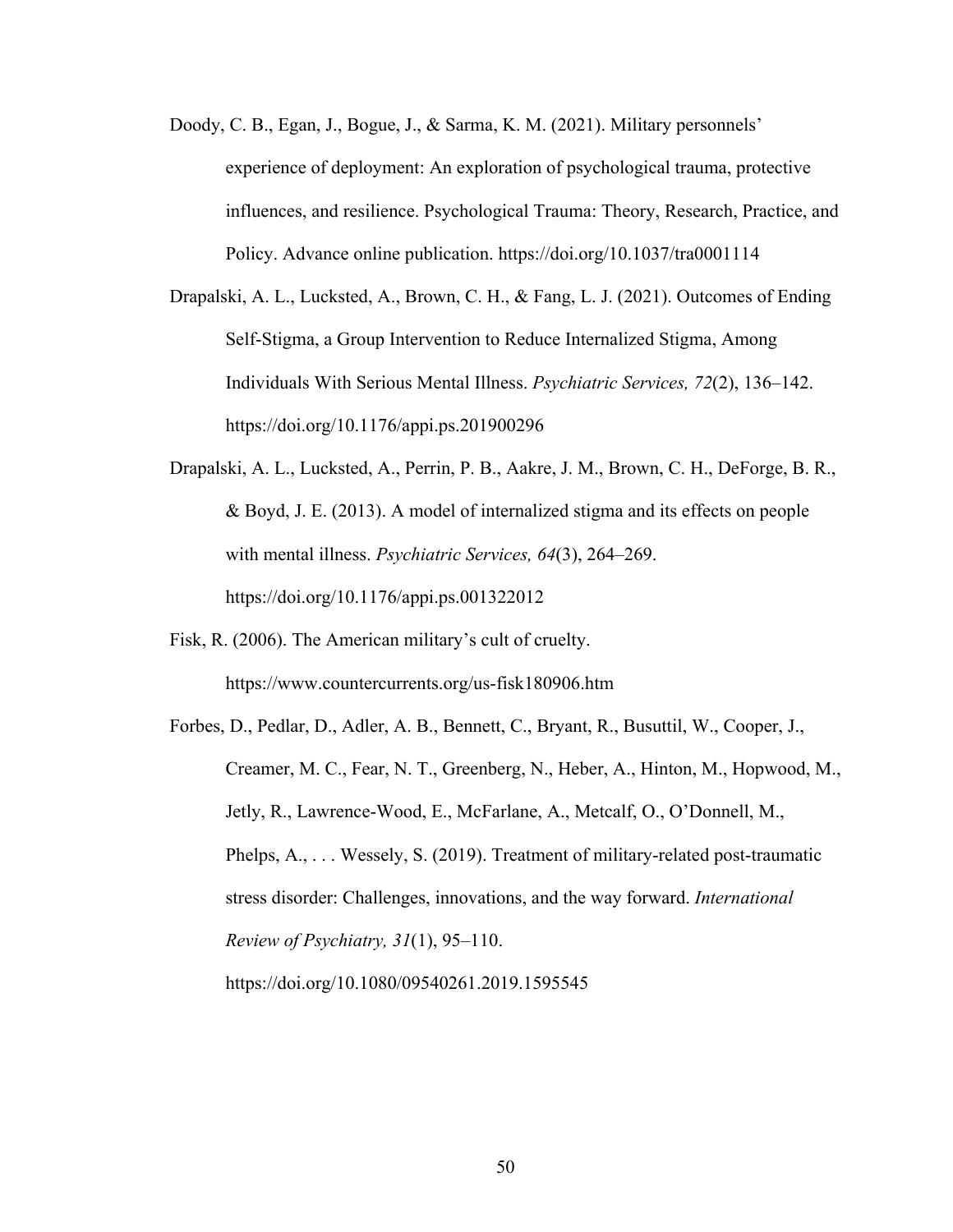Doody, C. B., Egan, J., Bogue, J., & Sarma, K. M. (2021). Military personnels' experience of deployment: An exploration of psychological trauma, protective influences, and resilience. Psychological Trauma: Theory, Research, Practice, and Policy. Advance online publication. https://doi.org/10.1037/tra0001114

Drapalski, A. L., Lucksted, A., Brown, C. H., & Fang, L. J. (2021). Outcomes of Ending Self-Stigma, a Group Intervention to Reduce Internalized Stigma, Among Individuals With Serious Mental Illness. *Psychiatric Services, 72*(2), 136–142. https://doi.org/10.1176/appi.ps.201900296

Drapalski, A. L., Lucksted, A., Perrin, P. B., Aakre, J. M., Brown, C. H., DeForge, B. R., & Boyd, J. E. (2013). A model of internalized stigma and its effects on people with mental illness. *Psychiatric Services, 64*(3), 264–269. https://doi.org/10.1176/appi.ps.001322012

Fisk, R. (2006). The American military's cult of cruelty. https://www.countercurrents.org/us-fisk180906.htm

Forbes, D., Pedlar, D., Adler, A. B., Bennett, C., Bryant, R., Busuttil, W., Cooper, J., Creamer, M. C., Fear, N. T., Greenberg, N., Heber, A., Hinton, M., Hopwood, M., Jetly, R., Lawrence-Wood, E., McFarlane, A., Metcalf, O., O'Donnell, M., Phelps, A., . . . Wessely, S. (2019). Treatment of military-related post-traumatic stress disorder: Challenges, innovations, and the way forward. *International Review of Psychiatry, 31*(1), 95–110. https://doi.org/10.1080/09540261.2019.1595545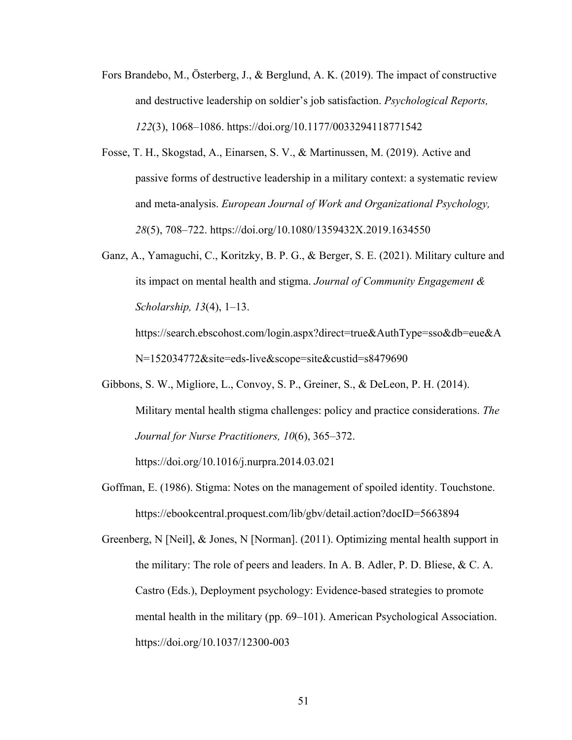Fors Brandebo, M., Österberg, J., & Berglund, A. K. (2019). The impact of constructive and destructive leadership on soldier's job satisfaction. *Psychological Reports, 122*(3), 1068–1086. https://doi.org/10.1177/0033294118771542

Fosse, T. H., Skogstad, A., Einarsen, S. V., & Martinussen, M. (2019). Active and passive forms of destructive leadership in a military context: a systematic review and meta-analysis. *European Journal of Work and Organizational Psychology, 28*(5), 708–722. https://doi.org/10.1080/1359432X.2019.1634550

Ganz, A., Yamaguchi, C., Koritzky, B. P. G., & Berger, S. E. (2021). Military culture and its impact on mental health and stigma. *Journal of Community Engagement & Scholarship, 13*(4), 1–13. https://search.ebscohost.com/login.aspx?direct=true&AuthType=sso&db=eue&AN=152034772&site=eds-live&scope=site&custid=s8479690

Gibbons, S. W., Migliore, L., Convoy, S. P., Greiner, S., & DeLeon, P. H. (2014). Military mental health stigma challenges: policy and practice considerations. *The Journal for Nurse Practitioners, 10*(6), 365–372. https://doi.org/10.1016/j.nurpra.2014.03.021

Goffman, E. (1986). Stigma: Notes on the management of spoiled identity. Touchstone. https://ebookcentral.proquest.com/lib/gbv/detail.action?docID=5663894

Greenberg, N [Neil], & Jones, N [Norman]. (2011). Optimizing mental health support in the military: The role of peers and leaders. In A. B. Adler, P. D. Bliese, & C. A. Castro (Eds.), Deployment psychology: Evidence-based strategies to promote mental health in the military (pp. 69–101). American Psychological Association. https://doi.org/10.1037/12300-003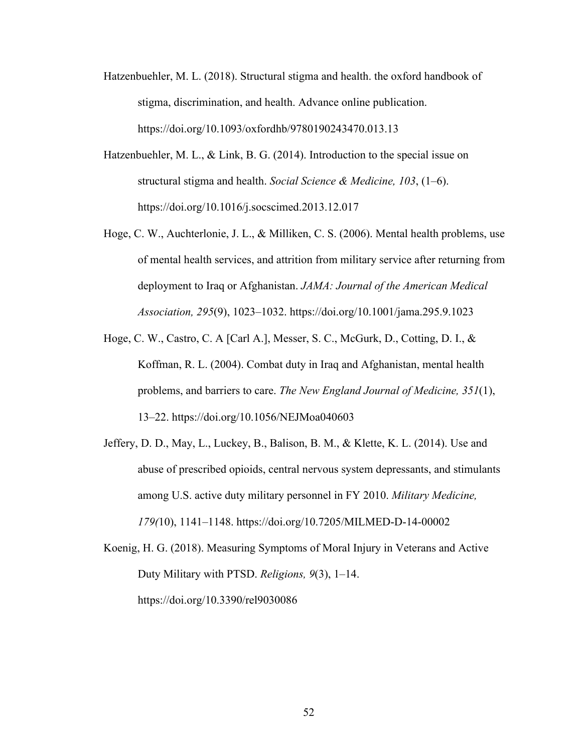Hatzenbuehler, M. L. (2018). Structural stigma and health. the oxford handbook of stigma, discrimination, and health. Advance online publication. https://doi.org/10.1093/oxfordhb/9780190243470.013.13

Hatzenbuehler, M. L., & Link, B. G. (2014). Introduction to the special issue on structural stigma and health. *Social Science & Medicine, 103*, (1–6). https://doi.org/10.1016/j.socscimed.2013.12.017

Hoge, C. W., Auchterlonie, J. L., & Milliken, C. S. (2006). Mental health problems, use of mental health services, and attrition from military service after returning from deployment to Iraq or Afghanistan. *JAMA: Journal of the American Medical Association, 295*(9), 1023–1032. https://doi.org/10.1001/jama.295.9.1023

Hoge, C. W., Castro, C. A [Carl A.], Messer, S. C., McGurk, D., Cotting, D. I., & Koffman, R. L. (2004). Combat duty in Iraq and Afghanistan, mental health problems, and barriers to care. *The New England Journal of Medicine, 351*(1), 13–22. https://doi.org/10.1056/NEJMoa040603

Jeffery, D. D., May, L., Luckey, B., Balison, B. M., & Klette, K. L. (2014). Use and abuse of prescribed opioids, central nervous system depressants, and stimulants among U.S. active duty military personnel in FY 2010. *Military Medicine, 179(*10), 1141–1148. https://doi.org/10.7205/MILMED-D-14-00002

Koenig, H. G. (2018). Measuring Symptoms of Moral Injury in Veterans and Active Duty Military with PTSD. *Religions, 9*(3), 1–14. https://doi.org/10.3390/rel9030086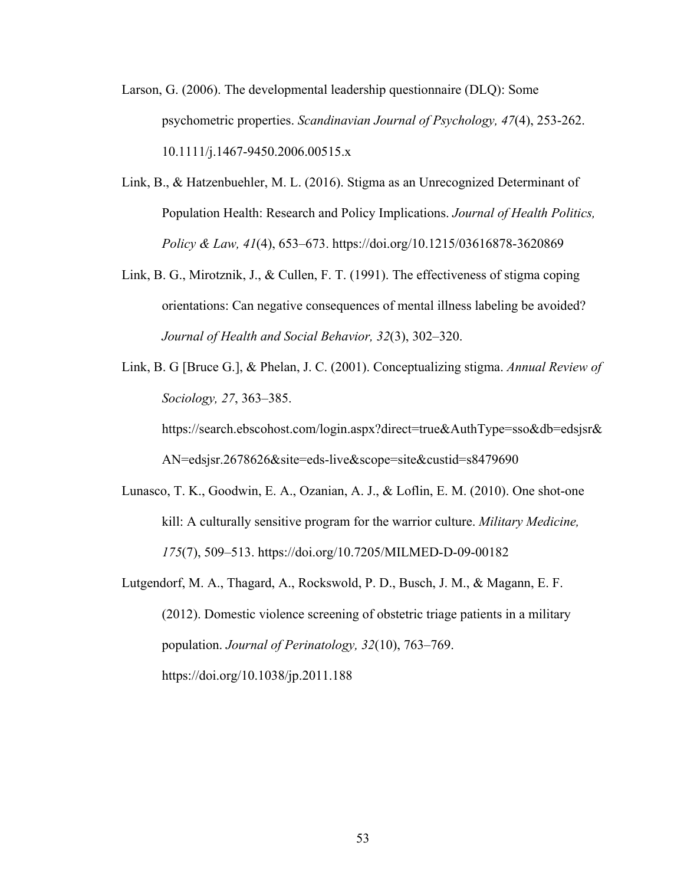Larson, G. (2006). The developmental leadership questionnaire (DLQ): Some psychometric properties. *Scandinavian Journal of Psychology, 47*(4), 253-262. 10.1111/j.1467-9450.2006.00515.x

Link, B., & Hatzenbuehler, M. L. (2016). Stigma as an Unrecognized Determinant of Population Health: Research and Policy Implications. *Journal of Health Politics, Policy & Law, 41*(4), 653–673. https://doi.org/10.1215/03616878-3620869

Link, B. G., Mirotznik, J., & Cullen, F. T. (1991). The effectiveness of stigma coping orientations: Can negative consequences of mental illness labeling be avoided? *Journal of Health and Social Behavior, 32*(3), 302–320.

Link, B. G [Bruce G.], & Phelan, J. C. (2001). Conceptualizing stigma. *Annual Review of Sociology, 27*, 363–385. https://search.ebscohost.com/login.aspx?direct=true&AuthType=sso&db=edsjsr&AN=edsjsr.2678626&site=eds-live&scope=site&custid=s8479690

Lunasco, T. K., Goodwin, E. A., Ozanian, A. J., & Loflin, E. M. (2010). One shot-one kill: A culturally sensitive program for the warrior culture. *Military Medicine, 175*(7), 509–513. https://doi.org/10.7205/MILMED-D-09-00182

Lutgendorf, M. A., Thagard, A., Rockswold, P. D., Busch, J. M., & Magann, E. F. (2012). Domestic violence screening of obstetric triage patients in a military population. *Journal of Perinatology, 32*(10), 763–769. https://doi.org/10.1038/jp.2011.188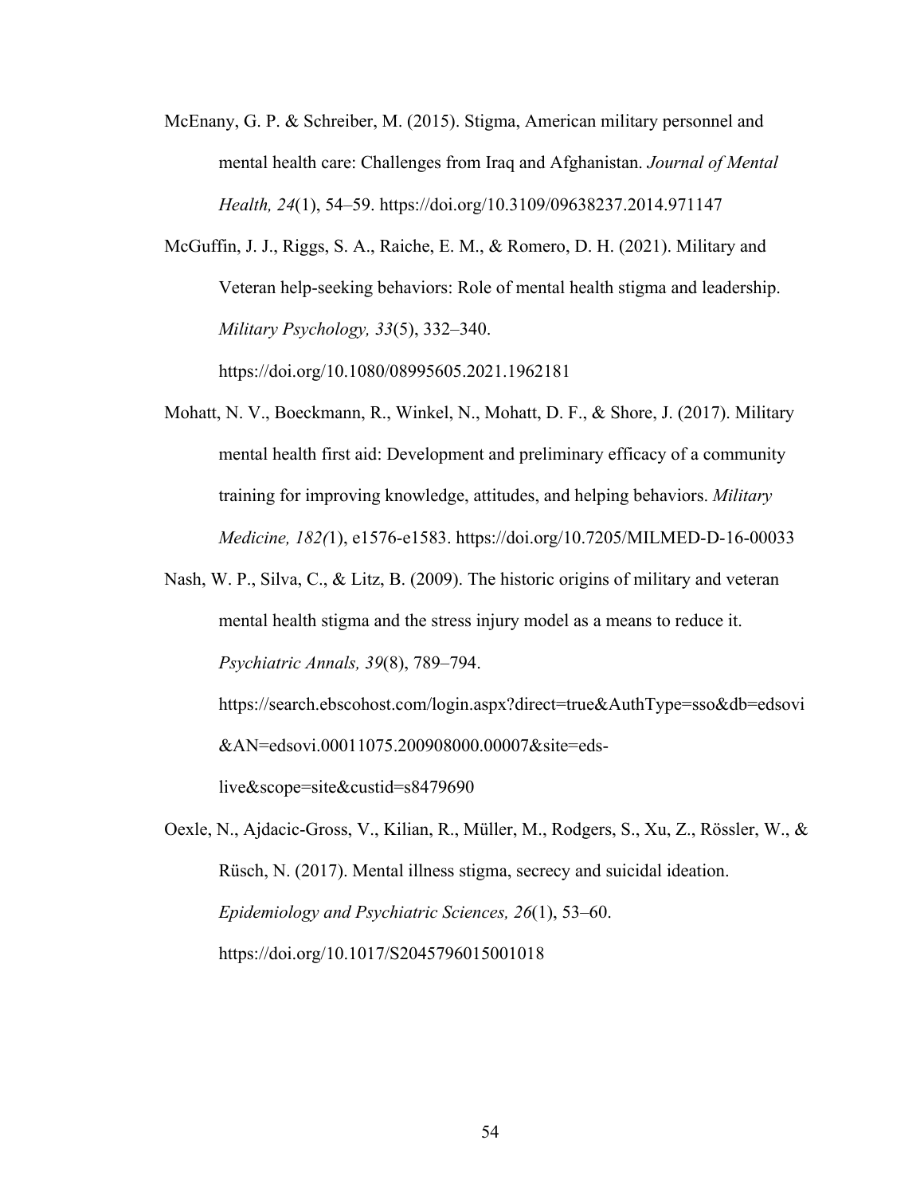McEnany, G. P. & Schreiber, M. (2015). Stigma, American military personnel and mental health care: Challenges from Iraq and Afghanistan. *Journal of Mental Health, 24*(1), 54–59. https://doi.org/10.3109/09638237.2014.971147

McGuffin, J. J., Riggs, S. A., Raiche, E. M., & Romero, D. H. (2021). Military and Veteran help-seeking behaviors: Role of mental health stigma and leadership. *Military Psychology, 33*(5), 332–340. https://doi.org/10.1080/08995605.2021.1962181

Mohatt, N. V., Boeckmann, R., Winkel, N., Mohatt, D. F., & Shore, J. (2017). Military mental health first aid: Development and preliminary efficacy of a community training for improving knowledge, attitudes, and helping behaviors. *Military Medicine, 182(*1), e1576-e1583. https://doi.org/10.7205/MILMED-D-16-00033

Nash, W. P., Silva, C., & Litz, B. (2009). The historic origins of military and veteran mental health stigma and the stress injury model as a means to reduce it. *Psychiatric Annals, 39*(8), 789–794. https://search.ebscohost.com/login.aspx?direct=true&AuthType=sso&db=edsovi&AN=edsovi.00011075.200908000.00007&site=eds-live&scope=site&custid=s8479690

Oexle, N., Ajdacic-Gross, V., Kilian, R., Müller, M., Rodgers, S., Xu, Z., Rössler, W., & Rüsch, N. (2017). Mental illness stigma, secrecy and suicidal ideation. *Epidemiology and Psychiatric Sciences, 26*(1), 53–60. https://doi.org/10.1017/S2045796015001018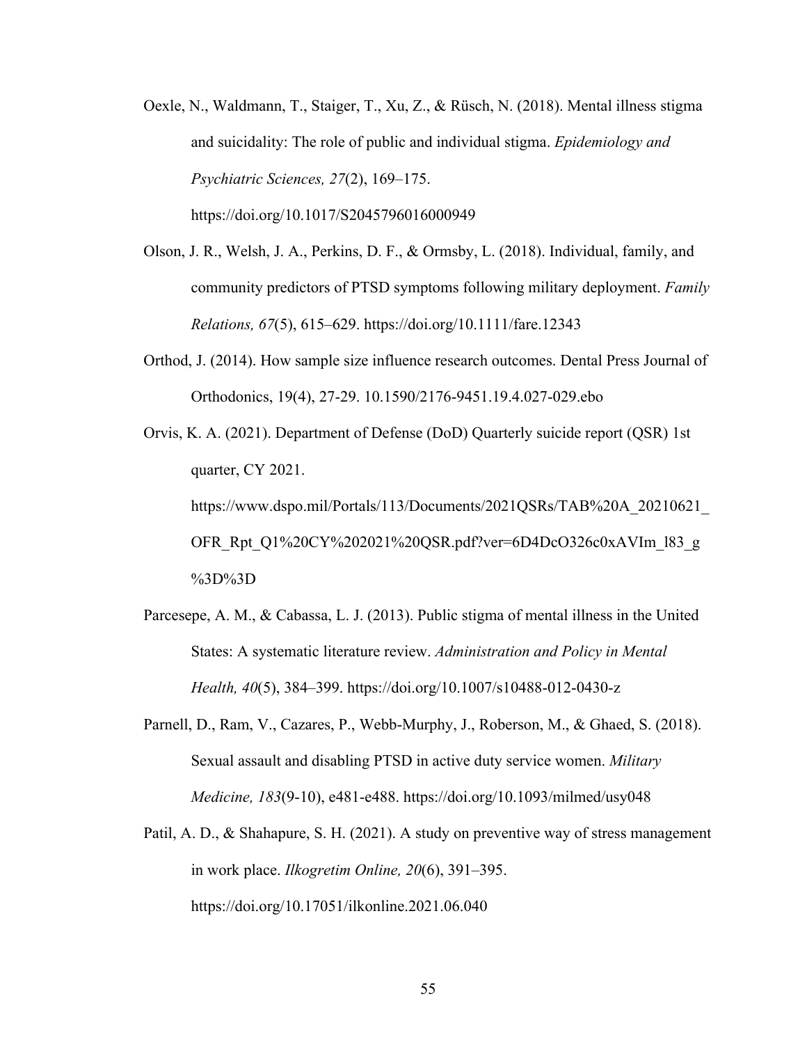Oexle, N., Waldmann, T., Staiger, T., Xu, Z., & Rüsch, N. (2018). Mental illness stigma and suicidality: The role of public and individual stigma. *Epidemiology and Psychiatric Sciences, 27*(2), 169–175. https://doi.org/10.1017/S2045796016000949

Olson, J. R., Welsh, J. A., Perkins, D. F., & Ormsby, L. (2018). Individual, family, and community predictors of PTSD symptoms following military deployment. *Family Relations, 67*(5), 615–629. https://doi.org/10.1111/fare.12343

Orthod, J. (2014). How sample size influence research outcomes. Dental Press Journal of Orthodonics, 19(4), 27-29. 10.1590/2176-9451.19.4.027-029.ebo

Orvis, K. A. (2021). Department of Defense (DoD) Quarterly suicide report (QSR) 1st quarter, CY 2021. https://www.dspo.mil/Portals/113/Documents/2021QSRs/TAB%20A_20210621_OFR_Rpt_Q1%20CY%202021%20QSR.pdf?ver=6D4DcO326c0xAVIm_l83_g%3D%3D

Parcesepe, A. M., & Cabassa, L. J. (2013). Public stigma of mental illness in the United States: A systematic literature review. *Administration and Policy in Mental Health, 40*(5), 384–399. https://doi.org/10.1007/s10488-012-0430-z

Parnell, D., Ram, V., Cazares, P., Webb-Murphy, J., Roberson, M., & Ghaed, S. (2018). Sexual assault and disabling PTSD in active duty service women. *Military Medicine, 183*(9-10), e481-e488. https://doi.org/10.1093/milmed/usy048

Patil, A. D., & Shahapure, S. H. (2021). A study on preventive way of stress management in work place. *Ilkogretim Online, 20*(6), 391–395. https://doi.org/10.17051/ilkonline.2021.06.040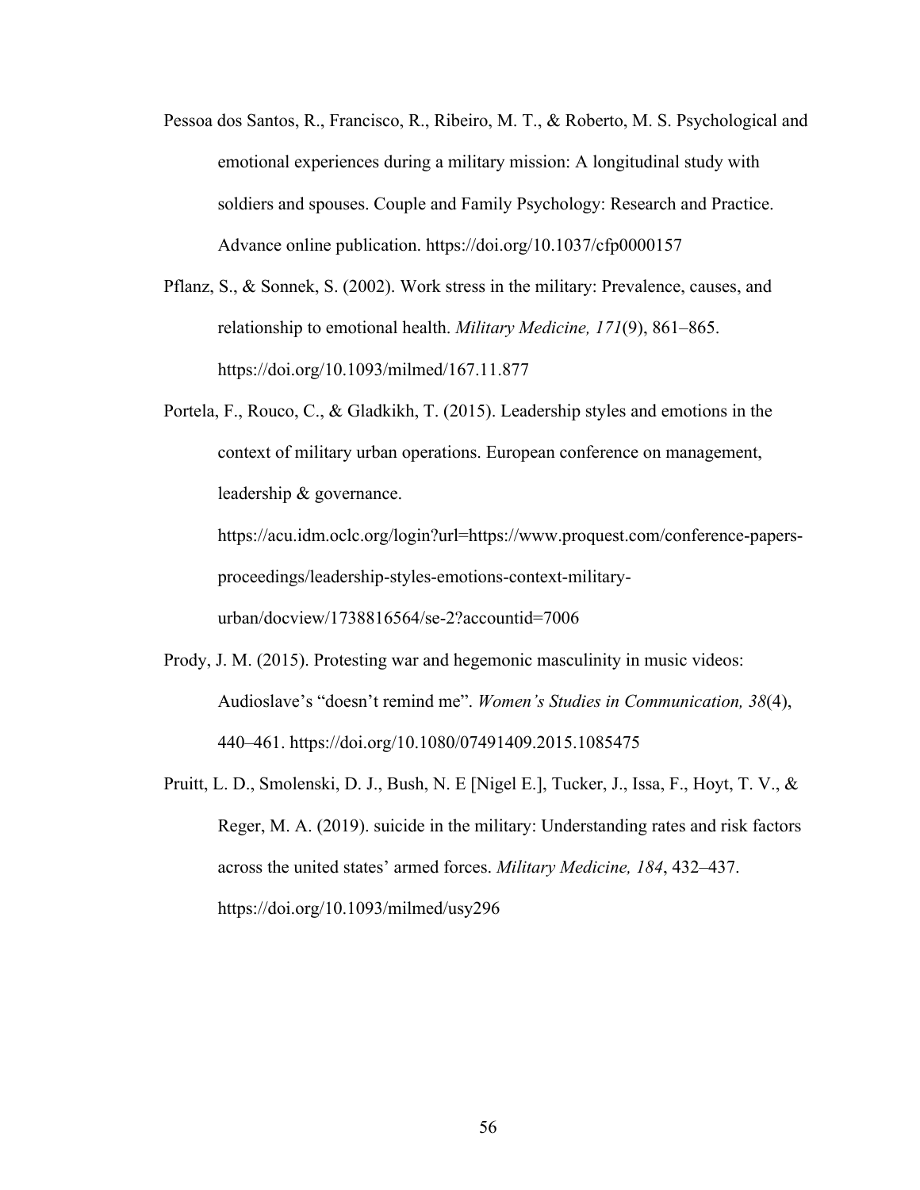Pessoa dos Santos, R., Francisco, R., Ribeiro, M. T., & Roberto, M. S. Psychological and emotional experiences during a military mission: A longitudinal study with soldiers and spouses. Couple and Family Psychology: Research and Practice. Advance online publication. https://doi.org/10.1037/cfp0000157

Pflanz, S., & Sonnek, S. (2002). Work stress in the military: Prevalence, causes, and relationship to emotional health. *Military Medicine, 171*(9), 861–865. https://doi.org/10.1093/milmed/167.11.877

Portela, F., Rouco, C., & Gladkikh, T. (2015). Leadership styles and emotions in the context of military urban operations. European conference on management, leadership & governance. https://acu.idm.oclc.org/login?url=https://www.proquest.com/conference-papers-proceedings/leadership-styles-emotions-context-military-urban/docview/1738816564/se-2?accountid=7006

Prody, J. M. (2015). Protesting war and hegemonic masculinity in music videos: Audioslave's "doesn't remind me". *Women's Studies in Communication, 38*(4), 440–461. https://doi.org/10.1080/07491409.2015.1085475

Pruitt, L. D., Smolenski, D. J., Bush, N. E [Nigel E.], Tucker, J., Issa, F., Hoyt, T. V., & Reger, M. A. (2019). suicide in the military: Understanding rates and risk factors across the united states' armed forces. *Military Medicine, 184*, 432–437. https://doi.org/10.1093/milmed/usy296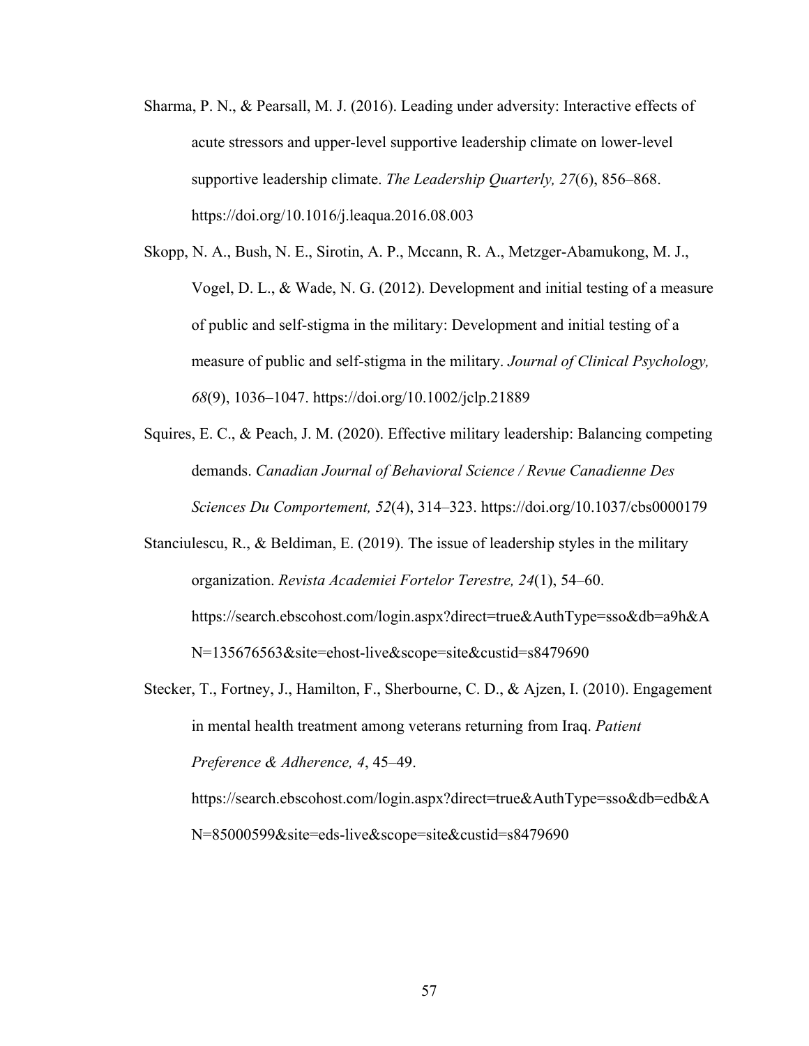Sharma, P. N., & Pearsall, M. J. (2016). Leading under adversity: Interactive effects of acute stressors and upper-level supportive leadership climate on lower-level supportive leadership climate. *The Leadership Quarterly, 27*(6), 856–868. https://doi.org/10.1016/j.leaqua.2016.08.003

Skopp, N. A., Bush, N. E., Sirotin, A. P., Mccann, R. A., Metzger-Abamukong, M. J., Vogel, D. L., & Wade, N. G. (2012). Development and initial testing of a measure of public and self-stigma in the military: Development and initial testing of a measure of public and self-stigma in the military. *Journal of Clinical Psychology, 68*(9), 1036–1047. https://doi.org/10.1002/jclp.21889

Squires, E. C., & Peach, J. M. (2020). Effective military leadership: Balancing competing demands. *Canadian Journal of Behavioral Science / Revue Canadienne Des Sciences Du Comportement, 52*(4), 314–323. https://doi.org/10.1037/cbs0000179

Stanciulescu, R., & Beldiman, E. (2019). The issue of leadership styles in the military organization. *Revista Academiei Fortelor Terestre, 24*(1), 54–60. https://search.ebscohost.com/login.aspx?direct=true&AuthType=sso&db=a9h&AN=135676563&site=ehost-live&scope=site&custid=s8479690

Stecker, T., Fortney, J., Hamilton, F., Sherbourne, C. D., & Ajzen, I. (2010). Engagement in mental health treatment among veterans returning from Iraq. *Patient Preference & Adherence, 4*, 45–49. https://search.ebscohost.com/login.aspx?direct=true&AuthType=sso&db=edb&AN=85000599&site=eds-live&scope=site&custid=s8479690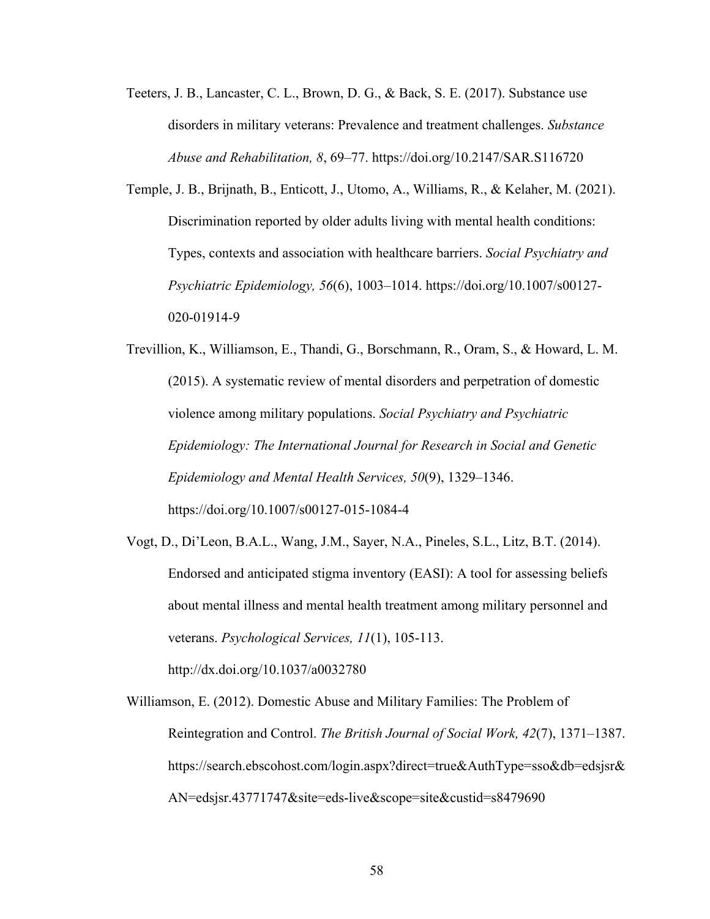Teeters, J. B., Lancaster, C. L., Brown, D. G., & Back, S. E. (2017). Substance use disorders in military veterans: Prevalence and treatment challenges. *Substance Abuse and Rehabilitation, 8*, 69–77. https://doi.org/10.2147/SAR.S116720

Temple, J. B., Brijnath, B., Enticott, J., Utomo, A., Williams, R., & Kelaher, M. (2021). Discrimination reported by older adults living with mental health conditions: Types, contexts and association with healthcare barriers. *Social Psychiatry and Psychiatric Epidemiology, 56*(6), 1003–1014. https://doi.org/10.1007/s00127-020-01914-9

Trevillion, K., Williamson, E., Thandi, G., Borschmann, R., Oram, S., & Howard, L. M. (2015). A systematic review of mental disorders and perpetration of domestic violence among military populations. *Social Psychiatry and Psychiatric Epidemiology: The International Journal for Research in Social and Genetic Epidemiology and Mental Health Services, 50*(9), 1329–1346. https://doi.org/10.1007/s00127-015-1084-4

Vogt, D., Di'Leon, B.A.L., Wang, J.M., Sayer, N.A., Pineles, S.L., Litz, B.T. (2014). Endorsed and anticipated stigma inventory (EASI): A tool for assessing beliefs about mental illness and mental health treatment among military personnel and veterans. *Psychological Services, 11*(1), 105-113. http://dx.doi.org/10.1037/a0032780

Williamson, E. (2012). Domestic Abuse and Military Families: The Problem of Reintegration and Control. *The British Journal of Social Work, 42*(7), 1371–1387. https://search.ebscohost.com/login.aspx?direct=true&AuthType=sso&db=edsjsr&AN=edsjsr.43771747&site=eds-live&scope=site&custid=s8479690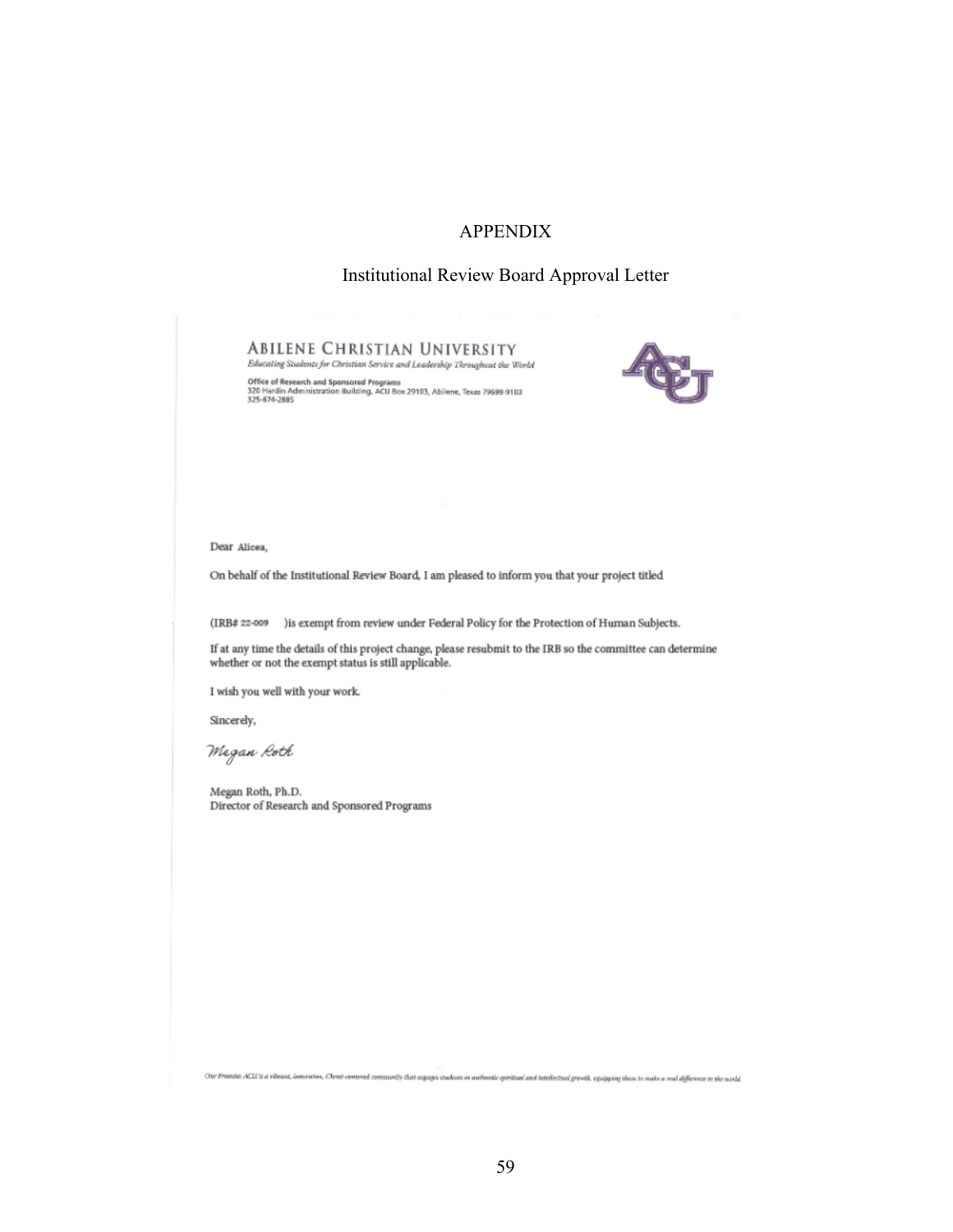# APPENDIX

## Institutional Review Board Approval Letter

ABILENE CHRISTIAN UNIVERSITY

*Educating Students for Christian Service and Leadership Throughout the World*

Office of Research and Sponsored Programs
320 Hardin Administration Building, ACU Box 29103, Abilene, Texas 79699-9103
325-674-2885

Dear Alicea,

On behalf of the Institutional Review Board, I am pleased to inform you that your project titled

(IRB# 22-009 )is exempt from review under Federal Policy for the Protection of Human Subjects.

If at any time the details of this project change, please resubmit to the IRB so the committee can determine whether or not the exempt status is still applicable.

I wish you well with your work.

Sincerely,

*Megan Roth*

Megan Roth, Ph.D.
Director of Research and Sponsored Programs

*Our Promise: ACU is a vibrant, innovative, Christ-centered community that engages students in authentic spiritual and intellectual growth, equipping them to make a real difference in the world.*